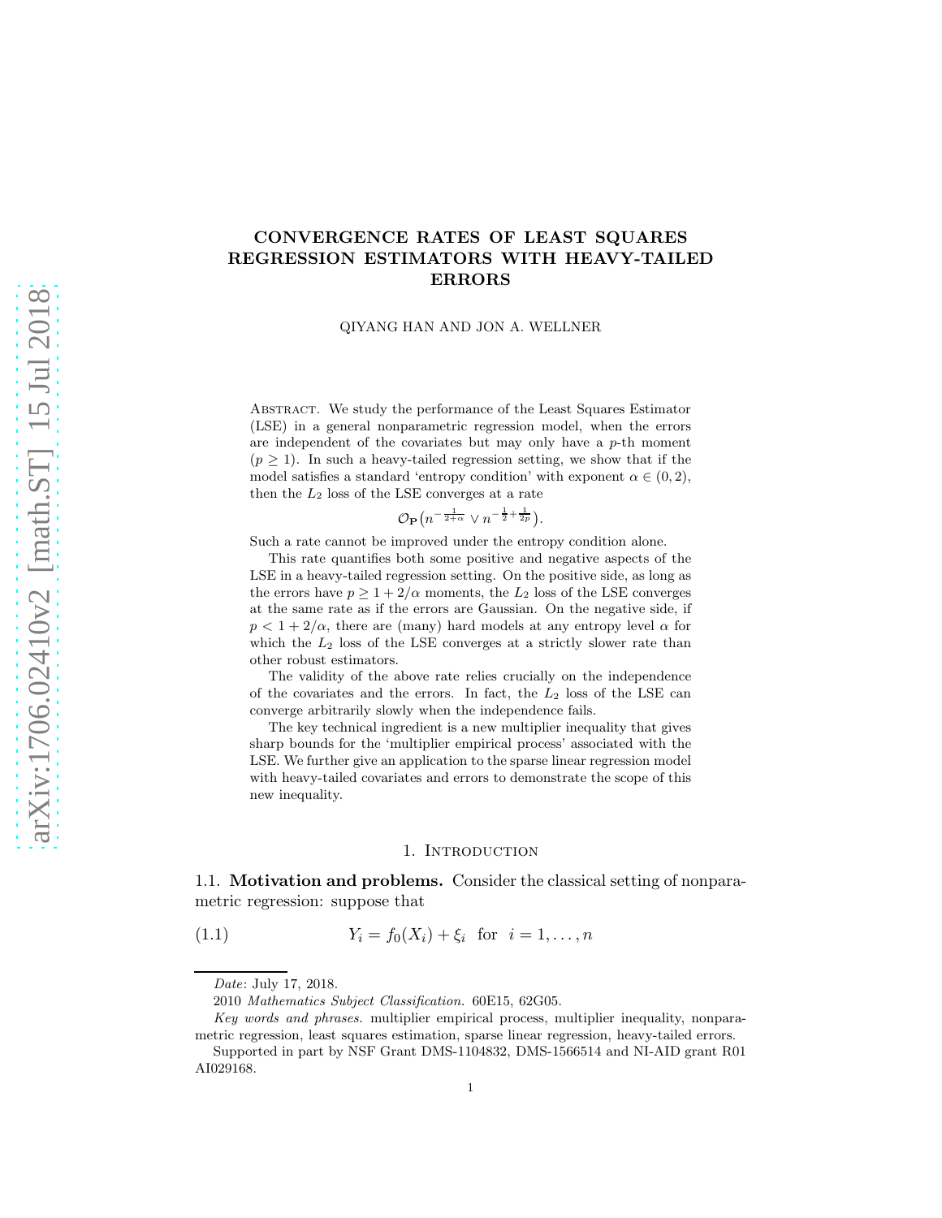# CONVERGENCE RATES OF LEAST SQUARES REGRESSION ESTIMATORS WITH HEAVY-TAILED ERRORS

QIYANG HAN AND JON A. WELLNER

Abstract. We study the performance of the Least Squares Estimator (LSE) in a general nonparametric regression model, when the errors are independent of the covariates but may only have a $p$-th moment ($p \geq 1$). In such a heavy-tailed regression setting, we show that if the model satisfies a standard 'entropy condition' with exponent $\alpha \in (0, 2)$, then the $L_2$ loss of the LSE converges at a rate

$$\mathcal{O}_{\mathbf{P}}\big(n^{-\frac{1}{2+\alpha}} \vee n^{-\frac{1}{2}+\frac{1}{2p}}\big).$$

Such a rate cannot be improved under the entropy condition alone.

This rate quantifies both some positive and negative aspects of the LSE in a heavy-tailed regression setting. On the positive side, as long as the errors have $p \geq 1 + 2/\alpha$ moments, the $L_2$ loss of the LSE converges at the same rate as if the errors are Gaussian. On the negative side, if $p < 1 + 2/\alpha$, there are (many) hard models at any entropy level $\alpha$ for which the $L_2$ loss of the LSE converges at a strictly slower rate than other robust estimators.

The validity of the above rate relies crucially on the independence of the covariates and the errors. In fact, the $L_2$ loss of the LSE can converge arbitrarily slowly when the independence fails.

The key technical ingredient is a new multiplier inequality that gives sharp bounds for the 'multiplier empirical process' associated with the LSE. We further give an application to the sparse linear regression model with heavy-tailed covariates and errors to demonstrate the scope of this new inequality.

## 1. Introduction

### 1.1. Motivation and problems.

Consider the classical setting of nonparametric regression: suppose that

$$Y_i = f_0(X_i) + \xi_i \quad \text{for} \quad i = 1, \ldots, n \tag{1.1}$$

*Date*: July 17, 2018.

2010 *Mathematics Subject Classification.* 60E15, 62G05.

*Key words and phrases.* multiplier empirical process, multiplier inequality, nonparametric regression, least squares estimation, sparse linear regression, heavy-tailed errors.

Supported in part by NSF Grant DMS-1104832, DMS-1566514 and NI-AID grant R01 AI029168.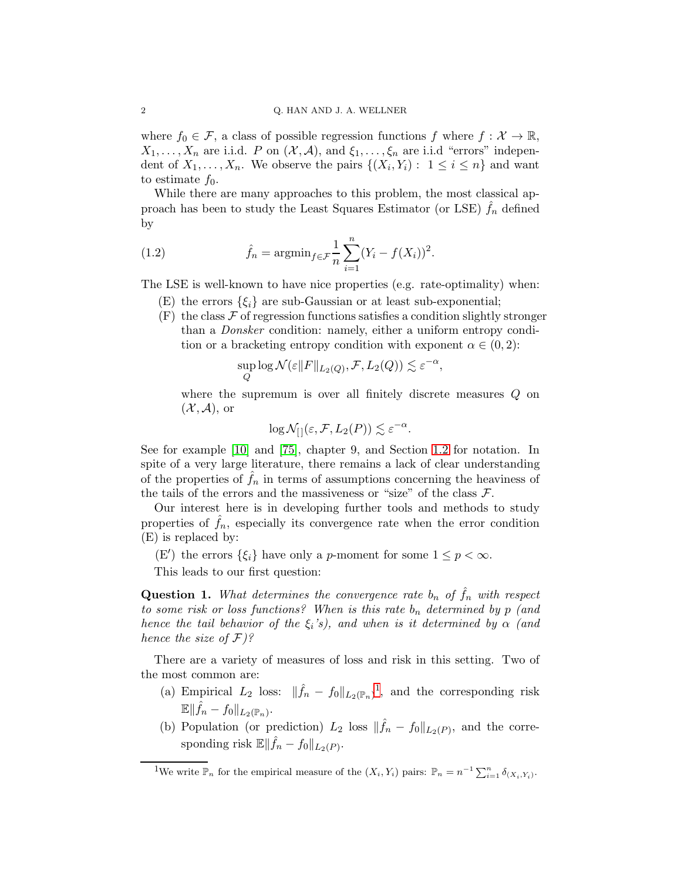where $f_0 \in \mathcal{F}$, a class of possible regression functions $f$ where $f : \mathcal{X} \to \mathbb{R}$, $X_1, \ldots, X_n$ are i.i.d. $P$ on $(\mathcal{X}, \mathcal{A})$, and $\xi_1, \ldots, \xi_n$ are i.i.d "errors" independent of $X_1, \ldots, X_n$. We observe the pairs $\{(X_i, Y_i) : 1 \le i \le n\}$ and want to estimate $f_0$.

While there are many approaches to this problem, the most classical approach has been to study the Least Squares Estimator (or LSE) $\hat{f}_n$ defined by

$$\hat{f}_n = \mathrm{argmin}_{f \in \mathcal{F}} \frac{1}{n} \sum_{i=1}^{n} (Y_i - f(X_i))^2. \tag{1.2}$$

The LSE is well-known to have nice properties (e.g. rate-optimality) when:

- (E) the errors $\{\xi_i\}$ are sub-Gaussian or at least sub-exponential;
- (F) the class $\mathcal{F}$ of regression functions satisfies a condition slightly stronger than a *Donsker* condition: namely, either a uniform entropy condition or a bracketing entropy condition with exponent $\alpha \in (0, 2)$:

  $$\sup_Q \log \mathcal{N}(\varepsilon \|F\|_{L_2(Q)}, \mathcal{F}, L_2(Q)) \lesssim \varepsilon^{-\alpha},$$

  where the supremum is over all finitely discrete measures $Q$ on $(\mathcal{X}, \mathcal{A})$, or

  $$\log \mathcal{N}_{[\,]}(\varepsilon, \mathcal{F}, L_2(P)) \lesssim \varepsilon^{-\alpha}.$$

See for example [10] and [75], chapter 9, and Section 1.2 for notation. In spite of a very large literature, there remains a lack of clear understanding of the properties of $\hat{f}_n$ in terms of assumptions concerning the heaviness of the tails of the errors and the massiveness or "size" of the class $\mathcal{F}$.

Our interest here is in developing further tools and methods to study properties of $\hat{f}_n$, especially its convergence rate when the error condition (E) is replaced by:

- (E$'$) the errors $\{\xi_i\}$ have only a $p$-moment for some $1 \le p < \infty$.

This leads to our first question:

**Question 1.** *What determines the convergence rate $b_n$ of $\hat{f}_n$ with respect to some risk or loss functions? When is this rate $b_n$ determined by $p$ (and hence the tail behavior of the $\xi_i$'s), and when is it determined by $\alpha$ (and hence the size of $\mathcal{F}$)?*

There are a variety of measures of loss and risk in this setting. Two of the most common are:

- (a) Empirical $L_2$ loss: $\|\hat{f}_n - f_0\|_{L_2(\mathbb{P}_n)}$[1], and the corresponding risk $\mathbb{E}\|\hat{f}_n - f_0\|_{L_2(\mathbb{P}_n)}$.
- (b) Population (or prediction) $L_2$ loss $\|\hat{f}_n - f_0\|_{L_2(P)}$, and the corresponding risk $\mathbb{E}\|\hat{f}_n - f_0\|_{L_2(P)}$.

[1] We write $\mathbb{P}_n$ for the empirical measure of the $(X_i, Y_i)$ pairs: $\mathbb{P}_n = n^{-1} \sum_{i=1}^{n} \delta_{(X_i, Y_i)}$.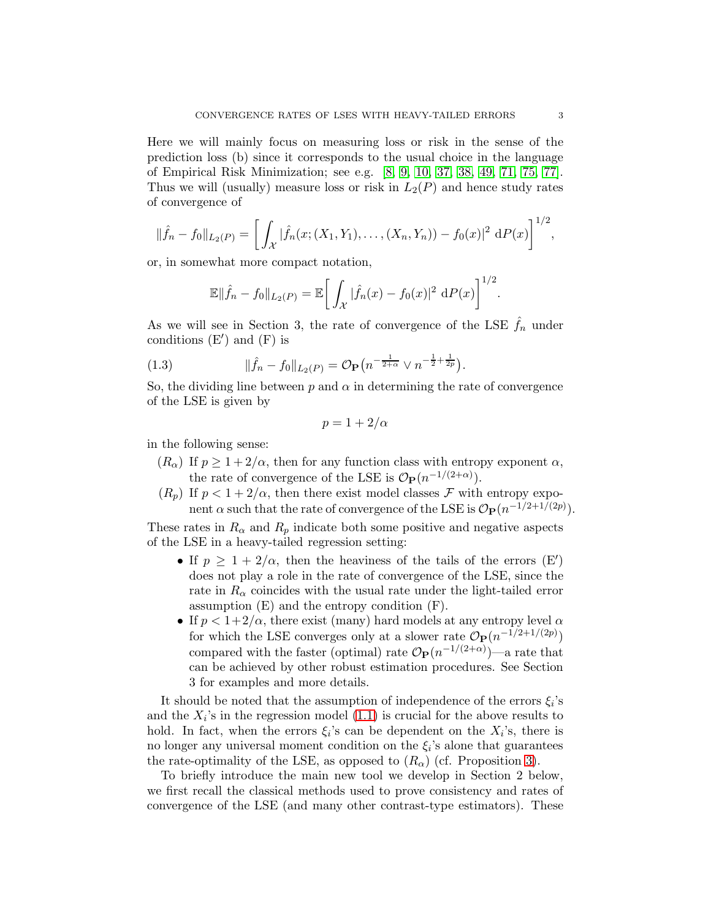Here we will mainly focus on measuring loss or risk in the sense of the prediction loss (b) since it corresponds to the usual choice in the language of Empirical Risk Minimization; see e.g. [8, 9, 10, 37, 38, 49, 71, 75, 77]. Thus we will (usually) measure loss or risk in $L_2(P)$ and hence study rates of convergence of

$$\|\hat{f}_n - f_0\|_{L_2(P)} = \left[ \int_{\mathcal{X}} |\hat{f}_n(x; (X_1, Y_1), \ldots, (X_n, Y_n)) - f_0(x)|^2 \, \mathrm{d}P(x) \right]^{1/2},$$

or, in somewhat more compact notation,

$$\mathbb{E}\|\hat{f}_n - f_0\|_{L_2(P)} = \mathbb{E}\bigg[ \int_{\mathcal{X}} |\hat{f}_n(x) - f_0(x)|^2 \, \mathrm{d}P(x) \bigg]^{1/2}.$$

As we will see in Section 3, the rate of convergence of the LSE $\hat{f}_n$ under conditions (E$'$) and (F) is

$$\|\hat{f}_n - f_0\|_{L_2(P)} = \mathcal{O}_{\mathbf{P}}\big(n^{-\frac{1}{2+\alpha}} \vee n^{-\frac{1}{2}+\frac{1}{2p}}\big). \tag{1.3}$$

So, the dividing line between $p$ and $\alpha$ in determining the rate of convergence of the LSE is given by

$$p = 1 + 2/\alpha$$

in the following sense:

- ($R_\alpha$) If $p \geq 1 + 2/\alpha$, then for any function class with entropy exponent $\alpha$, the rate of convergence of the LSE is $\mathcal{O}_{\mathbf{P}}(n^{-1/(2+\alpha)})$.
- ($R_p$) If $p < 1 + 2/\alpha$, then there exist model classes $\mathcal{F}$ with entropy exponent $\alpha$ such that the rate of convergence of the LSE is $\mathcal{O}_{\mathbf{P}}(n^{-1/2+1/(2p)})$.

These rates in $R_\alpha$ and $R_p$ indicate both some positive and negative aspects of the LSE in a heavy-tailed regression setting:

- If $p \geq 1 + 2/\alpha$, then the heaviness of the tails of the errors (E$'$) does not play a role in the rate of convergence of the LSE, since the rate in $R_\alpha$ coincides with the usual rate under the light-tailed error assumption (E) and the entropy condition (F).
- If $p < 1 + 2/\alpha$, there exist (many) hard models at any entropy level $\alpha$ for which the LSE converges only at a slower rate $\mathcal{O}_{\mathbf{P}}(n^{-1/2+1/(2p)})$ compared with the faster (optimal) rate $\mathcal{O}_{\mathbf{P}}(n^{-1/(2+\alpha)})$—a rate that can be achieved by other robust estimation procedures. See Section 3 for examples and more details.

It should be noted that the assumption of independence of the errors $\xi_i$'s and the $X_i$'s in the regression model (1.1) is crucial for the above results to hold. In fact, when the errors $\xi_i$'s can be dependent on the $X_i$'s, there is no longer any universal moment condition on the $\xi_i$'s alone that guarantees the rate-optimality of the LSE, as opposed to ($R_\alpha$) (cf. Proposition 3).

To briefly introduce the main new tool we develop in Section 2 below, we first recall the classical methods used to prove consistency and rates of convergence of the LSE (and many other contrast-type estimators). These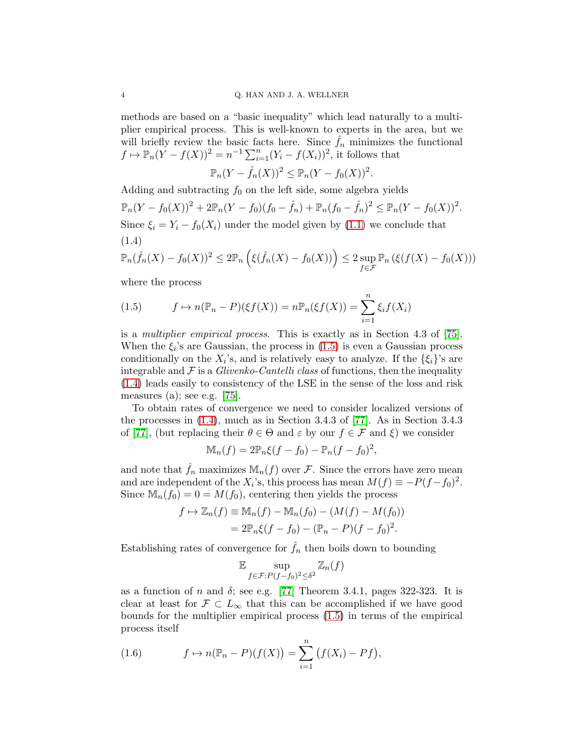methods are based on a "basic inequality" which lead naturally to a multiplier empirical process. This is well-known to experts in the area, but we will briefly review the basic facts here. Since $\hat{f}_n$ minimizes the functional $f \mapsto \mathbb{P}_n(Y - f(X))^2 = n^{-1}\sum_{i=1}^n (Y_i - f(X_i))^2$, it follows that

$$\mathbb{P}_n(Y - \hat{f}_n(X))^2 \le \mathbb{P}_n(Y - f_0(X))^2.$$

Adding and subtracting $f_0$ on the left side, some algebra yields

$$\mathbb{P}_n(Y - f_0(X))^2 + 2\mathbb{P}_n(Y - f_0)(f_0 - \hat{f}_n) + \mathbb{P}_n(f_0 - \hat{f}_n)^2 \le \mathbb{P}_n(Y - f_0(X))^2.$$

Since $\xi_i = Y_i - f_0(X_i)$ under the model given by (1.1) we conclude that

(1.4)
$$\mathbb{P}_n(\hat{f}_n(X) - f_0(X))^2 \le 2\mathbb{P}_n\left(\xi(\hat{f}_n(X) - f_0(X))\right) \le 2\sup_{f\in\mathcal{F}} \mathbb{P}_n\left(\xi(f(X) - f_0(X))\right)$$

where the process

$$f \mapsto n(\mathbb{P}_n - P)(\xi f(X)) = n\mathbb{P}_n(\xi f(X)) = \sum_{i=1}^n \xi_i f(X_i) \tag{1.5}$$

is a *multiplier empirical process*. This is exactly as in Section 4.3 of [75]. When the $\xi_i$'s are Gaussian, the process in (1.5) is even a Gaussian process conditionally on the $X_i$'s, and is relatively easy to analyze. If the $\{\xi_i\}$'s are integrable and $\mathcal{F}$ is a *Glivenko-Cantelli class* of functions, then the inequality (1.4) leads easily to consistency of the LSE in the sense of the loss and risk measures (a); see e.g. [75].

To obtain rates of convergence we need to consider localized versions of the processes in (1.4), much as in Section 3.4.3 of [77]. As in Section 3.4.3 of [77], (but replacing their $\theta \in \Theta$ and $\varepsilon$ by our $f \in \mathcal{F}$ and $\xi$) we consider

$$\mathbb{M}_n(f) = 2\mathbb{P}_n\xi(f - f_0) - \mathbb{P}_n(f - f_0)^2,$$

and note that $\hat{f}_n$ maximizes $\mathbb{M}_n(f)$ over $\mathcal{F}$. Since the errors have zero mean and are independent of the $X_i$'s, this process has mean $M(f) \equiv -P(f - f_0)^2$. Since $\mathbb{M}_n(f_0) = 0 = M(f_0)$, centering then yields the process

$$\begin{aligned} f \mapsto \mathbb{Z}_n(f) &\equiv \mathbb{M}_n(f) - \mathbb{M}_n(f_0) - (M(f) - M(f_0)) \\ &= 2\mathbb{P}_n\xi(f - f_0) - (\mathbb{P}_n - P)(f - f_0)^2. \end{aligned}$$

Establishing rates of convergence for $\hat{f}_n$ then boils down to bounding

$$\mathbb{E} \sup_{f\in\mathcal{F}: P(f-f_0)^2 \le \delta^2} \mathbb{Z}_n(f)$$

as a function of $n$ and $\delta$; see e.g. [77] Theorem 3.4.1, pages 322-323. It is clear at least for $\mathcal{F} \subset L_\infty$ that this can be accomplished if we have good bounds for the multiplier empirical process (1.5) in terms of the empirical process itself

$$f \mapsto n(\mathbb{P}_n - P)\big(f(X)\big) = \sum_{i=1}^n \big(f(X_i) - Pf\big), \tag{1.6}$$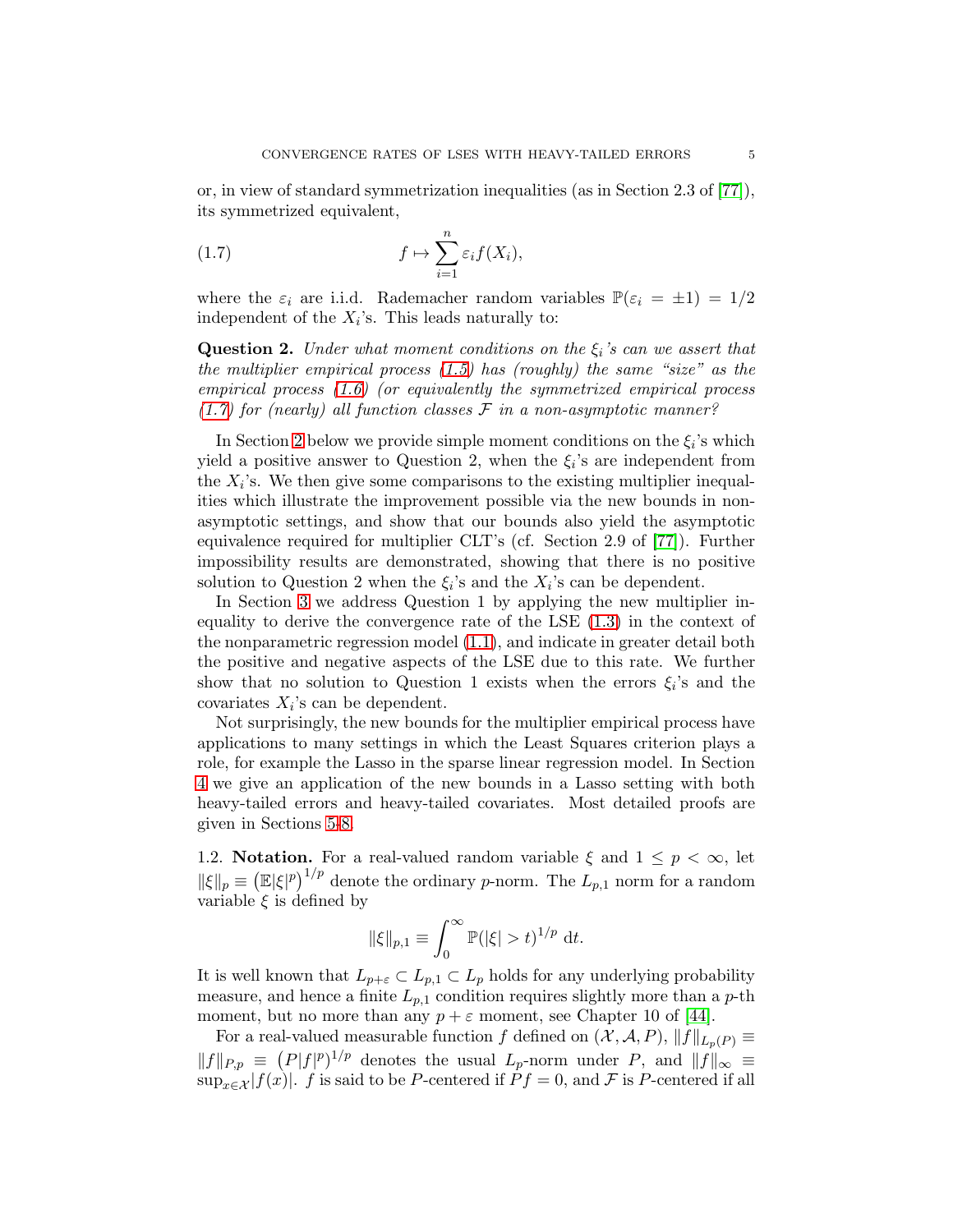or, in view of standard symmetrization inequalities (as in Section 2.3 of [77]), its symmetrized equivalent,

$$f \mapsto \sum_{i=1}^{n} \varepsilon_i f(X_i), \tag{1.7}$$

where the $\varepsilon_i$ are i.i.d. Rademacher random variables $\mathbb{P}(\varepsilon_i = \pm 1) = 1/2$ independent of the $X_i$'s. This leads naturally to:

**Question 2.** *Under what moment conditions on the $\xi_i$'s can we assert that the multiplier empirical process (1.5) has (roughly) the same "size" as the empirical process (1.6) (or equivalently the symmetrized empirical process (1.7) for (nearly) all function classes $\mathcal{F}$ in a non-asymptotic manner?*

In Section 2 below we provide simple moment conditions on the $\xi_i$'s which yield a positive answer to Question 2, when the $\xi_i$'s are independent from the $X_i$'s. We then give some comparisons to the existing multiplier inequalities which illustrate the improvement possible via the new bounds in non-asymptotic settings, and show that our bounds also yield the asymptotic equivalence required for multiplier CLT's (cf. Section 2.9 of [77]). Further impossibility results are demonstrated, showing that there is no positive solution to Question 2 when the $\xi_i$'s and the $X_i$'s can be dependent.

In Section 3 we address Question 1 by applying the new multiplier inequality to derive the convergence rate of the LSE (1.3) in the context of the nonparametric regression model (1.1), and indicate in greater detail both the positive and negative aspects of the LSE due to this rate. We further show that no solution to Question 1 exists when the errors $\xi_i$'s and the covariates $X_i$'s can be dependent.

Not surprisingly, the new bounds for the multiplier empirical process have applications to many settings in which the Least Squares criterion plays a role, for example the Lasso in the sparse linear regression model. In Section 4 we give an application of the new bounds in a Lasso setting with both heavy-tailed errors and heavy-tailed covariates. Most detailed proofs are given in Sections 5-8.

1.2. **Notation.** For a real-valued random variable $\xi$ and $1 \le p < \infty$, let $\lVert \xi \rVert_p \equiv \big(\mathbb{E}\lvert \xi \rvert^p\big)^{1/p}$ denote the ordinary $p$-norm. The $L_{p,1}$ norm for a random variable $\xi$ is defined by

$$\lVert \xi \rVert_{p,1} \equiv \int_0^\infty \mathbb{P}(\lvert \xi \rvert > t)^{1/p}\ \mathrm{d}t.$$

It is well known that $L_{p+\varepsilon} \subset L_{p,1} \subset L_p$ holds for any underlying probability measure, and hence a finite $L_{p,1}$ condition requires slightly more than a $p$-th moment, but no more than any $p+\varepsilon$ moment, see Chapter 10 of [44].

For a real-valued measurable function $f$ defined on $(\mathcal{X}, \mathcal{A}, P)$, $\lVert f \rVert_{L_p(P)} \equiv \lVert f \rVert_{P,p} \equiv \big(P\lvert f \rvert^p\big)^{1/p}$ denotes the usual $L_p$-norm under $P$, and $\lVert f \rVert_\infty \equiv \sup_{x \in \mathcal{X}} \lvert f(x) \rvert$. $f$ is said to be $P$-centered if $Pf = 0$, and $\mathcal{F}$ is $P$-centered if all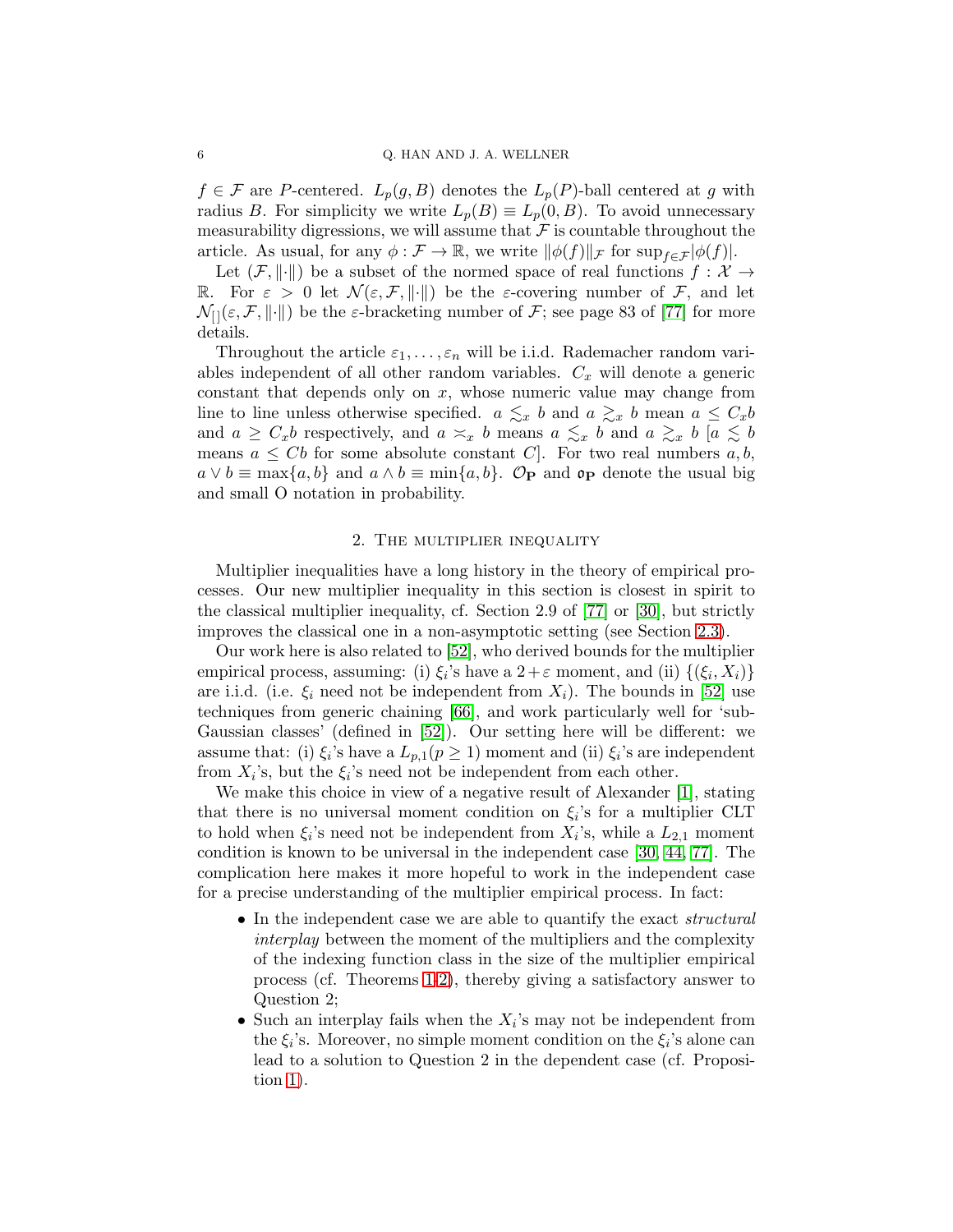$f \in \mathcal{F}$ are $P$-centered. $L_p(g, B)$ denotes the $L_p(P)$-ball centered at $g$ with radius $B$. For simplicity we write $L_p(B) \equiv L_p(0, B)$. To avoid unnecessary measurability digressions, we will assume that $\mathcal{F}$ is countable throughout the article. As usual, for any $\phi : \mathcal{F} \to \mathbb{R}$, we write $\|\phi(f)\|_{\mathcal{F}}$ for $\sup_{f\in\mathcal{F}}|\phi(f)|$.

Let $(\mathcal{F}, \|\cdot\|)$ be a subset of the normed space of real functions $f : \mathcal{X} \to \mathbb{R}$. For $\varepsilon > 0$ let $\mathcal{N}(\varepsilon, \mathcal{F}, \|\cdot\|)$ be the $\varepsilon$-covering number of $\mathcal{F}$, and let $\mathcal{N}_{[\,]}(\varepsilon, \mathcal{F}, \|\cdot\|)$ be the $\varepsilon$-bracketing number of $\mathcal{F}$; see page 83 of [77] for more details.

Throughout the article $\varepsilon_1, \ldots, \varepsilon_n$ will be i.i.d. Rademacher random variables independent of all other random variables. $C_x$ will denote a generic constant that depends only on $x$, whose numeric value may change from line to line unless otherwise specified. $a \lesssim_x b$ and $a \gtrsim_x b$ mean $a \le C_x b$ and $a \ge C_x b$ respectively, and $a \asymp_x b$ means $a \lesssim_x b$ and $a \gtrsim_x b$ [$a \lesssim b$ means $a \le Cb$ for some absolute constant $C$]. For two real numbers $a, b$, $a \vee b \equiv \max\{a, b\}$ and $a \wedge b \equiv \min\{a, b\}$. $\mathcal{O}_{\mathbf{P}}$ and $\mathfrak{o}_{\mathbf{P}}$ denote the usual big and small O notation in probability.

## 2. The multiplier inequality

Multiplier inequalities have a long history in the theory of empirical processes. Our new multiplier inequality in this section is closest in spirit to the classical multiplier inequality, cf. Section 2.9 of [77] or [30], but strictly improves the classical one in a non-asymptotic setting (see Section 2.3).

Our work here is also related to [52], who derived bounds for the multiplier empirical process, assuming: (i) $\xi_i$'s have a $2+\varepsilon$ moment, and (ii) $\{(\xi_i, X_i)\}$ are i.i.d. (i.e. $\xi_i$ need not be independent from $X_i$). The bounds in [52] use techniques from generic chaining [66], and work particularly well for 'sub-Gaussian classes' (defined in [52]). Our setting here will be different: we assume that: (i) $\xi_i$'s have a $L_{p,1} (p \ge 1)$ moment and (ii) $\xi_i$'s are independent from $X_i$'s, but the $\xi_i$'s need not be independent from each other.

We make this choice in view of a negative result of Alexander [1], stating that there is no universal moment condition on $\xi_i$'s for a multiplier CLT to hold when $\xi_i$'s need not be independent from $X_i$'s, while a $L_{2,1}$ moment condition is known to be universal in the independent case [30, 44, 77]. The complication here makes it more hopeful to work in the independent case for a precise understanding of the multiplier empirical process. In fact:

- In the independent case we are able to quantify the exact *structural interplay* between the moment of the multipliers and the complexity of the indexing function class in the size of the multiplier empirical process (cf. Theorems 1-2), thereby giving a satisfactory answer to Question 2;
- Such an interplay fails when the $X_i$'s may not be independent from the $\xi_i$'s. Moreover, no simple moment condition on the $\xi_i$'s alone can lead to a solution to Question 2 in the dependent case (cf. Proposition 1).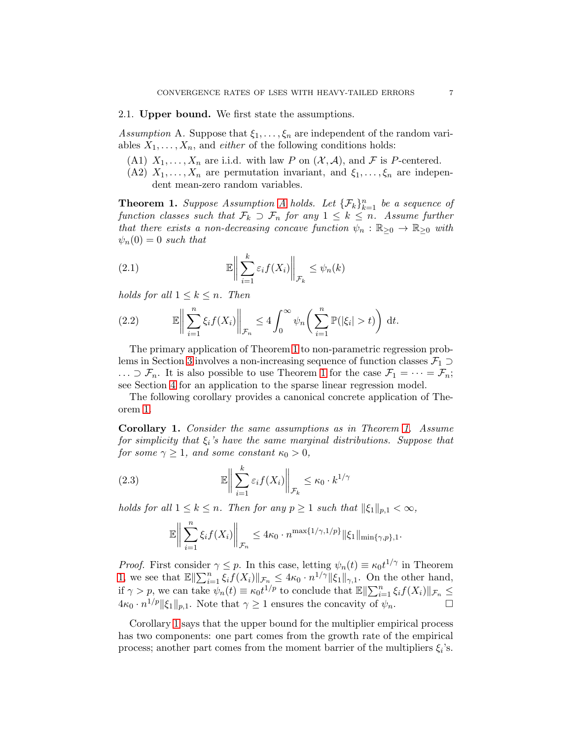### 2.1. Upper bound.

We first state the assumptions.

*Assumption* A. Suppose that $\xi_1, \ldots, \xi_n$ are independent of the random variables $X_1, \ldots, X_n$, and *either* of the following conditions holds:

- (A1) $X_1, \ldots, X_n$ are i.i.d. with law $P$ on $(\mathcal{X}, \mathcal{A})$, and $\mathcal{F}$ is $P$-centered.
- (A2) $X_1, \ldots, X_n$ are permutation invariant, and $\xi_1, \ldots, \xi_n$ are independent mean-zero random variables.

**Theorem 1.** *Suppose Assumption A holds. Let $\{\mathcal{F}_k\}_{k=1}^n$ be a sequence of function classes such that $\mathcal{F}_k \supset \mathcal{F}_n$ for any $1 \leq k \leq n$. Assume further that there exists a non-decreasing concave function $\psi_n : \mathbb{R}_{\geq 0} \to \mathbb{R}_{\geq 0}$ with $\psi_n(0) = 0$ such that*

$$\mathbb{E}\bigg\lVert \sum_{i=1}^k \varepsilon_i f(X_i) \bigg\rVert_{\mathcal{F}_k} \leq \psi_n(k) \tag{2.1}$$

*holds for all $1 \leq k \leq n$. Then*

$$\mathbb{E}\bigg\lVert \sum_{i=1}^n \xi_i f(X_i) \bigg\rVert_{\mathcal{F}_n} \leq 4 \int_0^\infty \psi_n\bigg( \sum_{i=1}^n \mathbb{P}(|\xi_i| > t) \bigg) \,\mathrm{d}t. \tag{2.2}$$

The primary application of Theorem 1 to non-parametric regression problems in Section 3 involves a non-increasing sequence of function classes $\mathcal{F}_1 \supset \ldots \supset \mathcal{F}_n$. It is also possible to use Theorem 1 for the case $\mathcal{F}_1 = \cdots = \mathcal{F}_n$; see Section 4 for an application to the sparse linear regression model.

The following corollary provides a canonical concrete application of Theorem 1.

**Corollary 1.** *Consider the same assumptions as in Theorem 1. Assume for simplicity that $\xi_i$'s have the same marginal distributions. Suppose that for some $\gamma \geq 1$, and some constant $\kappa_0 > 0$,*

$$\mathbb{E}\bigg\lVert \sum_{i=1}^k \varepsilon_i f(X_i) \bigg\rVert_{\mathcal{F}_k} \leq \kappa_0 \cdot k^{1/\gamma} \tag{2.3}$$

*holds for all $1 \leq k \leq n$. Then for any $p \geq 1$ such that $\lVert \xi_1 \rVert_{p,1} < \infty$,*

$$\mathbb{E}\bigg\lVert \sum_{i=1}^n \xi_i f(X_i) \bigg\rVert_{\mathcal{F}_n} \leq 4\kappa_0 \cdot n^{\max\{1/\gamma, 1/p\}} \lVert \xi_1 \rVert_{\min\{\gamma, p\},1}.$$

*Proof.* First consider $\gamma \leq p$. In this case, letting $\psi_n(t) \equiv \kappa_0 t^{1/\gamma}$ in Theorem 1, we see that $\mathbb{E}\lVert \sum_{i=1}^n \xi_i f(X_i) \rVert_{\mathcal{F}_n} \leq 4\kappa_0 \cdot n^{1/\gamma} \lVert \xi_1 \rVert_{\gamma,1}$. On the other hand, if $\gamma > p$, we can take $\psi_n(t) \equiv \kappa_0 t^{1/p}$ to conclude that $\mathbb{E}\lVert \sum_{i=1}^n \xi_i f(X_i) \rVert_{\mathcal{F}_n} \leq 4\kappa_0 \cdot n^{1/p} \lVert \xi_1 \rVert_{p,1}$. Note that $\gamma \geq 1$ ensures the concavity of $\psi_n$. □

Corollary 1 says that the upper bound for the multiplier empirical process has two components: one part comes from the growth rate of the empirical process; another part comes from the moment barrier of the multipliers $\xi_i$'s.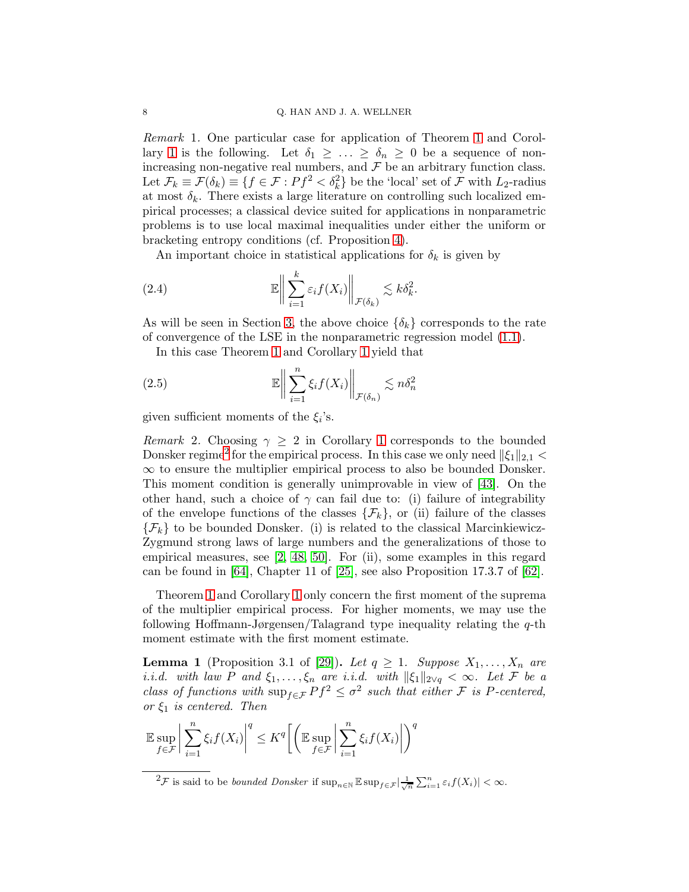*Remark* 1. One particular case for application of Theorem 1 and Corollary 1 is the following. Let $\delta_1 \geq \ldots \geq \delta_n \geq 0$ be a sequence of non-increasing non-negative real numbers, and $\mathcal{F}$ be an arbitrary function class. Let $\mathcal{F}_k \equiv \mathcal{F}(\delta_k) \equiv \{f \in \mathcal{F} : Pf^2 < \delta_k^2\}$ be the 'local' set of $\mathcal{F}$ with $L_2$-radius at most $\delta_k$. There exists a large literature on controlling such localized empirical processes; a classical device suited for applications in nonparametric problems is to use local maximal inequalities under either the uniform or bracketing entropy conditions (cf. Proposition 4).

An important choice in statistical applications for $\delta_k$ is given by

$$\mathbb{E}\bigg\| \sum_{i=1}^{k} \varepsilon_i f(X_i) \bigg\|_{\mathcal{F}(\delta_k)} \lesssim k\delta_k^2. \tag{2.4}$$

As will be seen in Section 3, the above choice $\{\delta_k\}$ corresponds to the rate of convergence of the LSE in the nonparametric regression model (1.1).

In this case Theorem 1 and Corollary 1 yield that

$$\mathbb{E}\bigg\| \sum_{i=1}^{n} \xi_i f(X_i) \bigg\|_{\mathcal{F}(\delta_n)} \lesssim n\delta_n^2 \tag{2.5}$$

given sufficient moments of the $\xi_i$'s.

*Remark* 2. Choosing $\gamma \geq 2$ in Corollary 1 corresponds to the bounded Donsker regime[2] for the empirical process. In this case we only need $\|\xi_1\|_{2,1} < \infty$ to ensure the multiplier empirical process to also be bounded Donsker. This moment condition is generally unimprovable in view of [43]. On the other hand, such a choice of $\gamma$ can fail due to: (i) failure of integrability of the envelope functions of the classes $\{\mathcal{F}_k\}$, or (ii) failure of the classes $\{\mathcal{F}_k\}$ to be bounded Donsker. (i) is related to the classical Marcinkiewicz-Zygmund strong laws of large numbers and the generalizations of those to empirical measures, see [2, 48, 50]. For (ii), some examples in this regard can be found in [64], Chapter 11 of [25], see also Proposition 17.3.7 of [62].

Theorem 1 and Corollary 1 only concern the first moment of the suprema of the multiplier empirical process. For higher moments, we may use the following Hoffmann-Jørgensen/Talagrand type inequality relating the $q$-th moment estimate with the first moment estimate.

**Lemma 1** (Proposition 3.1 of [29]). *Let $q \geq 1$. Suppose $X_1, \ldots, X_n$ are i.i.d. with law $P$ and $\xi_1, \ldots, \xi_n$ are i.i.d. with $\|\xi_1\|_{2\vee q} < \infty$. Let $\mathcal{F}$ be a class of functions with $\sup_{f\in\mathcal{F}} Pf^2 \leq \sigma^2$ such that either $\mathcal{F}$ is $P$-centered, or $\xi_1$ is centered. Then*

$$\mathbb{E}\sup_{f\in\mathcal{F}}\bigg|\sum_{i=1}^{n} \xi_i f(X_i)\bigg|^q \leq K^q \bigg[\bigg(\mathbb{E}\sup_{f\in\mathcal{F}}\bigg|\sum_{i=1}^{n} \xi_i f(X_i)\bigg|\bigg)^q$$

[2] $\mathcal{F}$ is said to be *bounded Donsker* if $\sup_{n\in\mathbb{N}} \mathbb{E}\sup_{f\in\mathcal{F}} \big|\frac{1}{\sqrt{n}} \sum_{i=1}^{n} \varepsilon_i f(X_i)\big| < \infty$.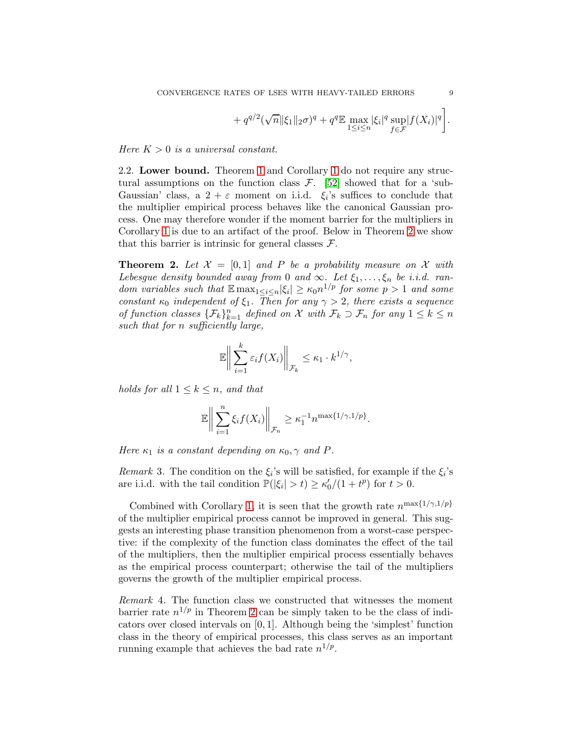$$+ q^{q/2}(\sqrt{n}\|\xi_1\|_2\sigma)^q + q^q \mathbb{E} \max_{1\leq i\leq n} |\xi_i|^q \sup_{f\in\mathcal{F}} |f(X_i)|^q \Bigg].$$

*Here $K > 0$ is a universal constant.*

2.2. **Lower bound.** Theorem 1 and Corollary 1 do not require any structural assumptions on the function class $\mathcal{F}$. [52] showed that for a 'sub-Gaussian' class, a $2+\varepsilon$ moment on i.i.d. $\xi_i$'s suffices to conclude that the multiplier empirical process behaves like the canonical Gaussian process. One may therefore wonder if the moment barrier for the multipliers in Corollary 1 is due to an artifact of the proof. Below in Theorem 2 we show that this barrier is intrinsic for general classes $\mathcal{F}$.

**Theorem 2.** *Let $\mathcal{X} = [0,1]$ and $P$ be a probability measure on $\mathcal{X}$ with Lebesgue density bounded away from 0 and $\infty$. Let $\xi_1, \ldots, \xi_n$ be i.i.d. random variables such that $\mathbb{E}\max_{1\leq i\leq n}|\xi_i| \geq \kappa_0 n^{1/p}$ for some $p > 1$ and some constant $\kappa_0$ independent of $\xi_1$. Then for any $\gamma > 2$, there exists a sequence of function classes $\{\mathcal{F}_k\}_{k=1}^n$ defined on $\mathcal{X}$ with $\mathcal{F}_k \supset \mathcal{F}_n$ for any $1 \leq k \leq n$ such that for $n$ sufficiently large,*

$$\mathbb{E}\bigg\| \sum_{i=1}^k \varepsilon_i f(X_i) \bigg\|_{\mathcal{F}_k} \leq \kappa_1 \cdot k^{1/\gamma},$$

*holds for all $1 \leq k \leq n$, and that*

$$\mathbb{E}\bigg\| \sum_{i=1}^n \xi_i f(X_i) \bigg\|_{\mathcal{F}_n} \geq \kappa_1^{-1} n^{\max\{1/\gamma, 1/p\}}.$$

*Here $\kappa_1$ is a constant depending on $\kappa_0, \gamma$ and $P$.*

*Remark* 3. The condition on the $\xi_i$'s will be satisfied, for example if the $\xi_i$'s are i.i.d. with the tail condition $\mathbb{P}(|\xi_i| > t) \geq \kappa_0'/(1+t^p)$ for $t > 0$.

Combined with Corollary 1, it is seen that the growth rate $n^{\max\{1/\gamma,1/p\}}$ of the multiplier empirical process cannot be improved in general. This suggests an interesting phase transition phenomenon from a worst-case perspective: if the complexity of the function class dominates the effect of the tail of the multipliers, then the multiplier empirical process essentially behaves as the empirical process counterpart; otherwise the tail of the multipliers governs the growth of the multiplier empirical process.

*Remark* 4. The function class we constructed that witnesses the moment barrier rate $n^{1/p}$ in Theorem 2 can be simply taken to be the class of indicators over closed intervals on $[0,1]$. Although being the 'simplest' function class in the theory of empirical processes, this class serves as an important running example that achieves the bad rate $n^{1/p}$.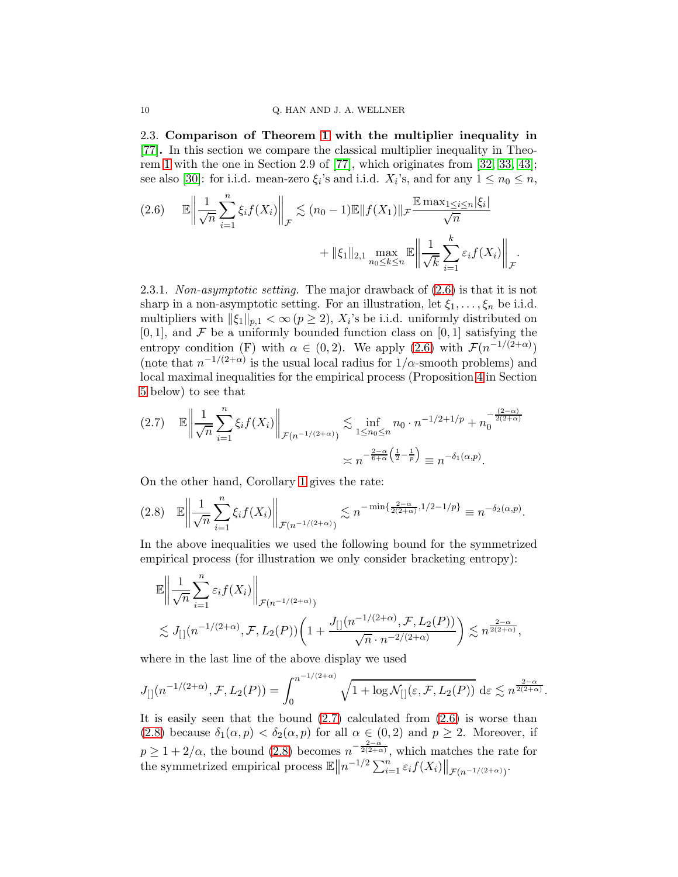### 2.3. Comparison of Theorem 1 with the multiplier inequality in [77].

In this section we compare the classical multiplier inequality in Theorem 1 with the one in Section 2.9 of [77], which originates from [32, 33, 43]; see also [30]: for i.i.d. mean-zero $\xi_i$'s and i.i.d. $X_i$'s, and for any $1 \leq n_0 \leq n$,

$$
\mathbb{E}\bigg\| \frac{1}{\sqrt{n}} \sum_{i=1}^n \xi_i f(X_i) \bigg\|_{\mathcal{F}} \lesssim (n_0 - 1)\mathbb{E}\|f(X_1)\|_{\mathcal{F}} \frac{\mathbb{E}\max_{1\leq i \leq n}|\xi_i|}{\sqrt{n}} + \|\xi_1\|_{2,1} \max_{n_0 \leq k \leq n} \mathbb{E}\bigg\| \frac{1}{\sqrt{k}} \sum_{i=1}^k \varepsilon_i f(X_i) \bigg\|_{\mathcal{F}}. \tag{2.6}
$$

#### 2.3.1. *Non-asymptotic setting.*

The major drawback of (2.6) is that it is not sharp in a non-asymptotic setting. For an illustration, let $\xi_1, \ldots, \xi_n$ be i.i.d. multipliers with $\|\xi_1\|_{p,1} < \infty \, (p \geq 2)$, $X_i$'s be i.i.d. uniformly distributed on $[0,1]$, and $\mathcal{F}$ be a uniformly bounded function class on $[0,1]$ satisfying the entropy condition (F) with $\alpha \in (0,2)$. We apply (2.6) with $\mathcal{F}(n^{-1/(2+\alpha)})$ (note that $n^{-1/(2+\alpha)}$ is the usual local radius for $1/\alpha$-smooth problems) and local maximal inequalities for the empirical process (Proposition 4 in Section 5 below) to see that

$$
\mathbb{E}\bigg\| \frac{1}{\sqrt{n}} \sum_{i=1}^n \xi_i f(X_i) \bigg\|_{\mathcal{F}(n^{-1/(2+\alpha)})} \lesssim \inf_{1 \leq n_0 \leq n} n_0 \cdot n^{-1/2+1/p} + n_0^{-\frac{(2-\alpha)}{2(2+\alpha)}} \asymp n^{-\frac{2-\alpha}{6+\alpha}\left(\frac{1}{2}-\frac{1}{p}\right)} \equiv n^{-\delta_1(\alpha,p)}. \tag{2.7}
$$

On the other hand, Corollary 1 gives the rate:

$$
\mathbb{E}\bigg\| \frac{1}{\sqrt{n}} \sum_{i=1}^n \xi_i f(X_i) \bigg\|_{\mathcal{F}(n^{-1/(2+\alpha)})} \lesssim n^{-\min\{\frac{2-\alpha}{2(2+\alpha)}, 1/2 - 1/p\}} \equiv n^{-\delta_2(\alpha,p)}. \tag{2.8}
$$

In the above inequalities we used the following bound for the symmetrized empirical process (for illustration we only consider bracketing entropy):

$$
\begin{aligned}
&\mathbb{E}\bigg\| \frac{1}{\sqrt{n}} \sum_{i=1}^n \varepsilon_i f(X_i) \bigg\|_{\mathcal{F}(n^{-1/(2+\alpha)})} \\
&\lesssim J_{[\,]}(n^{-1/(2+\alpha)}, \mathcal{F}, L_2(P)) \bigg(1 + \frac{J_{[\,]}(n^{-1/(2+\alpha)}, \mathcal{F}, L_2(P))}{\sqrt{n} \cdot n^{-2/(2+\alpha)}}\bigg) \lesssim n^{\frac{2-\alpha}{2(2+\alpha)}},
\end{aligned}
$$

where in the last line of the above display we used

$$
J_{[\,]}(n^{-1/(2+\alpha)}, \mathcal{F}, L_2(P)) = \int_0^{n^{-1/(2+\alpha)}} \sqrt{1 + \log \mathcal{N}_{[\,]}(\varepsilon, \mathcal{F}, L_2(P))}\, \mathrm{d}\varepsilon \lesssim n^{\frac{2-\alpha}{2(2+\alpha)}}.
$$

It is easily seen that the bound (2.7) calculated from (2.6) is worse than (2.8) because $\delta_1(\alpha,p) < \delta_2(\alpha,p)$ for all $\alpha \in (0,2)$ and $p \geq 2$. Moreover, if $p \geq 1 + 2/\alpha$, the bound (2.8) becomes $n^{-\frac{2-\alpha}{2(2+\alpha)}}$, which matches the rate for the symmetrized empirical process $\mathbb{E}\big\| n^{-1/2} \sum_{i=1}^n \varepsilon_i f(X_i) \big\|_{\mathcal{F}(n^{-1/(2+\alpha)})}$.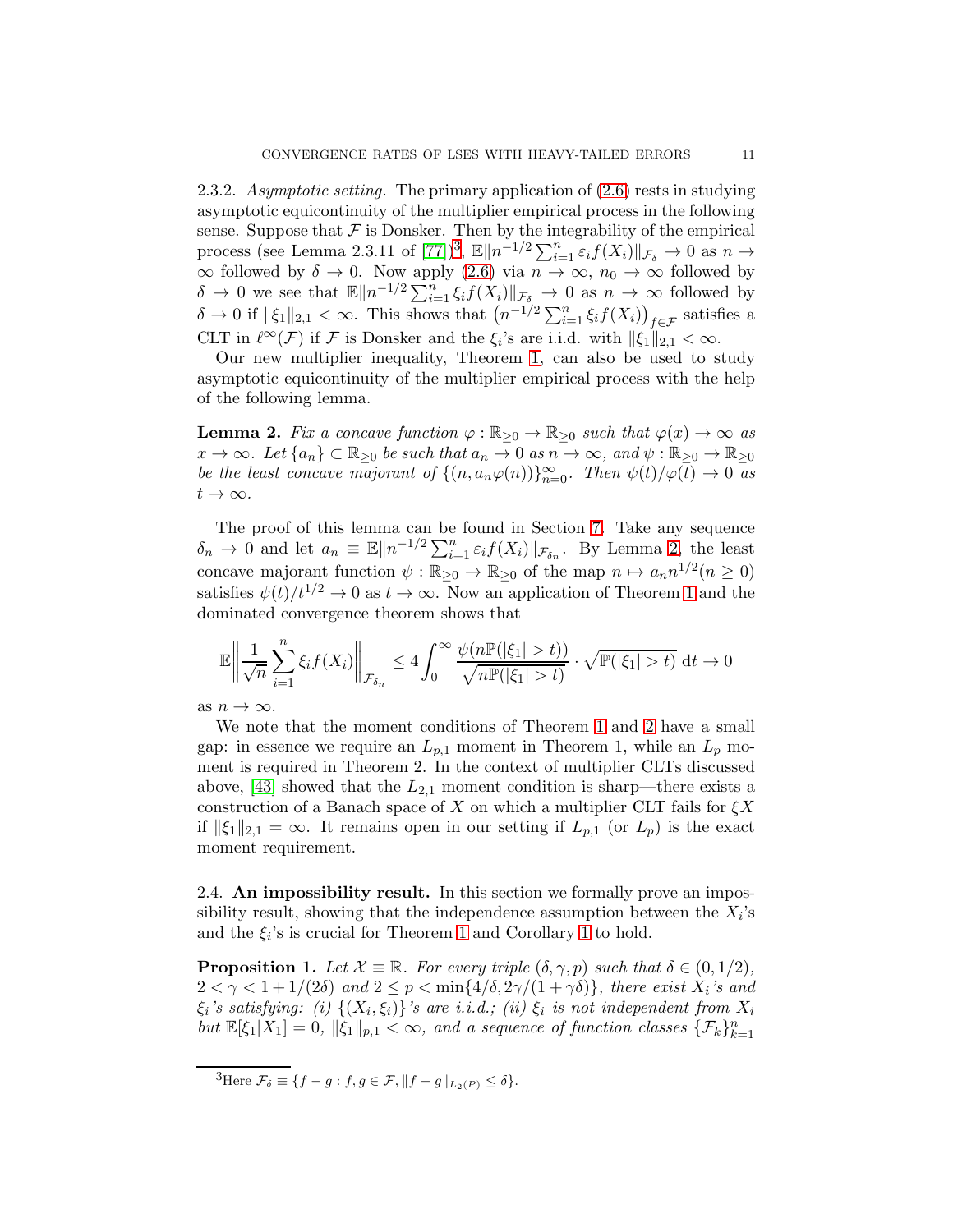2.3.2. *Asymptotic setting.* The primary application of (2.6) rests in studying asymptotic equicontinuity of the multiplier empirical process in the following sense. Suppose that $\mathcal{F}$ is Donsker. Then by the integrability of the empirical process (see Lemma 2.3.11 of [77])[3], $\mathbb{E}\|n^{-1/2}\sum_{i=1}^n \varepsilon_i f(X_i)\|_{\mathcal{F}_\delta} \to 0$ as $n \to \infty$ followed by $\delta \to 0$. Now apply (2.6) via $n \to \infty$, $n_0 \to \infty$ followed by $\delta \to 0$ we see that $\mathbb{E}\|n^{-1/2}\sum_{i=1}^n \xi_i f(X_i)\|_{\mathcal{F}_\delta} \to 0$ as $n \to \infty$ followed by $\delta \to 0$ if $\|\xi_1\|_{2,1} < \infty$. This shows that $\left(n^{-1/2}\sum_{i=1}^n \xi_i f(X_i)\right)_{f\in\mathcal{F}}$ satisfies a CLT in $\ell^\infty(\mathcal{F})$ if $\mathcal{F}$ is Donsker and the $\xi_i$'s are i.i.d. with $\|\xi_1\|_{2,1} < \infty$.

Our new multiplier inequality, Theorem 1, can also be used to study asymptotic equicontinuity of the multiplier empirical process with the help of the following lemma.

**Lemma 2.** *Fix a concave function $\varphi : \mathbb{R}_{\geq 0} \to \mathbb{R}_{\geq 0}$ such that $\varphi(x) \to \infty$ as $x \to \infty$. Let $\{a_n\} \subset \mathbb{R}_{\geq 0}$ be such that $a_n \to 0$ as $n \to \infty$, and $\psi : \mathbb{R}_{\geq 0} \to \mathbb{R}_{\geq 0}$ be the least concave majorant of $\{(n, a_n\varphi(n))\}_{n=0}^\infty$. Then $\psi(t)/\varphi(t) \to 0$ as $t \to \infty$.*

The proof of this lemma can be found in Section 7. Take any sequence $\delta_n \to 0$ and let $a_n \equiv \mathbb{E}\|n^{-1/2}\sum_{i=1}^n \varepsilon_i f(X_i)\|_{\mathcal{F}_{\delta_n}}$. By Lemma 2, the least concave majorant function $\psi : \mathbb{R}_{\geq 0} \to \mathbb{R}_{\geq 0}$ of the map $n \mapsto a_n n^{1/2} (n \geq 0)$ satisfies $\psi(t)/t^{1/2} \to 0$ as $t \to \infty$. Now an application of Theorem 1 and the dominated convergence theorem shows that

$$\mathbb{E}\left\|\frac{1}{\sqrt{n}}\sum_{i=1}^n \xi_i f(X_i)\right\|_{\mathcal{F}_{\delta_n}} \leq 4\int_0^\infty \frac{\psi(n\mathbb{P}(|\xi_1| > t))}{\sqrt{n\mathbb{P}(|\xi_1| > t)}} \cdot \sqrt{\mathbb{P}(|\xi_1| > t)}\, \mathrm{d}t \to 0$$

as $n \to \infty$.

We note that the moment conditions of Theorem 1 and 2 have a small gap: in essence we require an $L_{p,1}$ moment in Theorem 1, while an $L_p$ moment is required in Theorem 2. In the context of multiplier CLTs discussed above, [43] showed that the $L_{2,1}$ moment condition is sharp—there exists a construction of a Banach space of $X$ on which a multiplier CLT fails for $\xi X$ if $\|\xi_1\|_{2,1} = \infty$. It remains open in our setting if $L_{p,1}$ (or $L_p$) is the exact moment requirement.

## 2.4. An impossibility result.

In this section we formally prove an impossibility result, showing that the independence assumption between the $X_i$'s and the $\xi_i$'s is crucial for Theorem 1 and Corollary 1 to hold.

**Proposition 1.** *Let $\mathcal{X} \equiv \mathbb{R}$. For every triple $(\delta, \gamma, p)$ such that $\delta \in (0, 1/2)$, $2 < \gamma < 1 + 1/(2\delta)$ and $2 \leq p < \min\{4/\delta, 2\gamma/(1+\gamma\delta)\}$, there exist $X_i$'s and $\xi_i$'s satisfying: (i) $\{(X_i, \xi_i)\}$'s are i.i.d.; (ii) $\xi_i$ is not independent from $X_i$ but $\mathbb{E}[\xi_1|X_1] = 0$, $\|\xi_1\|_{p,1} < \infty$, and a sequence of function classes $\{\mathcal{F}_k\}_{k=1}^n$*

[3] Here $\mathcal{F}_\delta \equiv \{f - g : f, g \in \mathcal{F}, \|f - g\|_{L_2(P)} \leq \delta\}$.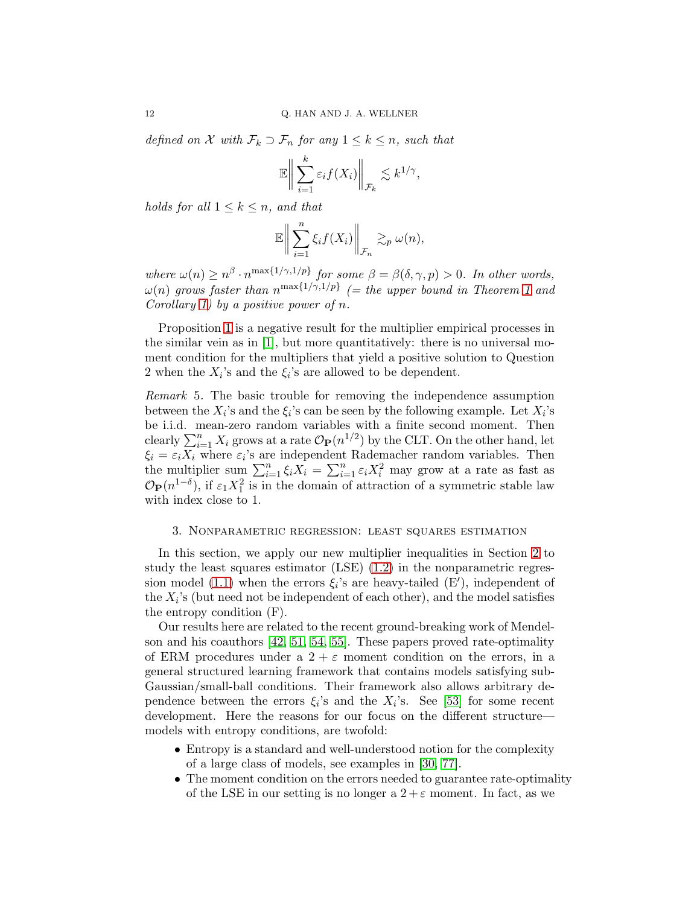*defined on $\mathcal{X}$ with $\mathcal{F}_k \supset \mathcal{F}_n$ for any $1 \leq k \leq n$, such that*

$$\mathbb{E}\bigg\| \sum_{i=1}^{k} \varepsilon_i f(X_i) \bigg\|_{\mathcal{F}_k} \lesssim k^{1/\gamma},$$

*holds for all $1 \leq k \leq n$, and that*

$$\mathbb{E}\bigg\| \sum_{i=1}^{n} \xi_i f(X_i) \bigg\|_{\mathcal{F}_n} \gtrsim_p \omega(n),$$

*where $\omega(n) \geq n^{\beta} \cdot n^{\max\{1/\gamma, 1/p\}}$ for some $\beta = \beta(\delta, \gamma, p) > 0$. In other words, $\omega(n)$ grows faster than $n^{\max\{1/\gamma,1/p\}}$ (= the upper bound in Theorem 1 and Corollary 1) by a positive power of $n$.*

Proposition 1 is a negative result for the multiplier empirical processes in the similar vein as in [1], but more quantitatively: there is no universal moment condition for the multipliers that yield a positive solution to Question 2 when the $X_i$'s and the $\xi_i$'s are allowed to be dependent.

*Remark* 5. The basic trouble for removing the independence assumption between the $X_i$'s and the $\xi_i$'s can be seen by the following example. Let $X_i$'s be i.i.d. mean-zero random variables with a finite second moment. Then clearly $\sum_{i=1}^n X_i$ grows at a rate $\mathcal{O}_{\mathbf{P}}(n^{1/2})$ by the CLT. On the other hand, let $\xi_i = \varepsilon_i X_i$ where $\varepsilon_i$'s are independent Rademacher random variables. Then the multiplier sum $\sum_{i=1}^n \xi_i X_i = \sum_{i=1}^n \varepsilon_i X_i^2$ may grow at a rate as fast as $\mathcal{O}_{\mathbf{P}}(n^{1-\delta})$, if $\varepsilon_1 X_1^2$ is in the domain of attraction of a symmetric stable law with index close to 1.

## 3. Nonparametric regression: least squares estimation

In this section, we apply our new multiplier inequalities in Section 2 to study the least squares estimator (LSE) (1.2) in the nonparametric regression model (1.1) when the errors $\xi_i$'s are heavy-tailed (E$'$), independent of the $X_i$'s (but need not be independent of each other), and the model satisfies the entropy condition (F).

Our results here are related to the recent ground-breaking work of Mendelson and his coauthors [42, 51, 54, 55]. These papers proved rate-optimality of ERM procedures under a $2 + \varepsilon$ moment condition on the errors, in a general structured learning framework that contains models satisfying sub-Gaussian/small-ball conditions. Their framework also allows arbitrary dependence between the errors $\xi_i$'s and the $X_i$'s. See [53] for some recent development. Here the reasons for our focus on the different structure—models with entropy conditions, are twofold:

- Entropy is a standard and well-understood notion for the complexity of a large class of models, see examples in [30, 77].
- The moment condition on the errors needed to guarantee rate-optimality of the LSE in our setting is no longer a $2+\varepsilon$ moment. In fact, as we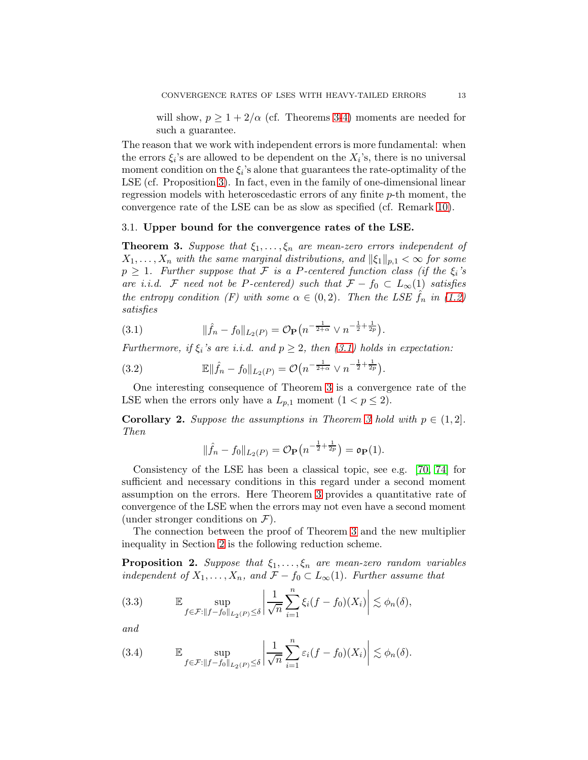will show, $p \geq 1 + 2/\alpha$ (cf. Theorems 3-4) moments are needed for such a guarantee.

The reason that we work with independent errors is more fundamental: when the errors $\xi_i$'s are allowed to be dependent on the $X_i$'s, there is no universal moment condition on the $\xi_i$'s alone that guarantees the rate-optimality of the LSE (cf. Proposition 3). In fact, even in the family of one-dimensional linear regression models with heteroscedastic errors of any finite $p$-th moment, the convergence rate of the LSE can be as slow as specified (cf. Remark 10).

### 3.1. Upper bound for the convergence rates of the LSE.

**Theorem 3.** *Suppose that $\xi_1, \ldots, \xi_n$ are mean-zero errors independent of $X_1, \ldots, X_n$ with the same marginal distributions, and $\|\xi_1\|_{p,1} < \infty$ for some $p \geq 1$. Further suppose that $\mathcal{F}$ is a $P$-centered function class (if the $\xi_i$'s are i.i.d. $\mathcal{F}$ need not be $P$-centered) such that $\mathcal{F} - f_0 \subset L_\infty(1)$ satisfies the entropy condition (F) with some $\alpha \in (0, 2)$. Then the LSE $\hat{f}_n$ in (1.2) satisfies*

$$\|\hat{f}_n - f_0\|_{L_2(P)} = \mathcal{O}_{\mathbf{P}}\big(n^{-\frac{1}{2+\alpha}} \vee n^{-\frac{1}{2}+\frac{1}{2p}}\big). \tag{3.1}$$

*Furthermore, if $\xi_i$'s are i.i.d. and $p \geq 2$, then (3.1) holds in expectation:*

$$\mathbb{E}\|\hat{f}_n - f_0\|_{L_2(P)} = \mathcal{O}\big(n^{-\frac{1}{2+\alpha}} \vee n^{-\frac{1}{2}+\frac{1}{2p}}\big). \tag{3.2}$$

One interesting consequence of Theorem 3 is a convergence rate of the LSE when the errors only have a $L_{p,1}$ moment ($1 < p \leq 2$).

**Corollary 2.** *Suppose the assumptions in Theorem 3 hold with $p \in (1, 2]$. Then*

$$\|\hat{f}_n - f_0\|_{L_2(P)} = \mathcal{O}_{\mathbf{P}}\big(n^{-\frac{1}{2}+\frac{1}{2p}}\big) = \mathfrak{o}_{\mathbf{P}}(1).$$

Consistency of the LSE has been a classical topic, see e.g. [70, 74] for sufficient and necessary conditions in this regard under a second moment assumption on the errors. Here Theorem 3 provides a quantitative rate of convergence of the LSE when the errors may not even have a second moment (under stronger conditions on $\mathcal{F}$).

The connection between the proof of Theorem 3 and the new multiplier inequality in Section 2 is the following reduction scheme.

**Proposition 2.** *Suppose that $\xi_1, \ldots, \xi_n$ are mean-zero random variables independent of $X_1, \ldots, X_n$, and $\mathcal{F} - f_0 \subset L_\infty(1)$. Further assume that*

$$\mathbb{E} \sup_{f \in \mathcal{F}: \|f - f_0\|_{L_2(P)} \leq \delta} \left| \frac{1}{\sqrt{n}} \sum_{i=1}^n \xi_i (f - f_0)(X_i) \right| \lesssim \phi_n(\delta), \tag{3.3}$$

*and*

$$\mathbb{E} \sup_{f \in \mathcal{F}: \|f - f_0\|_{L_2(P)} \leq \delta} \left| \frac{1}{\sqrt{n}} \sum_{i=1}^n \varepsilon_i (f - f_0)(X_i) \right| \lesssim \phi_n(\delta). \tag{3.4}$$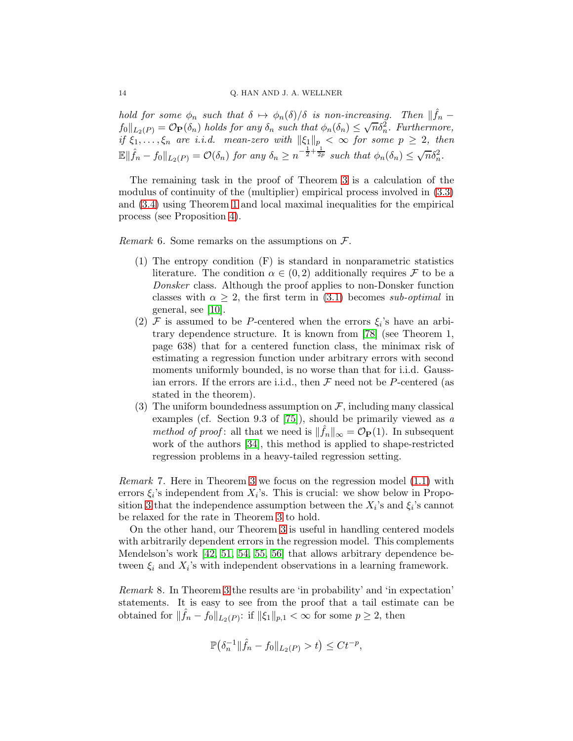*hold for some $\phi_n$ such that $\delta \mapsto \phi_n(\delta)/\delta$ is non-increasing. Then $\|\hat{f}_n - f_0\|_{L_2(P)} = \mathcal{O}_{\mathbf{P}}(\delta_n)$ holds for any $\delta_n$ such that $\phi_n(\delta_n) \leq \sqrt{n}\delta_n^2$. Furthermore, if $\xi_1, \ldots, \xi_n$ are i.i.d. mean-zero with $\|\xi_1\|_p < \infty$ for some $p \geq 2$, then $\mathbb{E}\|\hat{f}_n - f_0\|_{L_2(P)} = \mathcal{O}(\delta_n)$ for any $\delta_n \geq n^{-\frac{1}{2}+\frac{1}{2p}}$ such that $\phi_n(\delta_n) \leq \sqrt{n}\delta_n^2$.*

The remaining task in the proof of Theorem 3 is a calculation of the modulus of continuity of the (multiplier) empirical process involved in (3.3) and (3.4) using Theorem 1 and local maximal inequalities for the empirical process (see Proposition 4).

*Remark* 6. Some remarks on the assumptions on $\mathcal{F}$.

1. The entropy condition (F) is standard in nonparametric statistics literature. The condition $\alpha \in (0, 2)$ additionally requires $\mathcal{F}$ to be a *Donsker* class. Although the proof applies to non-Donsker function classes with $\alpha \geq 2$, the first term in (3.1) becomes *sub-optimal* in general, see [10].
2. $\mathcal{F}$ is assumed to be $P$-centered when the errors $\xi_i$'s have an arbitrary dependence structure. It is known from [78] (see Theorem 1, page 638) that for a centered function class, the minimax risk of estimating a regression function under arbitrary errors with second moments uniformly bounded, is no worse than that for i.i.d. Gaussian errors. If the errors are i.i.d., then $\mathcal{F}$ need not be $P$-centered (as stated in the theorem).
3. The uniform boundedness assumption on $\mathcal{F}$, including many classical examples (cf. Section 9.3 of [75]), should be primarily viewed as *a method of proof*: all that we need is $\|\hat{f}_n\|_\infty = \mathcal{O}_{\mathbf{P}}(1)$. In subsequent work of the authors [34], this method is applied to shape-restricted regression problems in a heavy-tailed regression setting.

*Remark* 7. Here in Theorem 3 we focus on the regression model (1.1) with errors $\xi_i$'s independent from $X_i$'s. This is crucial: we show below in Proposition 3 that the independence assumption between the $X_i$'s and $\xi_i$'s cannot be relaxed for the rate in Theorem 3 to hold.

On the other hand, our Theorem 3 is useful in handling centered models with arbitrarily dependent errors in the regression model. This complements Mendelson's work [42, 51, 54, 55, 56] that allows arbitrary dependence between $\xi_i$ and $X_i$'s with independent observations in a learning framework.

*Remark* 8. In Theorem 3 the results are 'in probability' and 'in expectation' statements. It is easy to see from the proof that a tail estimate can be obtained for $\|\hat{f}_n - f_0\|_{L_2(P)}$: if $\|\xi_1\|_{p,1} < \infty$ for some $p \geq 2$, then

$$\mathbb{P}\big(\delta_n^{-1}\|\hat{f}_n - f_0\|_{L_2(P)} > t\big) \leq Ct^{-p},$$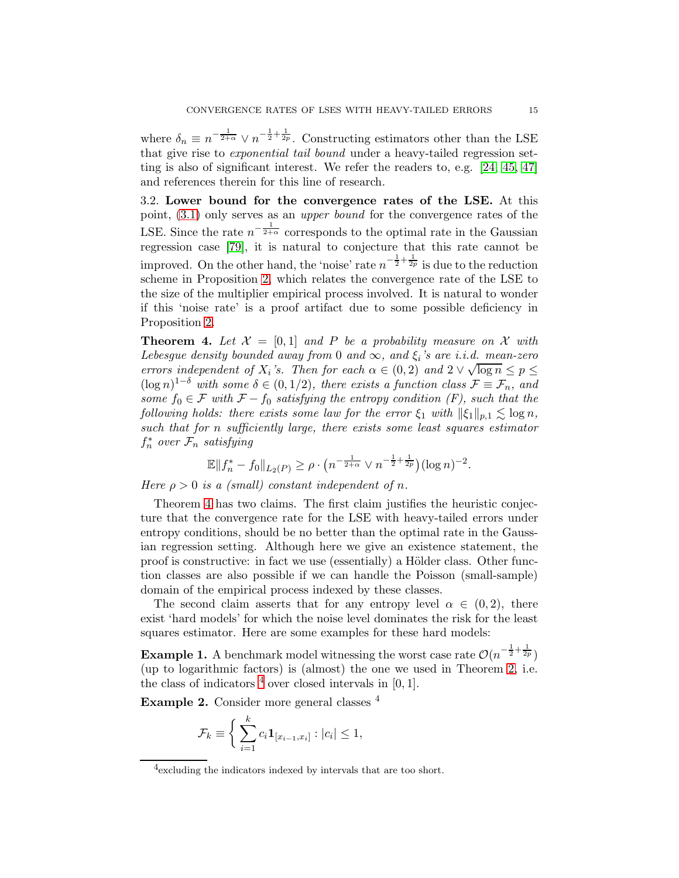where $\delta_n \equiv n^{-\frac{1}{2+\alpha}} \vee n^{-\frac{1}{2}+\frac{1}{2p}}$. Constructing estimators other than the LSE that give rise to *exponential tail bound* under a heavy-tailed regression setting is also of significant interest. We refer the readers to, e.g. [24, 45, 47] and references therein for this line of research.

## 3.2. Lower bound for the convergence rates of the LSE.

At this point, (3.1) only serves as an *upper bound* for the convergence rates of the LSE. Since the rate $n^{-\frac{1}{2+\alpha}}$ corresponds to the optimal rate in the Gaussian regression case [79], it is natural to conjecture that this rate cannot be improved. On the other hand, the 'noise' rate $n^{-\frac{1}{2}+\frac{1}{2p}}$ is due to the reduction scheme in Proposition 2, which relates the convergence rate of the LSE to the size of the multiplier empirical process involved. It is natural to wonder if this 'noise rate' is a proof artifact due to some possible deficiency in Proposition 2.

**Theorem 4.** *Let $\mathcal{X} = [0,1]$ and $P$ be a probability measure on $\mathcal{X}$ with Lebesgue density bounded away from 0 and $\infty$, and $\xi_i$'s are i.i.d. mean-zero errors independent of $X_i$'s. Then for each $\alpha \in (0,2)$ and $2 \vee \sqrt{\log n} \leq p \leq (\log n)^{1-\delta}$ with some $\delta \in (0, 1/2)$, there exists a function class $\mathcal{F} \equiv \mathcal{F}_n$, and some $f_0 \in \mathcal{F}$ with $\mathcal{F} - f_0$ satisfying the entropy condition (F), such that the following holds: there exists some law for the error $\xi_1$ with $\|\xi_1\|_{p,1} \lesssim \log n$, such that for $n$ sufficiently large, there exists some least squares estimator $f_n^*$ over $\mathcal{F}_n$ satisfying*

$$\mathbb{E}\|f_n^* - f_0\|_{L_2(P)} \geq \rho \cdot \big(n^{-\frac{1}{2+\alpha}} \vee n^{-\frac{1}{2}+\frac{1}{2p}}\big)(\log n)^{-2}.$$

*Here $\rho > 0$ is a (small) constant independent of $n$.*

Theorem 4 has two claims. The first claim justifies the heuristic conjecture that the convergence rate for the LSE with heavy-tailed errors under entropy conditions, should be no better than the optimal rate in the Gaussian regression setting. Although here we give an existence statement, the proof is constructive: in fact we use (essentially) a Hölder class. Other function classes are also possible if we can handle the Poisson (small-sample) domain of the empirical process indexed by these classes.

The second claim asserts that for any entropy level $\alpha \in (0,2)$, there exist 'hard models' for which the noise level dominates the risk for the least squares estimator. Here are some examples for these hard models:

**Example 1.** A benchmark model witnessing the worst case rate $\mathcal{O}(n^{-\frac{1}{2}+\frac{1}{2p}})$ (up to logarithmic factors) is (almost) the one we used in Theorem 2, i.e. the class of indicators [4] over closed intervals in $[0,1]$.

**Example 2.** Consider more general classes [4]

$$\mathcal{F}_k \equiv \bigg\{ \sum_{i=1}^{k} c_i \mathbf{1}_{[x_{i-1},x_i]} : |c_i| \leq 1,$$

[4] excluding the indicators indexed by intervals that are too short.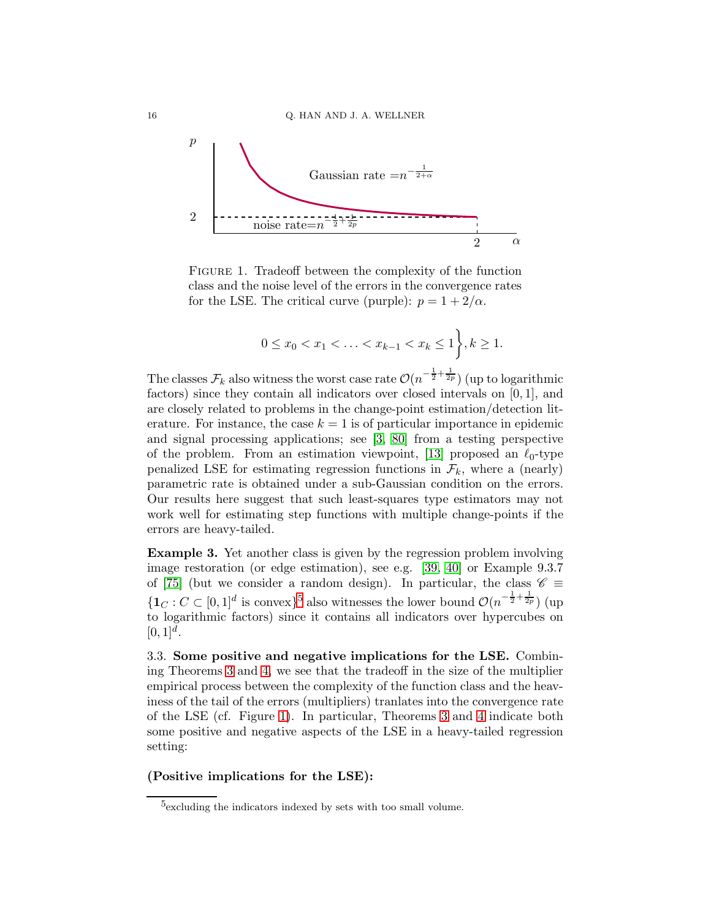FIGURE 1. Tradeoff between the complexity of the function class and the noise level of the errors in the convergence rates for the LSE. The critical curve (purple): $p = 1 + 2/\alpha$.

$$0 \le x_0 < x_1 < \ldots < x_{k-1} < x_k \le 1 \Big\}, k \ge 1.$$

The classes $\mathcal{F}_k$ also witness the worst case rate $\mathcal{O}(n^{-\frac{1}{2}+\frac{1}{2p}})$ (up to logarithmic factors) since they contain all indicators over closed intervals on $[0,1]$, and are closely related to problems in the change-point estimation/detection literature. For instance, the case $k=1$ is of particular importance in epidemic and signal processing applications; see [3, 80] from a testing perspective of the problem. From an estimation viewpoint, [13] proposed an $\ell_0$-type penalized LSE for estimating regression functions in $\mathcal{F}_k$, where a (nearly) parametric rate is obtained under a sub-Gaussian condition on the errors. Our results here suggest that such least-squares type estimators may not work well for estimating step functions with multiple change-points if the errors are heavy-tailed.

**Example 3.** Yet another class is given by the regression problem involving image restoration (or edge estimation), see e.g. [39, 40] or Example 9.3.7 of [75] (but we consider a random design). In particular, the class $\mathscr{C} \equiv \{\mathbf{1}_C : C \subset [0,1]^d \text{ is convex}\}$[5] also witnesses the lower bound $\mathcal{O}(n^{-\frac{1}{2}+\frac{1}{2p}})$ (up to logarithmic factors) since it contains all indicators over hypercubes on $[0,1]^d$.

3.3. **Some positive and negative implications for the LSE.** Combining Theorems 3 and 4, we see that the tradeoff in the size of the multiplier empirical process between the complexity of the function class and the heaviness of the tail of the errors (multipliers) tranlates into the convergence rate of the LSE (cf. Figure 1). In particular, Theorems 3 and 4 indicate both some positive and negative aspects of the LSE in a heavy-tailed regression setting:

**(Positive implications for the LSE):**

[5] excluding the indicators indexed by sets with too small volume.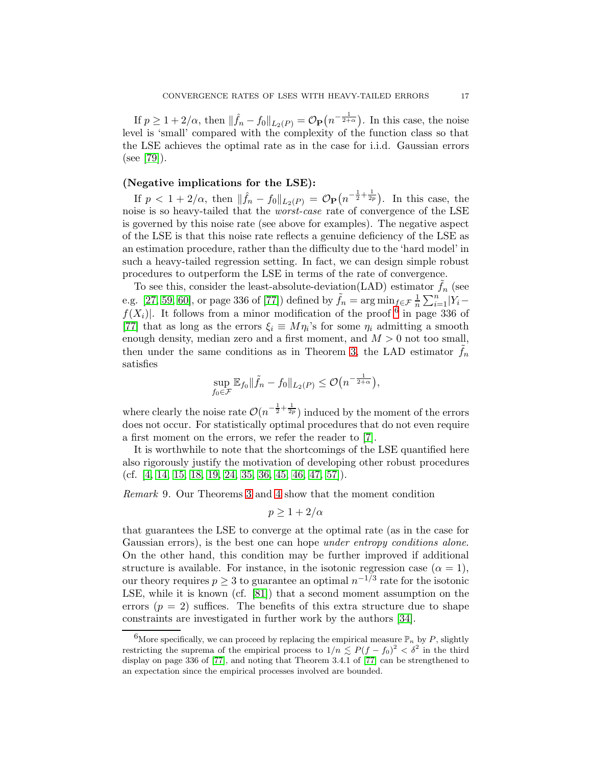If $p \geq 1 + 2/\alpha$, then $\|\hat{f}_n - f_0\|_{L_2(P)} = \mathcal{O}_{\mathbf{P}}\big(n^{-\frac{1}{2+\alpha}}\big)$. In this case, the noise level is 'small' compared with the complexity of the function class so that the LSE achieves the optimal rate as in the case for i.i.d. Gaussian errors (see [79]).

**(Negative implications for the LSE):**

If $p < 1 + 2/\alpha$, then $\|\hat{f}_n - f_0\|_{L_2(P)} = \mathcal{O}_{\mathbf{P}}\big(n^{-\frac{1}{2}+\frac{1}{2p}}\big)$. In this case, the noise is so heavy-tailed that the *worst-case* rate of convergence of the LSE is governed by this noise rate (see above for examples). The negative aspect of the LSE is that this noise rate reflects a genuine deficiency of the LSE as an estimation procedure, rather than the difficulty due to the 'hard model' in such a heavy-tailed regression setting. In fact, we can design simple robust procedures to outperform the LSE in terms of the rate of convergence.

To see this, consider the least-absolute-deviation(LAD) estimator $\tilde{f}_n$ (see e.g. [27, 59, 60], or page 336 of [77]) defined by $\tilde{f}_n = \arg\min_{f\in\mathcal{F}} \frac{1}{n}\sum_{i=1}^n |Y_i - f(X_i)|$. It follows from a minor modification of the proof [6] in page 336 of [77] that as long as the errors $\xi_i \equiv M\eta_i$'s for some $\eta_i$ admitting a smooth enough density, median zero and a first moment, and $M > 0$ not too small, then under the same conditions as in Theorem 3, the LAD estimator $\tilde{f}_n$ satisfies

$$\sup_{f_0\in\mathcal{F}} \mathbb{E}_{f_0}\|\tilde{f}_n - f_0\|_{L_2(P)} \leq \mathcal{O}\big(n^{-\frac{1}{2+\alpha}}\big),$$

where clearly the noise rate $\mathcal{O}(n^{-\frac{1}{2}+\frac{1}{2p}})$ induced by the moment of the errors does not occur. For statistically optimal procedures that do not even require a first moment on the errors, we refer the reader to [7].

It is worthwhile to note that the shortcomings of the LSE quantified here also rigorously justify the motivation of developing other robust procedures (cf. [4, 14, 15, 18, 19, 24, 35, 36, 45, 46, 47, 57]).

*Remark* 9. Our Theorems 3 and 4 show that the moment condition

$$p \geq 1 + 2/\alpha$$

that guarantees the LSE to converge at the optimal rate (as in the case for Gaussian errors), is the best one can hope *under entropy conditions alone*. On the other hand, this condition may be further improved if additional structure is available. For instance, in the isotonic regression case ($\alpha = 1$), our theory requires $p \geq 3$ to guarantee an optimal $n^{-1/3}$ rate for the isotonic LSE, while it is known (cf. [81]) that a second moment assumption on the errors ($p = 2$) suffices. The benefits of this extra structure due to shape constraints are investigated in further work by the authors [34].

[6] More specifically, we can proceed by replacing the empirical measure $\mathbb{P}_n$ by $P$, slightly restricting the suprema of the empirical process to $1/n \lesssim P(f - f_0)^2 < \delta^2$ in the third display on page 336 of [77], and noting that Theorem 3.4.1 of [77] can be strengthened to an expectation since the empirical processes involved are bounded.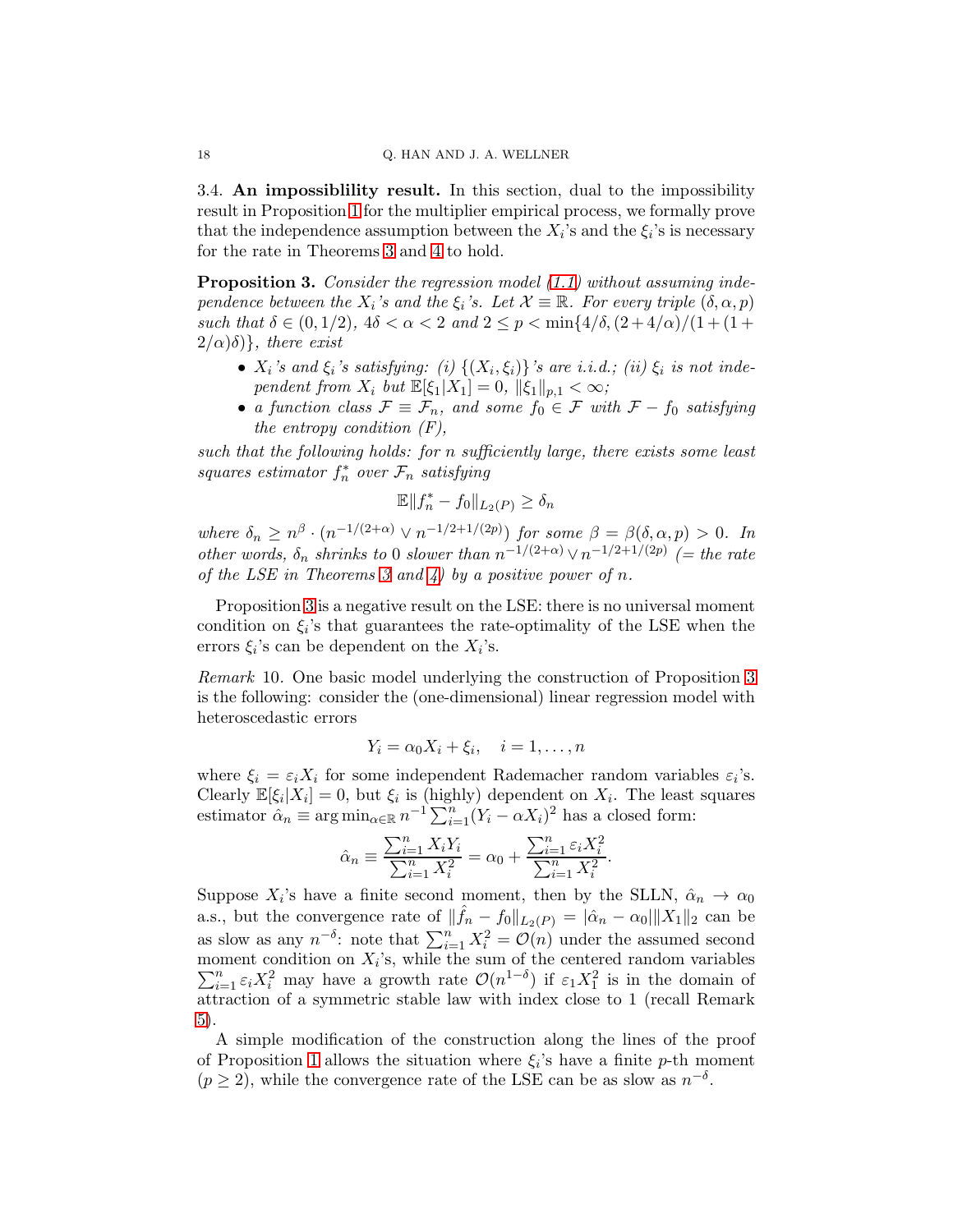### 3.4. An impossiblility result.

In this section, dual to the impossibility result in Proposition 1 for the multiplier empirical process, we formally prove that the independence assumption between the $X_i$'s and the $\xi_i$'s is necessary for the rate in Theorems 3 and 4 to hold.

**Proposition 3.** *Consider the regression model (1.1) without assuming independence between the $X_i$'s and the $\xi_i$'s. Let $\mathcal{X} \equiv \mathbb{R}$. For every triple $(\delta, \alpha, p)$ such that $\delta \in (0, 1/2)$, $4\delta < \alpha < 2$ and $2 \leq p < \min\{4/\delta, (2+4/\alpha)/(1+(1+2/\alpha)\delta)\}$, there exist*

- *$X_i$'s and $\xi_i$'s satisfying: (i) $\{(X_i, \xi_i)\}$'s are i.i.d.; (ii) $\xi_i$ is not independent from $X_i$ but $\mathbb{E}[\xi_1|X_1] = 0$, $\|\xi_1\|_{p,1} < \infty$;*
- *a function class $\mathcal{F} \equiv \mathcal{F}_n$, and some $f_0 \in \mathcal{F}$ with $\mathcal{F} - f_0$ satisfying the entropy condition (F),*

*such that the following holds: for $n$ sufficiently large, there exists some least squares estimator $f_n^*$ over $\mathcal{F}_n$ satisfying*

$$\mathbb{E}\|f_n^* - f_0\|_{L_2(P)} \geq \delta_n$$

*where $\delta_n \geq n^{\beta} \cdot (n^{-1/(2+\alpha)} \vee n^{-1/2+1/(2p)})$ for some $\beta = \beta(\delta, \alpha, p) > 0$. In other words, $\delta_n$ shrinks to $0$ slower than $n^{-1/(2+\alpha)} \vee n^{-1/2+1/(2p)}$ (= the rate of the LSE in Theorems 3 and 4) by a positive power of $n$.*

Proposition 3 is a negative result on the LSE: there is no universal moment condition on $\xi_i$'s that guarantees the rate-optimality of the LSE when the errors $\xi_i$'s can be dependent on the $X_i$'s.

*Remark* 10. One basic model underlying the construction of Proposition 3 is the following: consider the (one-dimensional) linear regression model with heteroscedastic errors

$$Y_i = \alpha_0 X_i + \xi_i, \quad i = 1, \ldots, n$$

where $\xi_i = \varepsilon_i X_i$ for some independent Rademacher random variables $\varepsilon_i$'s. Clearly $\mathbb{E}[\xi_i|X_i] = 0$, but $\xi_i$ is (highly) dependent on $X_i$. The least squares estimator $\hat{\alpha}_n \equiv \arg\min_{\alpha \in \mathbb{R}} n^{-1} \sum_{i=1}^n (Y_i - \alpha X_i)^2$ has a closed form:

$$\hat{\alpha}_n \equiv \frac{\sum_{i=1}^n X_i Y_i}{\sum_{i=1}^n X_i^2} = \alpha_0 + \frac{\sum_{i=1}^n \varepsilon_i X_i^2}{\sum_{i=1}^n X_i^2}.$$

Suppose $X_i$'s have a finite second moment, then by the SLLN, $\hat{\alpha}_n \to \alpha_0$ a.s., but the convergence rate of $\|\hat{f}_n - f_0\|_{L_2(P)} = |\hat{\alpha}_n - \alpha_0| \|X_1\|_2$ can be as slow as any $n^{-\delta}$: note that $\sum_{i=1}^n X_i^2 = \mathcal{O}(n)$ under the assumed second moment condition on $X_i$'s, while the sum of the centered random variables $\sum_{i=1}^n \varepsilon_i X_i^2$ may have a growth rate $\mathcal{O}(n^{1-\delta})$ if $\varepsilon_1 X_1^2$ is in the domain of attraction of a symmetric stable law with index close to 1 (recall Remark 5).

A simple modification of the construction along the lines of the proof of Proposition 1 allows the situation where $\xi_i$'s have a finite $p$-th moment ($p \geq 2$), while the convergence rate of the LSE can be as slow as $n^{-\delta}$.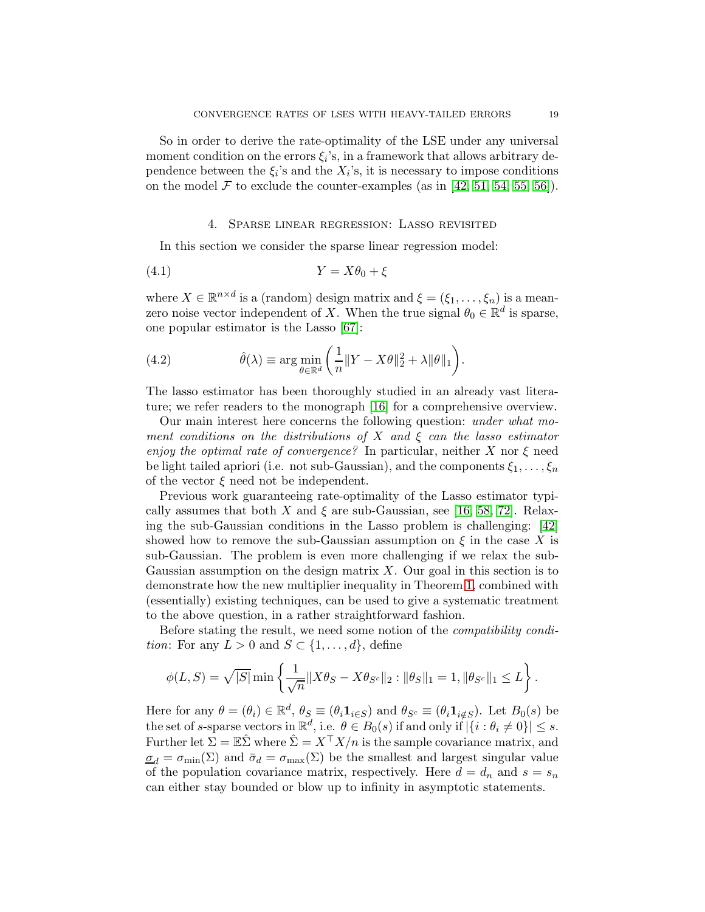So in order to derive the rate-optimality of the LSE under any universal moment condition on the errors $\xi_i$'s, in a framework that allows arbitrary dependence between the $\xi_i$'s and the $X_i$'s, it is necessary to impose conditions on the model $\mathcal{F}$ to exclude the counter-examples (as in [42, 51, 54, 55, 56]).

## 4. Sparse linear regression: Lasso revisited

In this section we consider the sparse linear regression model:

$$Y = X\theta_0 + \xi \tag{4.1}$$

where $X \in \mathbb{R}^{n\times d}$ is a (random) design matrix and $\xi = (\xi_1, \ldots, \xi_n)$ is a mean-zero noise vector independent of $X$. When the true signal $\theta_0 \in \mathbb{R}^d$ is sparse, one popular estimator is the Lasso [67]:

$$\hat{\theta}(\lambda) \equiv \arg\min_{\theta\in\mathbb{R}^d} \left( \frac{1}{n}\|Y - X\theta\|_2^2 + \lambda\|\theta\|_1 \right). \tag{4.2}$$

The lasso estimator has been thoroughly studied in an already vast literature; we refer readers to the monograph [16] for a comprehensive overview.

Our main interest here concerns the following question: *under what moment conditions on the distributions of $X$ and $\xi$ can the lasso estimator enjoy the optimal rate of convergence?* In particular, neither $X$ nor $\xi$ need be light tailed apriori (i.e. not sub-Gaussian), and the components $\xi_1, \ldots, \xi_n$ of the vector $\xi$ need not be independent.

Previous work guaranteeing rate-optimality of the Lasso estimator typically assumes that both $X$ and $\xi$ are sub-Gaussian, see [16, 58, 72]. Relaxing the sub-Gaussian conditions in the Lasso problem is challenging: [42] showed how to remove the sub-Gaussian assumption on $\xi$ in the case $X$ is sub-Gaussian. The problem is even more challenging if we relax the sub-Gaussian assumption on the design matrix $X$. Our goal in this section is to demonstrate how the new multiplier inequality in Theorem 1, combined with (essentially) existing techniques, can be used to give a systematic treatment to the above question, in a rather straightforward fashion.

Before stating the result, we need some notion of the *compatibility condition*: For any $L > 0$ and $S \subset \{1, \ldots, d\}$, define

$$\phi(L, S) = \sqrt{|S|} \min\left\{ \frac{1}{\sqrt{n}}\|X\theta_S - X\theta_{S^c}\|_2 : \|\theta_S\|_1 = 1, \|\theta_{S^c}\|_1 \le L \right\}.$$

Here for any $\theta = (\theta_i) \in \mathbb{R}^d$, $\theta_S \equiv (\theta_i \mathbf{1}_{i\in S})$ and $\theta_{S^c} \equiv (\theta_i \mathbf{1}_{i\notin S})$. Let $B_0(s)$ be the set of $s$-sparse vectors in $\mathbb{R}^d$, i.e. $\theta \in B_0(s)$ if and only if $|\{i : \theta_i \neq 0\}| \le s$. Further let $\Sigma = \mathbb{E}\hat{\Sigma}$ where $\hat{\Sigma} = X^\top X/n$ is the sample covariance matrix, and $\underline{\sigma}_d = \sigma_{\min}(\Sigma)$ and $\bar{\sigma}_d = \sigma_{\max}(\Sigma)$ be the smallest and largest singular value of the population covariance matrix, respectively. Here $d = d_n$ and $s = s_n$ can either stay bounded or blow up to infinity in asymptotic statements.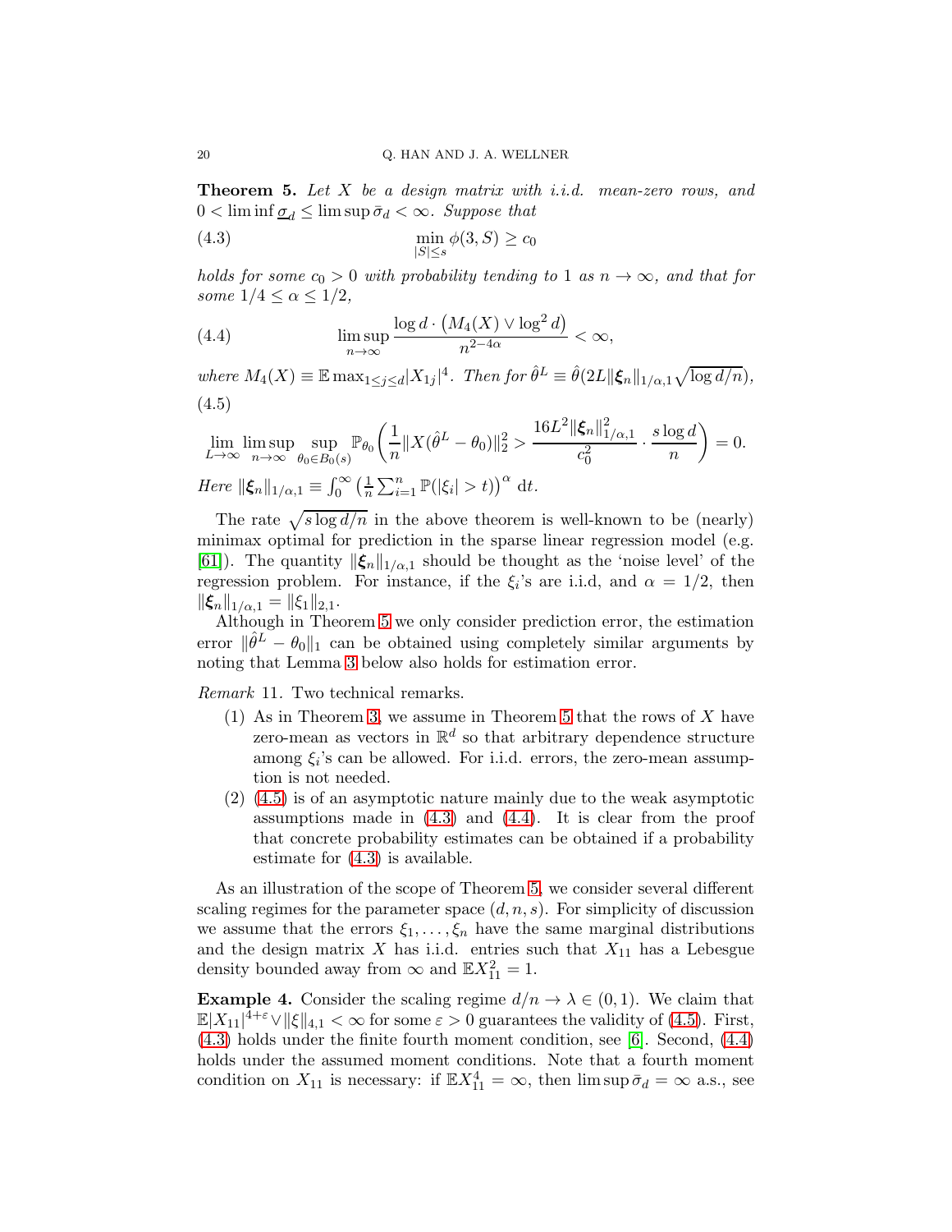**Theorem 5.** *Let $X$ be a design matrix with i.i.d. mean-zero rows, and $0 < \liminf \underline{\sigma}_d \leq \limsup \bar{\sigma}_d < \infty$. Suppose that*

$$\min_{|S| \leq s} \phi(3, S) \geq c_0 \tag{4.3}$$

*holds for some $c_0 > 0$ with probability tending to 1 as $n \to \infty$, and that for some $1/4 \leq \alpha \leq 1/2$,*

$$\limsup_{n\to\infty} \frac{\log d \cdot \big(M_4(X) \vee \log^2 d\big)}{n^{2-4\alpha}} < \infty, \tag{4.4}$$

*where $M_4(X) \equiv \mathbb{E}\max_{1\leq j\leq d} |X_{1j}|^4$. Then for $\hat{\theta}^L \equiv \hat{\theta}(2L\|\boldsymbol{\xi}_n\|_{1/\alpha,1}\sqrt{\log d/n})$,*

$$\lim_{L\to\infty}\limsup_{n\to\infty}\sup_{\theta_0\in B_0(s)} \mathbb{P}_{\theta_0}\bigg(\frac{1}{n}\|X(\hat{\theta}^L - \theta_0)\|_2^2 > \frac{16L^2\|\boldsymbol{\xi}_n\|_{1/\alpha,1}^2}{c_0^2}\cdot\frac{s\log d}{n}\bigg) = 0. \tag{4.5}$$

*Here $\|\boldsymbol{\xi}_n\|_{1/\alpha,1} \equiv \int_0^\infty \big(\frac{1}{n}\sum_{i=1}^n \mathbb{P}(|\xi_i| > t)\big)^\alpha \,\mathrm{d}t$.*

The rate $\sqrt{s\log d/n}$ in the above theorem is well-known to be (nearly) minimax optimal for prediction in the sparse linear regression model (e.g. [61]). The quantity $\|\boldsymbol{\xi}_n\|_{1/\alpha,1}$ should be thought as the 'noise level' of the regression problem. For instance, if the $\xi_i$'s are i.i.d, and $\alpha = 1/2$, then $\|\boldsymbol{\xi}_n\|_{1/\alpha,1} = \|\xi_1\|_{2,1}$.

Although in Theorem 5 we only consider prediction error, the estimation error $\|\hat{\theta}^L - \theta_0\|_1$ can be obtained using completely similar arguments by noting that Lemma 3 below also holds for estimation error.

*Remark* 11. Two technical remarks.

1. As in Theorem 3, we assume in Theorem 5 that the rows of $X$ have zero-mean as vectors in $\mathbb{R}^d$ so that arbitrary dependence structure among $\xi_i$'s can be allowed. For i.i.d. errors, the zero-mean assumption is not needed.
2. (4.5) is of an asymptotic nature mainly due to the weak asymptotic assumptions made in (4.3) and (4.4). It is clear from the proof that concrete probability estimates can be obtained if a probability estimate for (4.3) is available.

As an illustration of the scope of Theorem 5, we consider several different scaling regimes for the parameter space $(d, n, s)$. For simplicity of discussion we assume that the errors $\xi_1, \ldots, \xi_n$ have the same marginal distributions and the design matrix $X$ has i.i.d. entries such that $X_{11}$ has a Lebesgue density bounded away from $\infty$ and $\mathbb{E}X_{11}^2 = 1$.

**Example 4.** Consider the scaling regime $d/n \to \lambda \in (0, 1)$. We claim that $\mathbb{E}|X_{11}|^{4+\varepsilon} \vee \|\xi\|_{4,1} < \infty$ for some $\varepsilon > 0$ guarantees the validity of (4.5). First, (4.3) holds under the finite fourth moment condition, see [6]. Second, (4.4) holds under the assumed moment conditions. Note that a fourth moment condition on $X_{11}$ is necessary: if $\mathbb{E}X_{11}^4 = \infty$, then $\limsup \bar{\sigma}_d = \infty$ a.s., see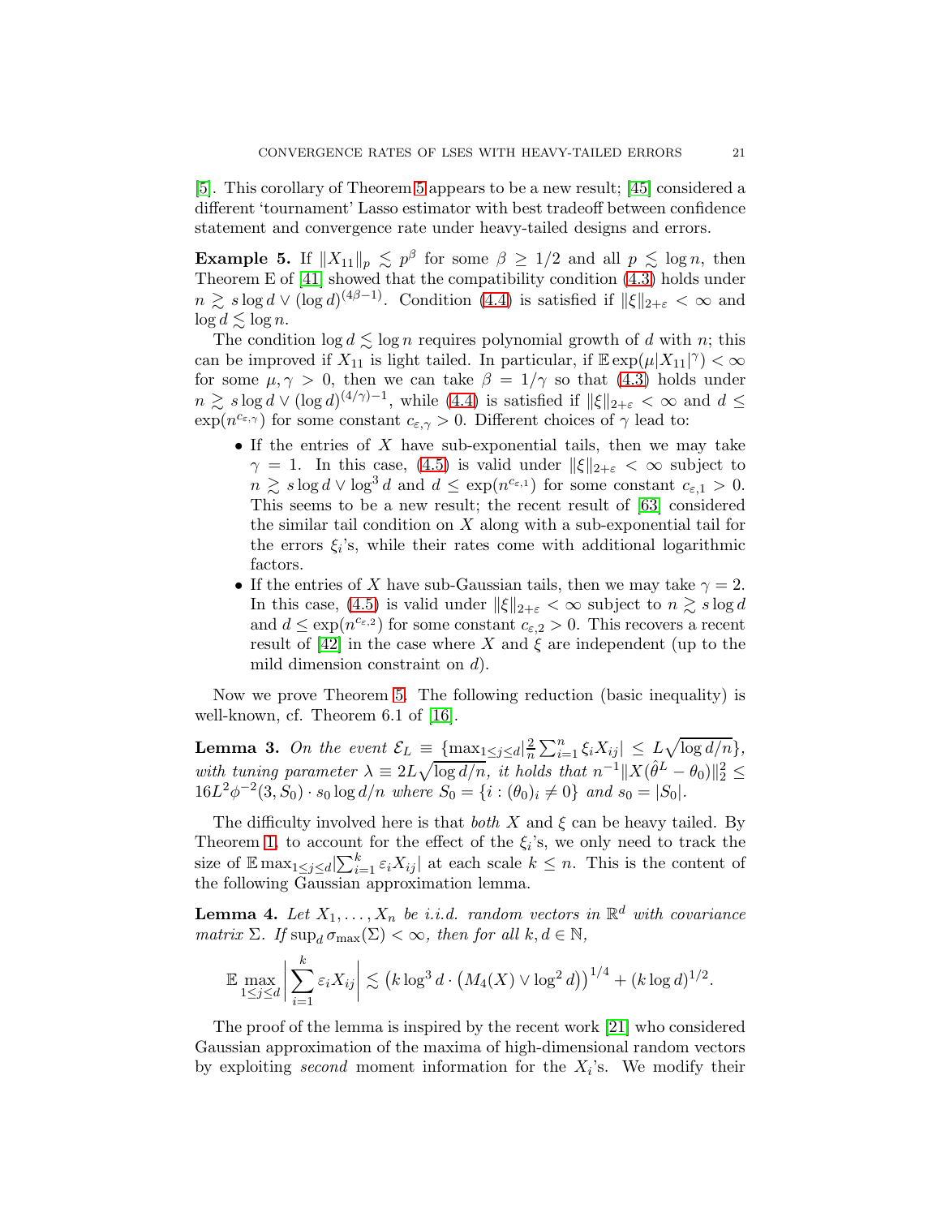[5]. This corollary of Theorem 5 appears to be a new result; [45] considered a different 'tournament' Lasso estimator with best tradeoff between confidence statement and convergence rate under heavy-tailed designs and errors.

**Example 5.** If $\|X_{11}\|_p \lesssim p^\beta$ for some $\beta \geq 1/2$ and all $p \lesssim \log n$, then Theorem E of [41] showed that the compatibility condition (4.3) holds under $n \gtrsim s \log d \vee (\log d)^{(4\beta-1)}$. Condition (4.4) is satisfied if $\|\xi\|_{2+\varepsilon} < \infty$ and $\log d \lesssim \log n$.

The condition $\log d \lesssim \log n$ requires polynomial growth of $d$ with $n$; this can be improved if $X_{11}$ is light tailed. In particular, if $\mathbb{E} \exp(\mu |X_{11}|^\gamma) < \infty$ for some $\mu, \gamma > 0$, then we can take $\beta = 1/\gamma$ so that (4.3) holds under $n \gtrsim s \log d \vee (\log d)^{(4/\gamma)-1}$, while (4.4) is satisfied if $\|\xi\|_{2+\varepsilon} < \infty$ and $d \leq \exp(n^{c_{\varepsilon,\gamma}})$ for some constant $c_{\varepsilon,\gamma} > 0$. Different choices of $\gamma$ lead to:

- If the entries of $X$ have sub-exponential tails, then we may take $\gamma = 1$. In this case, (4.5) is valid under $\|\xi\|_{2+\varepsilon} < \infty$ subject to $n \gtrsim s \log d \vee \log^3 d$ and $d \leq \exp(n^{c_{\varepsilon,1}})$ for some constant $c_{\varepsilon,1} > 0$. This seems to be a new result; the recent result of [63] considered the similar tail condition on $X$ along with a sub-exponential tail for the errors $\xi_i$'s, while their rates come with additional logarithmic factors.
- If the entries of $X$ have sub-Gaussian tails, then we may take $\gamma = 2$. In this case, (4.5) is valid under $\|\xi\|_{2+\varepsilon} < \infty$ subject to $n \gtrsim s \log d$ and $d \leq \exp(n^{c_{\varepsilon,2}})$ for some constant $c_{\varepsilon,2} > 0$. This recovers a recent result of [42] in the case where $X$ and $\xi$ are independent (up to the mild dimension constraint on $d$).

Now we prove Theorem 5. The following reduction (basic inequality) is well-known, cf. Theorem 6.1 of [16].

**Lemma 3.** *On the event $\mathcal{E}_L \equiv \{\max_{1 \leq j \leq d} |\frac{2}{n} \sum_{i=1}^n \xi_i X_{ij}| \leq L\sqrt{\log d/n}\}$, with tuning parameter $\lambda \equiv 2L\sqrt{\log d/n}$, it holds that $n^{-1}\|X(\hat{\theta}^L - \theta_0)\|_2^2 \leq 16L^2 \phi^{-2}(3, S_0) \cdot s_0 \log d/n$ where $S_0 = \{i : (\theta_0)_i \neq 0\}$ and $s_0 = |S_0|$.*

The difficulty involved here is that *both* $X$ and $\xi$ can be heavy tailed. By Theorem 1, to account for the effect of the $\xi_i$'s, we only need to track the size of $\mathbb{E} \max_{1 \leq j \leq d} |\sum_{i=1}^k \varepsilon_i X_{ij}|$ at each scale $k \leq n$. This is the content of the following Gaussian approximation lemma.

**Lemma 4.** *Let $X_1, \ldots, X_n$ be i.i.d. random vectors in $\mathbb{R}^d$ with covariance matrix $\Sigma$. If $\sup_d \sigma_{\max}(\Sigma) < \infty$, then for all $k, d \in \mathbb{N}$,*

$$\mathbb{E} \max_{1 \leq j \leq d} \left| \sum_{i=1}^k \varepsilon_i X_{ij} \right| \lesssim \left(k \log^3 d \cdot \left(M_4(X) \vee \log^2 d\right)\right)^{1/4} + (k \log d)^{1/2}.$$

The proof of the lemma is inspired by the recent work [21] who considered Gaussian approximation of the maxima of high-dimensional random vectors by exploiting *second* moment information for the $X_i$'s. We modify their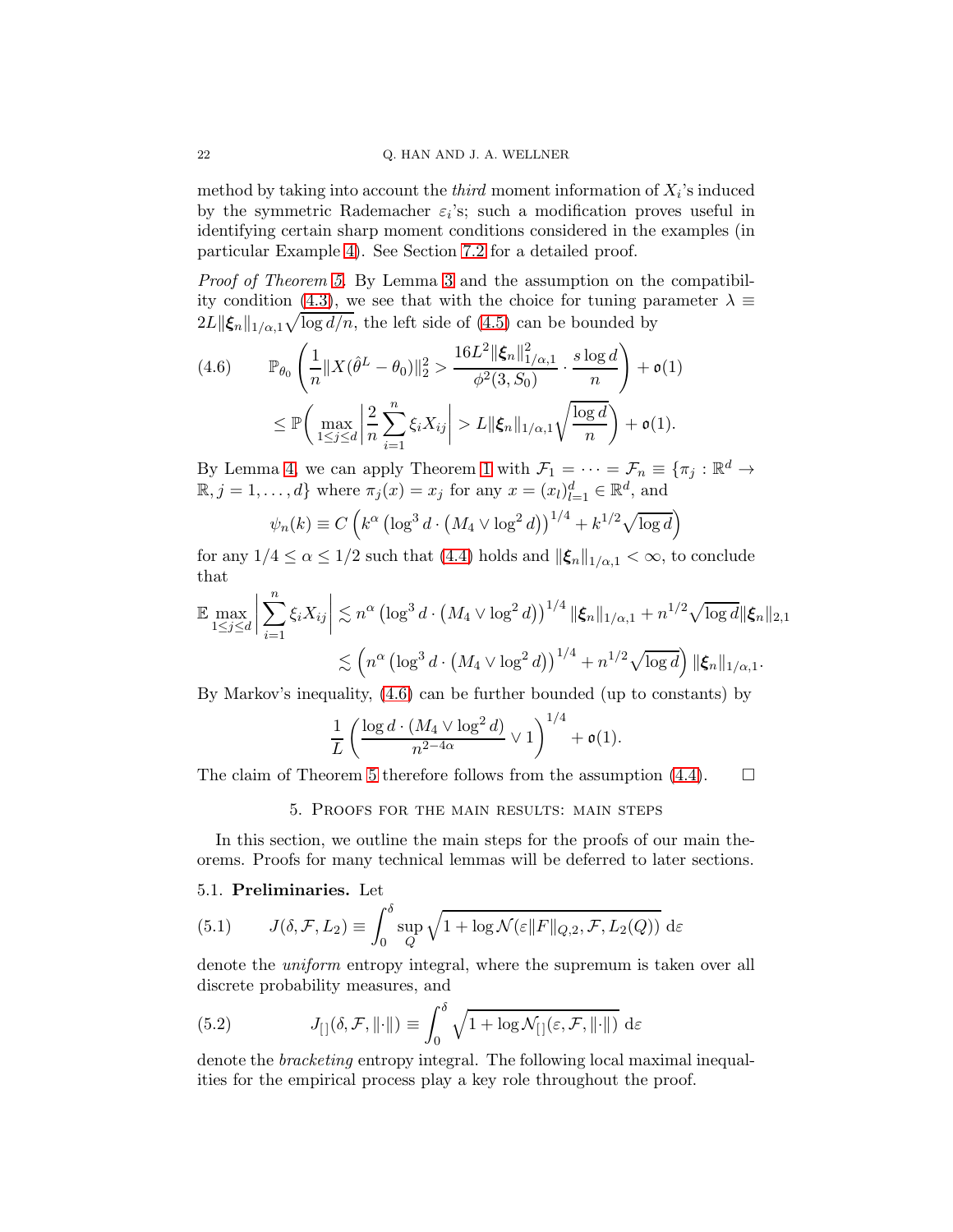method by taking into account the *third* moment information of $X_i$'s induced by the symmetric Rademacher $\varepsilon_i$'s; such a modification proves useful in identifying certain sharp moment conditions considered in the examples (in particular Example 4). See Section 7.2 for a detailed proof.

*Proof of Theorem 5.* By Lemma 3 and the assumption on the compatibility condition (4.3), we see that with the choice for tuning parameter $\lambda \equiv 2L\|\boldsymbol{\xi}_n\|_{1/\alpha,1}\sqrt{\log d/n}$, the left side of (4.5) can be bounded by

$$
\begin{aligned}
(4.6) \qquad & \mathbb{P}_{\theta_0}\left(\frac{1}{n}\|X(\hat{\theta}^L-\theta_0)\|_2^2 > \frac{16L^2\|\boldsymbol{\xi}_n\|_{1/\alpha,1}^2}{\phi^2(3,S_0)}\cdot\frac{s\log d}{n}\right)+\mathfrak{o}(1)\\
&\leq \mathbb{P}\bigg(\max_{1\leq j\leq d}\bigg|\frac{2}{n}\sum_{i=1}^n \xi_i X_{ij}\bigg| > L\|\boldsymbol{\xi}_n\|_{1/\alpha,1}\sqrt{\frac{\log d}{n}}\bigg)+\mathfrak{o}(1).
\end{aligned}
$$

By Lemma 4, we can apply Theorem 1 with $\mathcal{F}_1=\cdots=\mathcal{F}_n\equiv\{\pi_j:\mathbb{R}^d\to\mathbb{R}, j=1,\ldots,d\}$ where $\pi_j(x)=x_j$ for any $x=(x_l)_{l=1}^d\in\mathbb{R}^d$, and

$$
\psi_n(k)\equiv C\left(k^\alpha\left(\log^3 d\cdot\left(M_4\vee\log^2 d\right)\right)^{1/4}+k^{1/2}\sqrt{\log d}\right)
$$

for any $1/4\leq\alpha\leq 1/2$ such that (4.4) holds and $\|\boldsymbol{\xi}_n\|_{1/\alpha,1}<\infty$, to conclude that

$$
\begin{aligned}
\mathbb{E}\max_{1\leq j\leq d}\left|\sum_{i=1}^n \xi_i X_{ij}\right| &\lesssim n^\alpha\left(\log^3 d\cdot\left(M_4\vee\log^2 d\right)\right)^{1/4}\|\boldsymbol{\xi}_n\|_{1/\alpha,1}+n^{1/2}\sqrt{\log d}\|\boldsymbol{\xi}_n\|_{2,1}\\
&\lesssim\left(n^\alpha\left(\log^3 d\cdot\left(M_4\vee\log^2 d\right)\right)^{1/4}+n^{1/2}\sqrt{\log d}\right)\|\boldsymbol{\xi}_n\|_{1/\alpha,1}.
\end{aligned}
$$

By Markov's inequality, (4.6) can be further bounded (up to constants) by

$$
\frac{1}{L}\left(\frac{\log d\cdot(M_4\vee\log^2 d)}{n^{2-4\alpha}}\vee 1\right)^{1/4}+\mathfrak{o}(1).
$$

The claim of Theorem 5 therefore follows from the assumption (4.4). $\square$

## 5. Proofs for the main results: main steps

In this section, we outline the main steps for the proofs of our main theorems. Proofs for many technical lemmas will be deferred to later sections.

### 5.1. Preliminaries.

Let

$$
(5.1) \qquad J(\delta,\mathcal{F},L_2)\equiv\int_0^\delta\sup_Q\sqrt{1+\log\mathcal{N}(\varepsilon\|F\|_{Q,2},\mathcal{F},L_2(Q))}\,\mathrm{d}\varepsilon
$$

denote the *uniform* entropy integral, where the supremum is taken over all discrete probability measures, and

$$
(5.2) \qquad J_{[\,]}(\delta,\mathcal{F},\|\cdot\|)\equiv\int_0^\delta\sqrt{1+\log\mathcal{N}_{[\,]}(\varepsilon,\mathcal{F},\|\cdot\|)}\,\mathrm{d}\varepsilon
$$

denote the *bracketing* entropy integral. The following local maximal inequalities for the empirical process play a key role throughout the proof.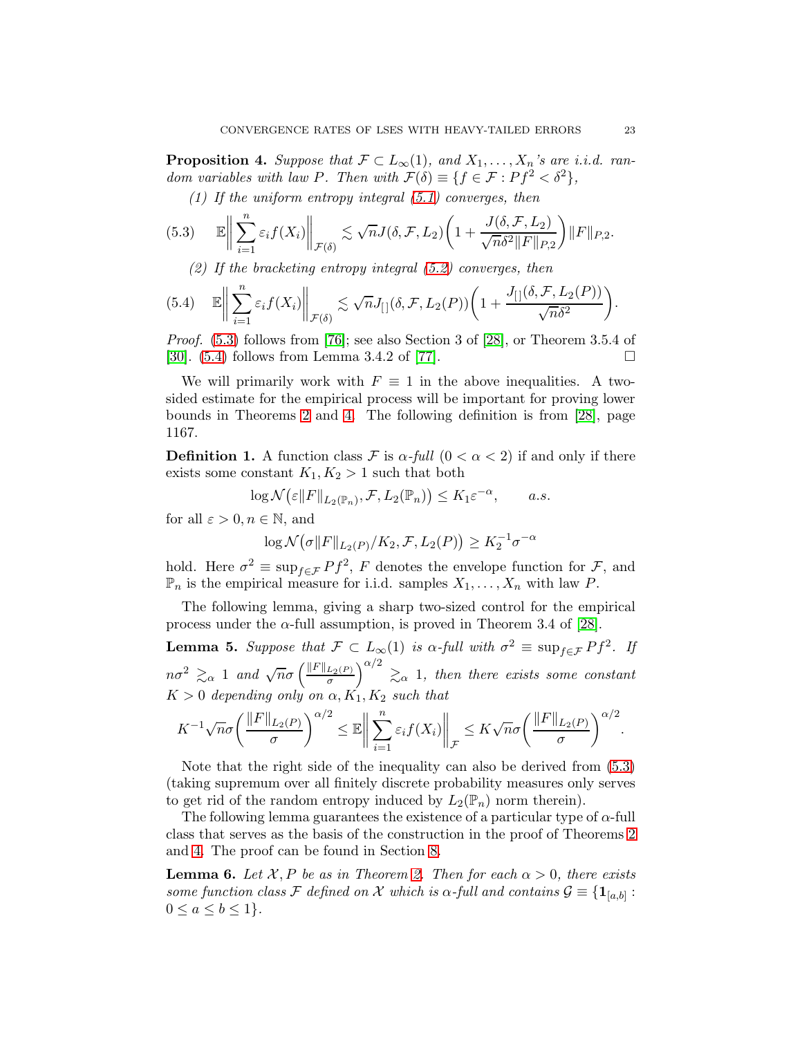**Proposition 4.** *Suppose that $\mathcal{F} \subset L_\infty(1)$, and $X_1, \ldots, X_n$'s are i.i.d. random variables with law $P$. Then with $\mathcal{F}(\delta) \equiv \{f \in \mathcal{F} : Pf^2 < \delta^2\}$,*

*(1) If the uniform entropy integral (5.1) converges, then*

$$
\mathbb{E}\bigg\| \sum_{i=1}^n \varepsilon_i f(X_i) \bigg\|_{\mathcal{F}(\delta)} \lesssim \sqrt{n} J(\delta, \mathcal{F}, L_2)\bigg(1 + \frac{J(\delta, \mathcal{F}, L_2)}{\sqrt{n}\delta^2 \|F\|_{P,2}}\bigg)\|F\|_{P,2}. \tag{5.3}
$$

*(2) If the bracketing entropy integral (5.2) converges, then*

$$
\mathbb{E}\bigg\| \sum_{i=1}^n \varepsilon_i f(X_i) \bigg\|_{\mathcal{F}(\delta)} \lesssim \sqrt{n} J_{[\,]}(\delta, \mathcal{F}, L_2(P))\bigg(1 + \frac{J_{[\,]}(\delta, \mathcal{F}, L_2(P))}{\sqrt{n}\delta^2}\bigg). \tag{5.4}
$$

*Proof.* (5.3) follows from [76]; see also Section 3 of [28], or Theorem 3.5.4 of [30]. (5.4) follows from Lemma 3.4.2 of [77]. $\square$

We will primarily work with $F \equiv 1$ in the above inequalities. A two-sided estimate for the empirical process will be important for proving lower bounds in Theorems 2 and 4. The following definition is from [28], page 1167.

**Definition 1.** A function class $\mathcal{F}$ is *$\alpha$-full* $(0 < \alpha < 2)$ if and only if there exists some constant $K_1, K_2 > 1$ such that both

$$
\log \mathcal{N}\big(\varepsilon \|F\|_{L_2(\mathbb{P}_n)}, \mathcal{F}, L_2(\mathbb{P}_n)\big) \le K_1 \varepsilon^{-\alpha}, \qquad a.s.
$$

for all $\varepsilon > 0, n \in \mathbb{N}$, and

$$
\log \mathcal{N}\big(\sigma \|F\|_{L_2(P)}/K_2, \mathcal{F}, L_2(P)\big) \ge K_2^{-1} \sigma^{-\alpha}
$$

hold. Here $\sigma^2 \equiv \sup_{f \in \mathcal{F}} Pf^2$, $F$ denotes the envelope function for $\mathcal{F}$, and $\mathbb{P}_n$ is the empirical measure for i.i.d. samples $X_1, \ldots, X_n$ with law $P$.

The following lemma, giving a sharp two-sized control for the empirical process under the $\alpha$-full assumption, is proved in Theorem 3.4 of [28].

**Lemma 5.** *Suppose that $\mathcal{F} \subset L_\infty(1)$ is $\alpha$-full with $\sigma^2 \equiv \sup_{f \in \mathcal{F}} Pf^2$. If $n\sigma^2 \gtrsim_\alpha 1$ and $\sqrt{n}\sigma \Big(\frac{\|F\|_{L_2(P)}}{\sigma}\Big)^{\alpha/2} \gtrsim_\alpha 1$, then there exists some constant $K > 0$ depending only on $\alpha, K_1, K_2$ such that*

$$
K^{-1}\sqrt{n}\sigma \bigg(\frac{\|F\|_{L_2(P)}}{\sigma}\bigg)^{\alpha/2} \le \mathbb{E}\bigg\| \sum_{i=1}^n \varepsilon_i f(X_i) \bigg\|_{\mathcal{F}} \le K\sqrt{n}\sigma \bigg(\frac{\|F\|_{L_2(P)}}{\sigma}\bigg)^{\alpha/2}.
$$

Note that the right side of the inequality can also be derived from (5.3) (taking supremum over all finitely discrete probability measures only serves to get rid of the random entropy induced by $L_2(\mathbb{P}_n)$ norm therein).

The following lemma guarantees the existence of a particular type of $\alpha$-full class that serves as the basis of the construction in the proof of Theorems 2 and 4. The proof can be found in Section 8.

**Lemma 6.** *Let $\mathcal{X}, P$ be as in Theorem 2. Then for each $\alpha > 0$, there exists some function class $\mathcal{F}$ defined on $\mathcal{X}$ which is $\alpha$-full and contains $\mathcal{G} \equiv \{\mathbf{1}_{[a,b]} : 0 \le a \le b \le 1\}$.*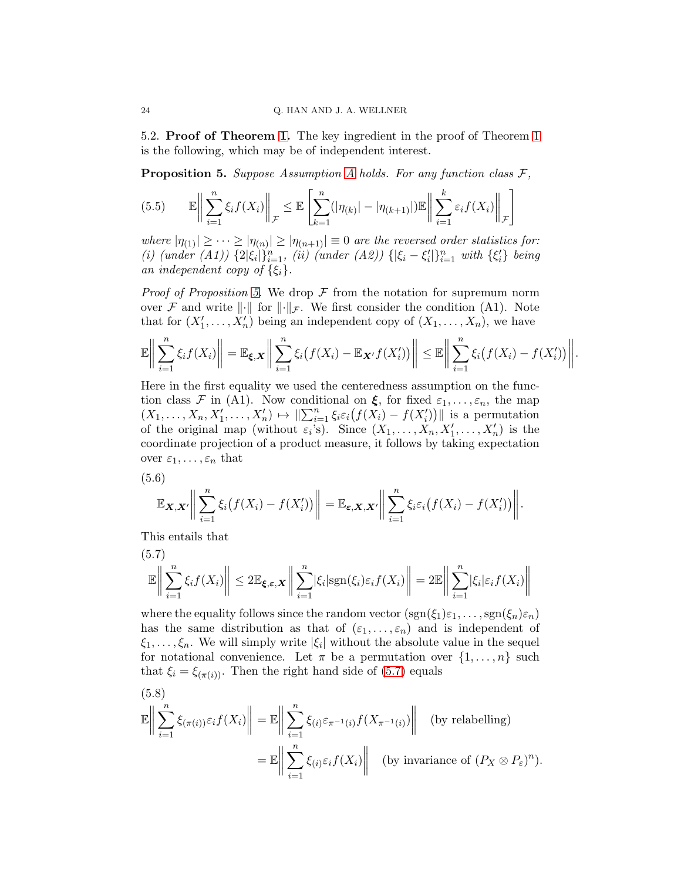5.2. **Proof of Theorem 1.** The key ingredient in the proof of Theorem 1 is the following, which may be of independent interest.

**Proposition 5.** *Suppose Assumption A holds. For any function class $\mathcal{F}$,*

$$\mathbb{E}\bigg\| \sum_{i=1}^n \xi_i f(X_i) \bigg\|_{\mathcal{F}} \leq \mathbb{E}\left[ \sum_{k=1}^n (|\eta_{(k)}| - |\eta_{(k+1)}|) \mathbb{E}\bigg\| \sum_{i=1}^k \varepsilon_i f(X_i) \bigg\|_{\mathcal{F}} \right] \tag{5.5}$$

*where $|\eta_{(1)}| \geq \cdots \geq |\eta_{(n)}| \geq |\eta_{(n+1)}| \equiv 0$ are the reversed order statistics for: (i) (under (A1)) $\{2|\xi_i|\}_{i=1}^n$, (ii) (under (A2)) $\{|\xi_i - \xi_i'|\}_{i=1}^n$ with $\{\xi_i'\}$ being an independent copy of $\{\xi_i\}$.*

*Proof of Proposition 5.* We drop $\mathcal{F}$ from the notation for supremum norm over $\mathcal{F}$ and write $\|\cdot\|$ for $\|\cdot\|_{\mathcal{F}}$. We first consider the condition (A1). Note that for $(X_1', \ldots, X_n')$ being an independent copy of $(X_1, \ldots, X_n)$, we have

$$\mathbb{E}\bigg\| \sum_{i=1}^n \xi_i f(X_i) \bigg\| = \mathbb{E}_{\boldsymbol{\xi}, \boldsymbol{X}}\bigg\| \sum_{i=1}^n \xi_i \big( f(X_i) - \mathbb{E}_{\boldsymbol{X}'} f(X_i') \big) \bigg\| \leq \mathbb{E}\bigg\| \sum_{i=1}^n \xi_i \big( f(X_i) - f(X_i') \big) \bigg\|.$$

Here in the first equality we used the centeredness assumption on the function class $\mathcal{F}$ in (A1). Now conditional on $\boldsymbol{\xi}$, for fixed $\varepsilon_1, \ldots, \varepsilon_n$, the map $(X_1, \ldots, X_n, X_1', \ldots, X_n') \mapsto \|\sum_{i=1}^n \xi_i \varepsilon_i \big(f(X_i) - f(X_i')\big)\|$ is a permutation of the original map (without $\varepsilon_i$'s). Since $(X_1, \ldots, X_n, X_1', \ldots, X_n')$ is the coordinate projection of a product measure, it follows by taking expectation over $\varepsilon_1, \ldots, \varepsilon_n$ that

$$\mathbb{E}_{\boldsymbol{X}, \boldsymbol{X}'}\bigg\| \sum_{i=1}^n \xi_i \big( f(X_i) - f(X_i') \big) \bigg\| = \mathbb{E}_{\boldsymbol{\varepsilon}, \boldsymbol{X}, \boldsymbol{X}'}\bigg\| \sum_{i=1}^n \xi_i \varepsilon_i \big( f(X_i) - f(X_i') \big) \bigg\|. \tag{5.6}$$

This entails that

$$\mathbb{E}\bigg\| \sum_{i=1}^n \xi_i f(X_i) \bigg\| \leq 2\mathbb{E}_{\boldsymbol{\xi}, \boldsymbol{\varepsilon}, \boldsymbol{X}}\bigg\| \sum_{i=1}^n |\xi_i| \mathrm{sgn}(\xi_i) \varepsilon_i f(X_i) \bigg\| = 2\mathbb{E}\bigg\| \sum_{i=1}^n |\xi_i| \varepsilon_i f(X_i) \bigg\| \tag{5.7}$$

where the equality follows since the random vector $(\mathrm{sgn}(\xi_1)\varepsilon_1, \ldots, \mathrm{sgn}(\xi_n)\varepsilon_n)$ has the same distribution as that of $(\varepsilon_1, \ldots, \varepsilon_n)$ and is independent of $\xi_1, \ldots, \xi_n$. We will simply write $|\xi_i|$ without the absolute value in the sequel for notational convenience. Let $\pi$ be a permutation over $\{1, \ldots, n\}$ such that $\xi_i = \xi_{(\pi(i))}$. Then the right hand side of (5.7) equals

$$\begin{aligned} \mathbb{E}\bigg\| \sum_{i=1}^n \xi_{(\pi(i))} \varepsilon_i f(X_i) \bigg\| &= \mathbb{E}\bigg\| \sum_{i=1}^n \xi_{(i)} \varepsilon_{\pi^{-1}(i)} f(X_{\pi^{-1}(i)}) \bigg\| \quad \text{(by relabelling)} \\ &= \mathbb{E}\bigg\| \sum_{i=1}^n \xi_{(i)} \varepsilon_i f(X_i) \bigg\| \quad \text{(by invariance of } (P_X \otimes P_\varepsilon)^n). \end{aligned} \tag{5.8}$$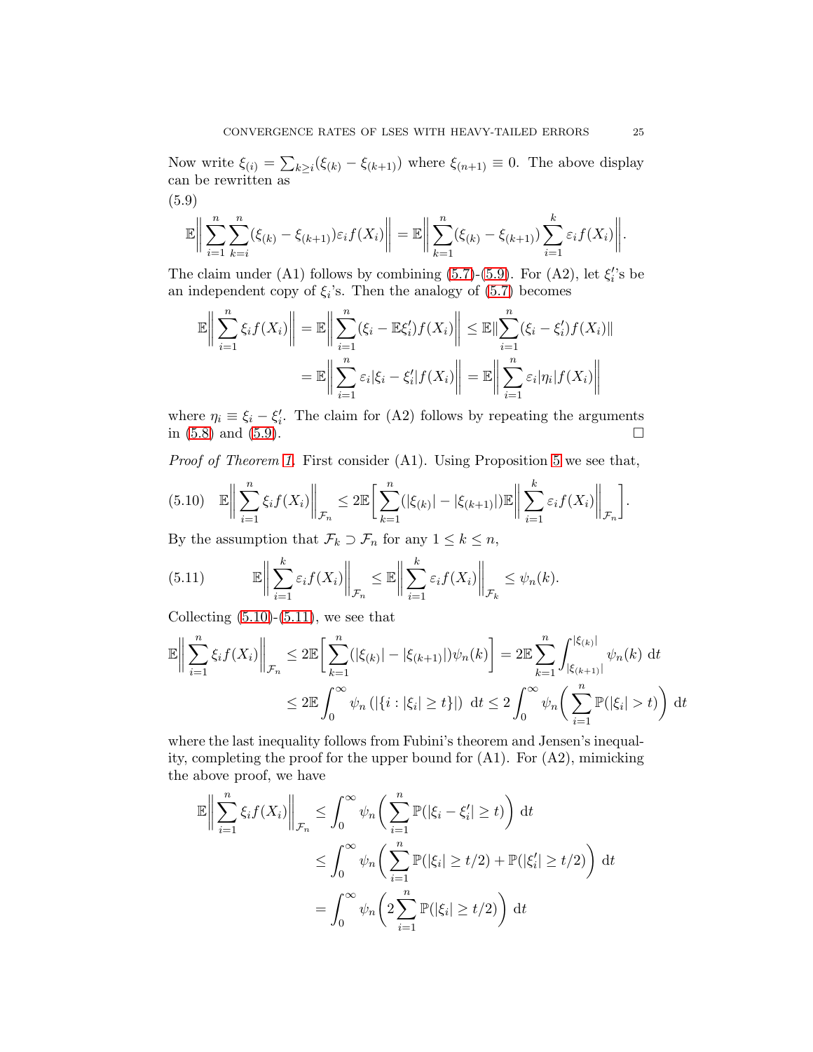Now write $\xi_{(i)} = \sum_{k\geq i}(\xi_{(k)} - \xi_{(k+1)})$ where $\xi_{(n+1)} \equiv 0$. The above display can be rewritten as

(5.9)

$$\mathbb{E}\bigg\| \sum_{i=1}^n \sum_{k=i}^n (\xi_{(k)} - \xi_{(k+1)})\varepsilon_i f(X_i)\bigg\| = \mathbb{E}\bigg\| \sum_{k=1}^n (\xi_{(k)} - \xi_{(k+1)}) \sum_{i=1}^k \varepsilon_i f(X_i)\bigg\|.$$

The claim under (A1) follows by combining (5.7)-(5.9). For (A2), let $\xi_i'$'s be an independent copy of $\xi_i$'s. Then the analogy of (5.7) becomes

$$\begin{aligned}
\mathbb{E}\bigg\| \sum_{i=1}^n \xi_i f(X_i)\bigg\| &= \mathbb{E}\bigg\| \sum_{i=1}^n (\xi_i - \mathbb{E}\xi_i')f(X_i)\bigg\| \leq \mathbb{E}\|\sum_{i=1}^n (\xi_i - \xi_i')f(X_i)\| \\
&= \mathbb{E}\bigg\| \sum_{i=1}^n \varepsilon_i|\xi_i - \xi_i'|f(X_i)\bigg\| = \mathbb{E}\bigg\| \sum_{i=1}^n \varepsilon_i |\eta_i| f(X_i)\bigg\|
\end{aligned}$$

where $\eta_i \equiv \xi_i - \xi_i'$. The claim for (A2) follows by repeating the arguments in (5.8) and (5.9). $\square$

*Proof of Theorem 1.* First consider (A1). Using Proposition 5 we see that,

$$\mathbb{E}\bigg\| \sum_{i=1}^n \xi_i f(X_i)\bigg\|_{\mathcal{F}_n} \leq 2\mathbb{E}\bigg[\sum_{k=1}^n (|\xi_{(k)}| - |\xi_{(k+1)}|)\mathbb{E}\bigg\| \sum_{i=1}^k \varepsilon_i f(X_i)\bigg\|_{\mathcal{F}_n}\bigg]. \tag{5.10}$$

By the assumption that $\mathcal{F}_k \supset \mathcal{F}_n$ for any $1 \leq k \leq n$,

$$\mathbb{E}\bigg\| \sum_{i=1}^k \varepsilon_i f(X_i)\bigg\|_{\mathcal{F}_n} \leq \mathbb{E}\bigg\| \sum_{i=1}^k \varepsilon_i f(X_i)\bigg\|_{\mathcal{F}_k} \leq \psi_n(k). \tag{5.11}$$

Collecting (5.10)-(5.11), we see that

$$\begin{aligned}
\mathbb{E}\bigg\| \sum_{i=1}^n \xi_i f(X_i)\bigg\|_{\mathcal{F}_n} &\leq 2\mathbb{E}\bigg[\sum_{k=1}^n (|\xi_{(k)}| - |\xi_{(k+1)}|)\psi_n(k)\bigg] = 2\mathbb{E}\sum_{k=1}^n \int_{|\xi_{(k+1)}|}^{|\xi_{(k)}|} \psi_n(k)\ \mathrm{d}t \\
&\leq 2\mathbb{E}\int_0^\infty \psi_n\left(|\{i : |\xi_i| \geq t\}|\right)\ \mathrm{d}t \leq 2\int_0^\infty \psi_n\bigg(\sum_{i=1}^n \mathbb{P}(|\xi_i| > t)\bigg)\ \mathrm{d}t
\end{aligned}$$

where the last inequality follows from Fubini's theorem and Jensen's inequality, completing the proof for the upper bound for (A1). For (A2), mimicking the above proof, we have

$$\begin{aligned}
\mathbb{E}\bigg\| \sum_{i=1}^n \xi_i f(X_i)\bigg\|_{\mathcal{F}_n} &\leq \int_0^\infty \psi_n\bigg(\sum_{i=1}^n \mathbb{P}(|\xi_i - \xi_i'| \geq t)\bigg)\ \mathrm{d}t \\
&\leq \int_0^\infty \psi_n\bigg(\sum_{i=1}^n \mathbb{P}(|\xi_i| \geq t/2) + \mathbb{P}(|\xi_i'| \geq t/2)\bigg)\ \mathrm{d}t \\
&= \int_0^\infty \psi_n\bigg(2\sum_{i=1}^n \mathbb{P}(|\xi_i| \geq t/2)\bigg)\ \mathrm{d}t
\end{aligned}$$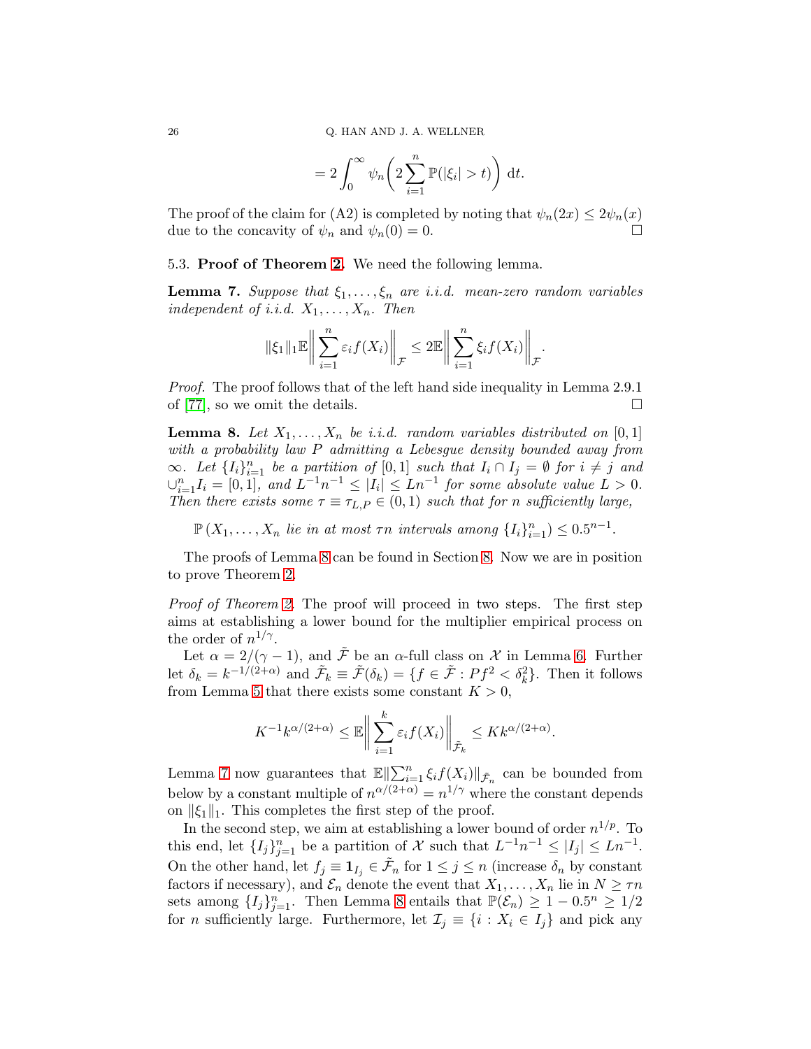$$= 2\int_0^\infty \psi_n\bigg(2\sum_{i=1}^n \mathbb{P}(|\xi_i|>t)\bigg)\ \mathrm{d}t.$$

The proof of the claim for (A2) is completed by noting that $\psi_n(2x) \leq 2\psi_n(x)$ due to the concavity of $\psi_n$ and $\psi_n(0) = 0$. $\square$

### 5.3. **Proof of Theorem 2.** 

We need the following lemma.

**Lemma 7.** *Suppose that $\xi_1,\ldots,\xi_n$ are i.i.d. mean-zero random variables independent of i.i.d. $X_1,\ldots,X_n$. Then*

$$\|\xi_1\|_1 \mathbb{E}\bigg\|\sum_{i=1}^n \varepsilon_i f(X_i)\bigg\|_{\mathcal{F}} \leq 2\mathbb{E}\bigg\|\sum_{i=1}^n \xi_i f(X_i)\bigg\|_{\mathcal{F}}.$$

*Proof.* The proof follows that of the left hand side inequality in Lemma 2.9.1 of [77], so we omit the details. $\square$

**Lemma 8.** *Let $X_1,\ldots,X_n$ be i.i.d. random variables distributed on $[0,1]$ with a probability law $P$ admitting a Lebesgue density bounded away from $\infty$. Let $\{I_i\}_{i=1}^n$ be a partition of $[0,1]$ such that $I_i \cap I_j = \emptyset$ for $i \neq j$ and $\cup_{i=1}^n I_i = [0,1]$, and $L^{-1}n^{-1} \leq |I_i| \leq Ln^{-1}$ for some absolute value $L > 0$. Then there exists some $\tau \equiv \tau_{L,P} \in (0,1)$ such that for $n$ sufficiently large,*

$$\mathbb{P}\left(X_1,\ldots,X_n \textit{ lie in at most } \tau n \textit{ intervals among } \{I_i\}_{i=1}^n\right) \leq 0.5^{n-1}.$$

The proofs of Lemma 8 can be found in Section 8. Now we are in position to prove Theorem 2.

*Proof of Theorem 2.* The proof will proceed in two steps. The first step aims at establishing a lower bound for the multiplier empirical process on the order of $n^{1/\gamma}$.

Let $\alpha = 2/(\gamma-1)$, and $\tilde{\mathcal{F}}$ be an $\alpha$-full class on $\mathcal{X}$ in Lemma 6. Further let $\delta_k = k^{-1/(2+\alpha)}$ and $\tilde{\mathcal{F}}_k \equiv \tilde{\mathcal{F}}(\delta_k) = \{f \in \tilde{\mathcal{F}} : Pf^2 < \delta_k^2\}$. Then it follows from Lemma 5 that there exists some constant $K > 0$,

$$K^{-1}k^{\alpha/(2+\alpha)} \leq \mathbb{E}\bigg\|\sum_{i=1}^k \varepsilon_i f(X_i)\bigg\|_{\tilde{\mathcal{F}}_k} \leq K k^{\alpha/(2+\alpha)}.$$

Lemma 7 now guarantees that $\mathbb{E}\|\sum_{i=1}^n \xi_i f(X_i)\|_{\tilde{\mathcal{F}}_n}$ can be bounded from below by a constant multiple of $n^{\alpha/(2+\alpha)} = n^{1/\gamma}$ where the constant depends on $\|\xi_1\|_1$. This completes the first step of the proof.

In the second step, we aim at establishing a lower bound of order $n^{1/p}$. To this end, let $\{I_j\}_{j=1}^n$ be a partition of $\mathcal{X}$ such that $L^{-1}n^{-1} \leq |I_j| \leq Ln^{-1}$. On the other hand, let $f_j \equiv \mathbf{1}_{I_j} \in \tilde{\mathcal{F}}_n$ for $1 \leq j \leq n$ (increase $\delta_n$ by constant factors if necessary), and $\mathcal{E}_n$ denote the event that $X_1,\ldots,X_n$ lie in $N \geq \tau n$ sets among $\{I_j\}_{j=1}^n$. Then Lemma 8 entails that $\mathbb{P}(\mathcal{E}_n) \geq 1 - 0.5^n \geq 1/2$ for $n$ sufficiently large. Furthermore, let $\mathcal{I}_j \equiv \{i : X_i \in I_j\}$ and pick any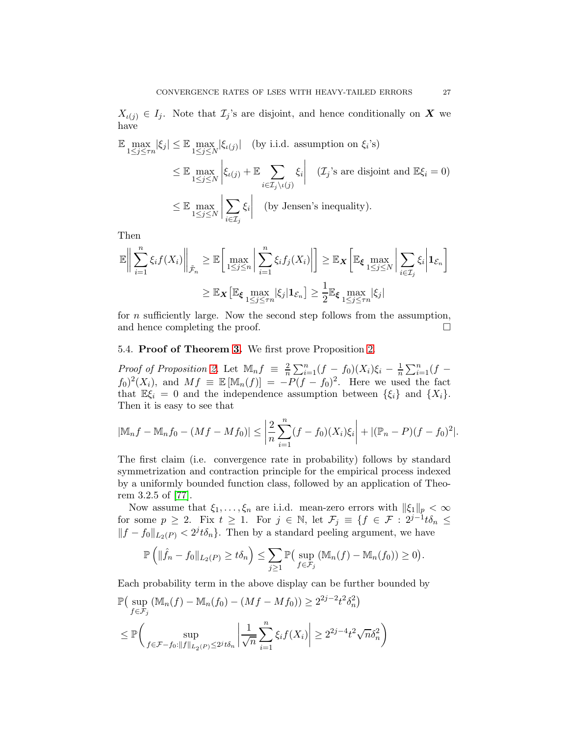$X_{\iota(j)} \in I_j$. Note that $\mathcal{I}_j$'s are disjoint, and hence conditionally on $\boldsymbol{X}$ we have

$$
\begin{aligned}
\mathbb{E} \max_{1\leq j\leq \tau n}|\xi_j| &\leq \mathbb{E} \max_{1\leq j\leq N}|\xi_{\iota(j)}| \quad \text{(by i.i.d. assumption on } \xi_i\text{'s)}\\
&\leq \mathbb{E} \max_{1\leq j\leq N}\left|\xi_{\iota(j)} + \mathbb{E}\sum_{i\in\mathcal{I}_j\setminus\iota(j)}\xi_i\right| \quad (\mathcal{I}_j\text{'s are disjoint and } \mathbb{E}\xi_i = 0)\\
&\leq \mathbb{E} \max_{1\leq j\leq N}\left|\sum_{i\in\mathcal{I}_j}\xi_i\right| \quad \text{(by Jensen's inequality).}
\end{aligned}
$$

Then

$$
\begin{aligned}
\mathbb{E}\left\|\sum_{i=1}^n \xi_i f(X_i)\right\|_{\tilde{\mathcal{F}}_n} &\geq \mathbb{E}\left[\max_{1\leq j\leq n}\left|\sum_{i=1}^n \xi_i f_j(X_i)\right|\right] \geq \mathbb{E}_{\boldsymbol{X}}\left[\mathbb{E}_{\boldsymbol{\xi}}\max_{1\leq j\leq N}\left|\sum_{i\in\mathcal{I}_j}\xi_i\right|\mathbf{1}_{\mathcal{E}_n}\right]\\
&\geq \mathbb{E}_{\boldsymbol{X}}\left[\mathbb{E}_{\boldsymbol{\xi}}\max_{1\leq j\leq \tau n}|\xi_j|\mathbf{1}_{\mathcal{E}_n}\right] \geq \frac{1}{2}\mathbb{E}_{\boldsymbol{\xi}}\max_{1\leq j\leq \tau n}|\xi_j|
\end{aligned}
$$

for $n$ sufficiently large. Now the second step follows from the assumption, and hence completing the proof. $\square$

### 5.4. Proof of Theorem 3.

We first prove Proposition 2.

*Proof of Proposition 2.* Let $\mathbb{M}_n f \equiv \frac{2}{n}\sum_{i=1}^n (f - f_0)(X_i)\xi_i - \frac{1}{n}\sum_{i=1}^n (f - f_0)^2(X_i)$, and $Mf \equiv \mathbb{E}\left[\mathbb{M}_n(f)\right] = -P(f-f_0)^2$. Here we used the fact that $\mathbb{E}\xi_i = 0$ and the independence assumption between $\{\xi_i\}$ and $\{X_i\}$. Then it is easy to see that

$$
|\mathbb{M}_n f - \mathbb{M}_n f_0 - (Mf - Mf_0)| \leq \left|\frac{2}{n}\sum_{i=1}^n (f-f_0)(X_i)\xi_i\right| + |(\mathbb{P}_n - P)(f-f_0)^2|.
$$

The first claim (i.e. convergence rate in probability) follows by standard symmetrization and contraction principle for the empirical process indexed by a uniformly bounded function class, followed by an application of Theorem 3.2.5 of [77].

Now assume that $\xi_1,\ldots,\xi_n$ are i.i.d. mean-zero errors with $\|\xi_1\|_p < \infty$ for some $p \geq 2$. Fix $t \geq 1$. For $j \in \mathbb{N}$, let $\mathcal{F}_j \equiv \{f \in \mathcal{F} : 2^{j-1}t\delta_n \leq \|f - f_0\|_{L_2(P)} < 2^j t\delta_n\}$. Then by a standard peeling argument, we have

$$
\mathbb{P}\left(\|\hat{f}_n - f_0\|_{L_2(P)} \geq t\delta_n\right) \leq \sum_{j\geq 1}\mathbb{P}\big(\sup_{f\in\mathcal{F}_j}\left(\mathbb{M}_n(f) - \mathbb{M}_n(f_0)\right) \geq 0\big).
$$

Each probability term in the above display can be further bounded by

$$
\begin{aligned}
&\mathbb{P}\big(\sup_{f\in\mathcal{F}_j}\left(\mathbb{M}_n(f) - \mathbb{M}_n(f_0) - (Mf - Mf_0)\right) \geq 2^{2j-2}t^2\delta_n^2\big)\\
&\leq \mathbb{P}\Bigg(\sup_{f\in\mathcal{F}-f_0:\|f\|_{L_2(P)}\leq 2^j t\delta_n}\left|\frac{1}{\sqrt{n}}\sum_{i=1}^n \xi_i f(X_i)\right| \geq 2^{2j-4}t^2\sqrt{n}\delta_n^2\Bigg)
\end{aligned}
$$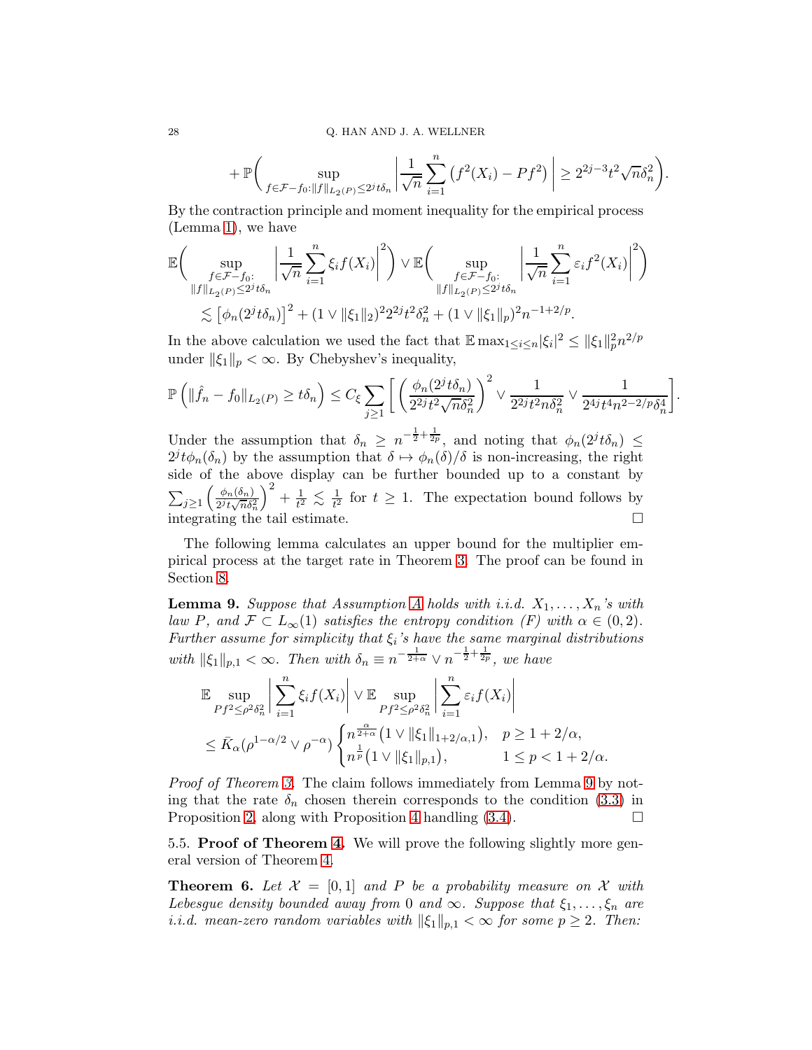$$
+\mathbb{P}\bigg( \sup_{f\in\mathcal{F}-f_0:\|f\|_{L_2(P)}\leq 2^j t\delta_n} \bigg|\frac{1}{\sqrt{n}}\sum_{i=1}^n \big(f^2(X_i)-Pf^2\big)\bigg| \geq 2^{2j-3}t^2\sqrt{n}\delta_n^2\bigg).
$$

By the contraction principle and moment inequality for the empirical process (Lemma 1), we have

$$
\begin{aligned}
&\mathbb{E}\bigg( \sup_{\substack{f\in\mathcal{F}-f_0:\\ \|f\|_{L_2(P)}\leq 2^j t\delta_n}} \bigg|\frac{1}{\sqrt{n}}\sum_{i=1}^n \xi_i f(X_i)\bigg|^2\bigg) \vee \mathbb{E}\bigg( \sup_{\substack{f\in\mathcal{F}-f_0:\\ \|f\|_{L_2(P)}\leq 2^j t\delta_n}} \bigg|\frac{1}{\sqrt{n}}\sum_{i=1}^n \varepsilon_i f^2(X_i)\bigg|^2\bigg)\\
&\quad \lesssim \big[\phi_n(2^j t\delta_n)\big]^2 + (1\vee\|\xi_1\|_2)^2 2^{2j}t^2\delta_n^2 + (1\vee \|\xi_1\|_p)^2 n^{-1+2/p}.
\end{aligned}
$$

In the above calculation we used the fact that $\mathbb{E}\max_{1\leq i\leq n}|\xi_i|^2 \leq \|\xi_1\|_p^2 n^{2/p}$ under $\|\xi_1\|_p<\infty$. By Chebyshev's inequality,

$$
\mathbb{P}\left(\|\hat{f}_n - f_0\|_{L_2(P)} \geq t\delta_n\right) \leq C_\xi \sum_{j\geq 1}\bigg[\bigg(\frac{\phi_n(2^j t\delta_n)}{2^{2j}t^2\sqrt{n}\delta_n^2}\bigg)^2 \vee \frac{1}{2^{2j}t^2 n\delta_n^2} \vee \frac{1}{2^{4j}t^4 n^{2-2/p}\delta_n^4}\bigg].
$$

Under the assumption that $\delta_n \geq n^{-\frac{1}{2}+\frac{1}{2p}}$, and noting that $\phi_n(2^j t\delta_n) \leq 2^j t\phi_n(\delta_n)$ by the assumption that $\delta\mapsto \phi_n(\delta)/\delta$ is non-increasing, the right side of the above display can be further bounded up to a constant by $\sum_{j\geq 1}\Big(\frac{\phi_n(\delta_n)}{2^j t\sqrt{n}\delta_n^2}\Big)^2 + \frac{1}{t^2} \lesssim \frac{1}{t^2}$ for $t\geq 1$. The expectation bound follows by integrating the tail estimate. $\square$

The following lemma calculates an upper bound for the multiplier empirical process at the target rate in Theorem 3. The proof can be found in Section 8.

**Lemma 9.** *Suppose that Assumption A holds with i.i.d. $X_1,\ldots,X_n$'s with law $P$, and $\mathcal{F}\subset L_\infty(1)$ satisfies the entropy condition (F) with $\alpha\in(0,2)$. Further assume for simplicity that $\xi_i$'s have the same marginal distributions with $\|\xi_1\|_{p,1}<\infty$. Then with $\delta_n \equiv n^{-\frac{1}{2+\alpha}} \vee n^{-\frac{1}{2}+\frac{1}{2p}}$, we have*

$$
\begin{aligned}
&\mathbb{E}\sup_{Pf^2\leq \rho^2\delta_n^2}\bigg|\sum_{i=1}^n \xi_i f(X_i)\bigg| \vee \mathbb{E}\sup_{Pf^2\leq\rho^2\delta_n^2}\bigg|\sum_{i=1}^n \varepsilon_i f(X_i)\bigg|\\
&\leq \bar{K}_\alpha(\rho^{1-\alpha/2}\vee\rho^{-\alpha})\begin{cases} n^{\frac{\alpha}{2+\alpha}}\big(1\vee\|\xi_1\|_{1+2/\alpha,1}\big), & p\geq 1+2/\alpha,\\ n^{\frac{1}{p}}\big(1\vee \|\xi_1\|_{p,1}\big), & 1\leq p<1+2/\alpha.\end{cases}
\end{aligned}
$$

*Proof of Theorem 3.* The claim follows immediately from Lemma 9 by noting that the rate $\delta_n$ chosen therein corresponds to the condition (3.3) in Proposition 2, along with Proposition 4 handling (3.4). $\square$

### 5.5. Proof of Theorem 4.

We will prove the following slightly more general version of Theorem 4.

**Theorem 6.** *Let $\mathcal{X}=[0,1]$ and $P$ be a probability measure on $\mathcal{X}$ with Lebesgue density bounded away from 0 and $\infty$. Suppose that $\xi_1,\ldots,\xi_n$ are i.i.d. mean-zero random variables with $\|\xi_1\|_{p,1}<\infty$ for some $p\geq 2$. Then:*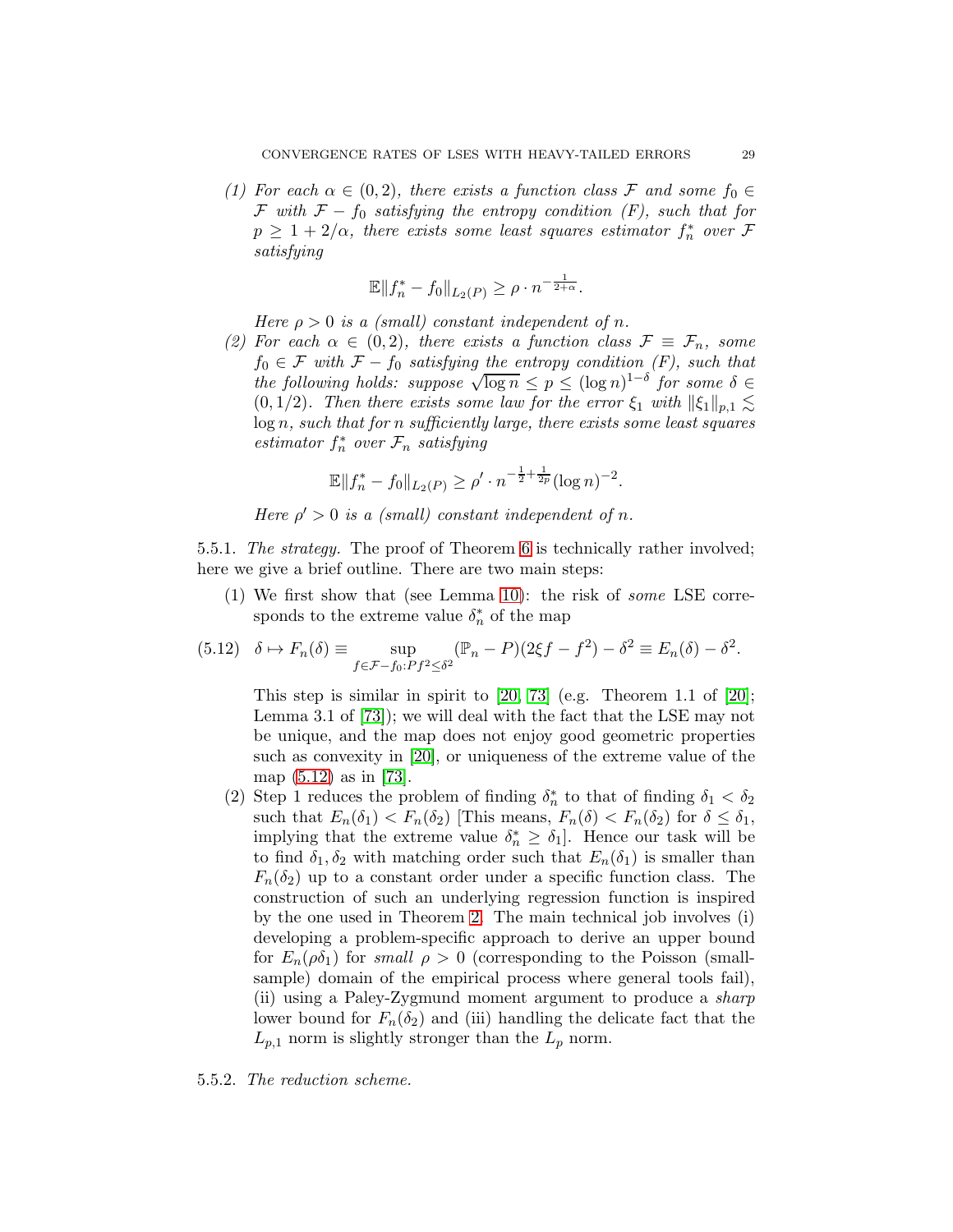(1) *For each $\alpha \in (0,2)$, there exists a function class $\mathcal{F}$ and some $f_0 \in \mathcal{F}$ with $\mathcal{F} - f_0$ satisfying the entropy condition (F), such that for $p \geq 1 + 2/\alpha$, there exists some least squares estimator $f_n^*$ over $\mathcal{F}$ satisfying*

$$\mathbb{E}\|f_n^* - f_0\|_{L_2(P)} \geq \rho \cdot n^{-\frac{1}{2+\alpha}}.$$

*Here $\rho > 0$ is a (small) constant independent of $n$.*

(2) *For each $\alpha \in (0,2)$, there exists a function class $\mathcal{F} \equiv \mathcal{F}_n$, some $f_0 \in \mathcal{F}$ with $\mathcal{F} - f_0$ satisfying the entropy condition (F), such that the following holds: suppose $\sqrt{\log n} \leq p \leq (\log n)^{1-\delta}$ for some $\delta \in (0, 1/2)$. Then there exists some law for the error $\xi_1$ with $\|\xi_1\|_{p,1} \lesssim \log n$, such that for $n$ sufficiently large, there exists some least squares estimator $f_n^*$ over $\mathcal{F}_n$ satisfying*

$$\mathbb{E}\|f_n^* - f_0\|_{L_2(P)} \geq \rho' \cdot n^{-\frac{1}{2}+\frac{1}{2p}}(\log n)^{-2}.$$

*Here $\rho' > 0$ is a (small) constant independent of $n$.*

5.5.1. *The strategy.* The proof of Theorem 6 is technically rather involved; here we give a brief outline. There are two main steps:

(1) We first show that (see Lemma 10): the risk of *some* LSE corresponds to the extreme value $\delta_n^*$ of the map

$$\delta \mapsto F_n(\delta) \equiv \sup_{f \in \mathcal{F} - f_0 : Pf^2 \leq \delta^2} (\mathbb{P}_n - P)(2\xi f - f^2) - \delta^2 \equiv E_n(\delta) - \delta^2. \tag{5.12}$$

This step is similar in spirit to [20, 73] (e.g. Theorem 1.1 of [20]; Lemma 3.1 of [73]); we will deal with the fact that the LSE may not be unique, and the map does not enjoy good geometric properties such as convexity in [20], or uniqueness of the extreme value of the map (5.12) as in [73].

(2) Step 1 reduces the problem of finding $\delta_n^*$ to that of finding $\delta_1 < \delta_2$ such that $E_n(\delta_1) < F_n(\delta_2)$ [This means, $F_n(\delta) < F_n(\delta_2)$ for $\delta \leq \delta_1$, implying that the extreme value $\delta_n^* \geq \delta_1$]. Hence our task will be to find $\delta_1, \delta_2$ with matching order such that $E_n(\delta_1)$ is smaller than $F_n(\delta_2)$ up to a constant order under a specific function class. The construction of such an underlying regression function is inspired by the one used in Theorem 2. The main technical job involves (i) developing a problem-specific approach to derive an upper bound for $E_n(\rho\delta_1)$ for *small* $\rho > 0$ (corresponding to the Poisson (small-sample) domain of the empirical process where general tools fail), (ii) using a Paley-Zygmund moment argument to produce a *sharp* lower bound for $F_n(\delta_2)$ and (iii) handling the delicate fact that the $L_{p,1}$ norm is slightly stronger than the $L_p$ norm.

5.5.2. *The reduction scheme.*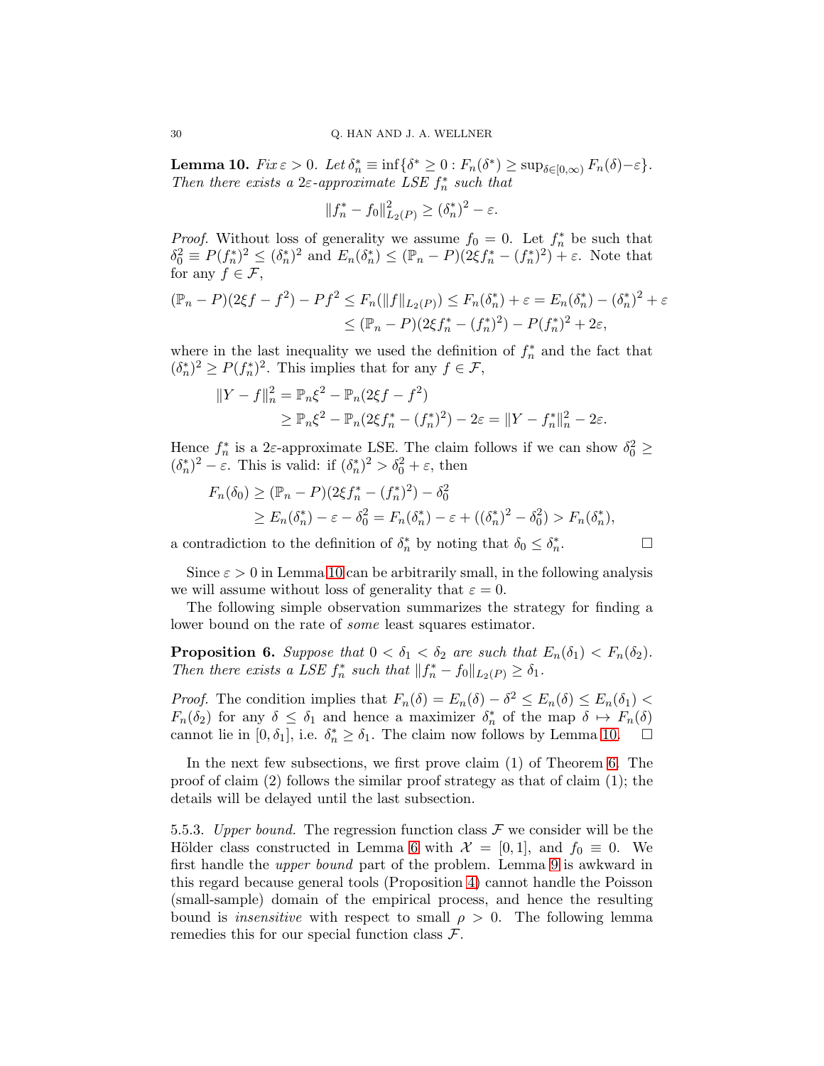**Lemma 10.** *Fix $\varepsilon > 0$. Let $\delta_n^* \equiv \inf\{\delta^* \geq 0 : F_n(\delta^*) \geq \sup_{\delta \in [0,\infty)} F_n(\delta) - \varepsilon\}$. Then there exists a $2\varepsilon$-approximate LSE $f_n^*$ such that*

$$\|f_n^* - f_0\|_{L_2(P)}^2 \geq (\delta_n^*)^2 - \varepsilon.$$

*Proof.* Without loss of generality we assume $f_0 = 0$. Let $f_n^*$ be such that $\delta_0^2 \equiv P(f_n^*)^2 \leq (\delta_n^*)^2$ and $E_n(\delta_n^*) \leq (\mathbb{P}_n - P)(2\xi f_n^* - (f_n^*)^2) + \varepsilon$. Note that for any $f \in \mathcal{F}$,

$$\begin{aligned}
(\mathbb{P}_n - P)(2\xi f - f^2) - Pf^2 \leq F_n(\|f\|_{L_2(P)}) &\leq F_n(\delta_n^*) + \varepsilon = E_n(\delta_n^*) - (\delta_n^*)^2 + \varepsilon \\
&\leq (\mathbb{P}_n - P)(2\xi f_n^* - (f_n^*)^2) - P(f_n^*)^2 + 2\varepsilon,
\end{aligned}$$

where in the last inequality we used the definition of $f_n^*$ and the fact that $(\delta_n^*)^2 \geq P(f_n^*)^2$. This implies that for any $f \in \mathcal{F}$,

$$\begin{aligned}
\|Y - f\|_n^2 &= \mathbb{P}_n \xi^2 - \mathbb{P}_n(2\xi f - f^2) \\
&\geq \mathbb{P}_n \xi^2 - \mathbb{P}_n(2\xi f_n^* - (f_n^*)^2) - 2\varepsilon = \|Y - f_n^*\|_n^2 - 2\varepsilon.
\end{aligned}$$

Hence $f_n^*$ is a $2\varepsilon$-approximate LSE. The claim follows if we can show $\delta_0^2 \geq (\delta_n^*)^2 - \varepsilon$. This is valid: if $(\delta_n^*)^2 > \delta_0^2 + \varepsilon$, then

$$\begin{aligned}
F_n(\delta_0) &\geq (\mathbb{P}_n - P)(2\xi f_n^* - (f_n^*)^2) - \delta_0^2 \\
&\geq E_n(\delta_n^*) - \varepsilon - \delta_0^2 = F_n(\delta_n^*) - \varepsilon + ((\delta_n^*)^2 - \delta_0^2) > F_n(\delta_n^*),
\end{aligned}$$

a contradiction to the definition of $\delta_n^*$ by noting that $\delta_0 \leq \delta_n^*$. □

Since $\varepsilon > 0$ in Lemma 10 can be arbitrarily small, in the following analysis we will assume without loss of generality that $\varepsilon = 0$.

The following simple observation summarizes the strategy for finding a lower bound on the rate of *some* least squares estimator.

**Proposition 6.** *Suppose that $0 < \delta_1 < \delta_2$ are such that $E_n(\delta_1) < F_n(\delta_2)$. Then there exists a LSE $f_n^*$ such that $\|f_n^* - f_0\|_{L_2(P)} \geq \delta_1$.*

*Proof.* The condition implies that $F_n(\delta) = E_n(\delta) - \delta^2 \leq E_n(\delta) \leq E_n(\delta_1) < F_n(\delta_2)$ for any $\delta \leq \delta_1$ and hence a maximizer $\delta_n^*$ of the map $\delta \mapsto F_n(\delta)$ cannot lie in $[0, \delta_1]$, i.e. $\delta_n^* \geq \delta_1$. The claim now follows by Lemma 10. □

In the next few subsections, we first prove claim (1) of Theorem 6. The proof of claim (2) follows the similar proof strategy as that of claim (1); the details will be delayed until the last subsection.

5.5.3. *Upper bound.* The regression function class $\mathcal{F}$ we consider will be the Hölder class constructed in Lemma 6 with $\mathcal{X} = [0,1]$, and $f_0 \equiv 0$. We first handle the *upper bound* part of the problem. Lemma 9 is awkward in this regard because general tools (Proposition 4) cannot handle the Poisson (small-sample) domain of the empirical process, and hence the resulting bound is *insensitive* with respect to small $\rho > 0$. The following lemma remedies this for our special function class $\mathcal{F}$.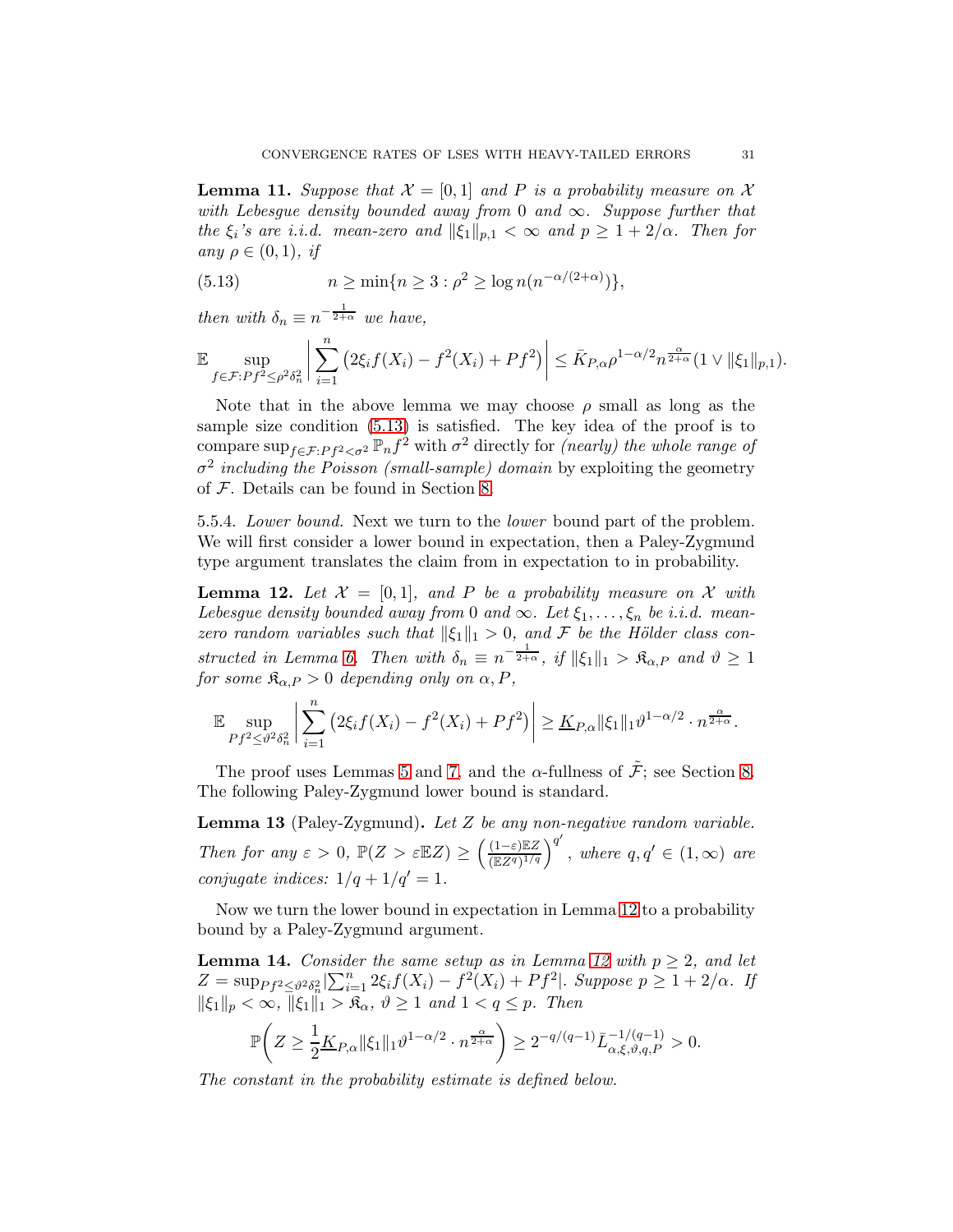**Lemma 11.** *Suppose that $\mathcal{X} = [0,1]$ and $P$ is a probability measure on $\mathcal{X}$ with Lebesgue density bounded away from 0 and $\infty$. Suppose further that the $\xi_i$'s are i.i.d. mean-zero and $\|\xi_1\|_{p,1} < \infty$ and $p \geq 1 + 2/\alpha$. Then for any $\rho \in (0,1)$, if*

$$n \geq \min\{n \geq 3 : \rho^2 \geq \log n (n^{-\alpha/(2+\alpha)})\}, \tag{5.13}$$

*then with $\delta_n \equiv n^{-\frac{1}{2+\alpha}}$ we have,*

$$\mathbb{E} \sup_{f \in \mathcal{F}: Pf^2 \leq \rho^2 \delta_n^2} \left| \sum_{i=1}^n \left(2\xi_i f(X_i) - f^2(X_i) + Pf^2\right) \right| \leq \bar{K}_{P,\alpha} \rho^{1-\alpha/2} n^{\frac{\alpha}{2+\alpha}} (1 \vee \|\xi_1\|_{p,1}).$$

Note that in the above lemma we may choose $\rho$ small as long as the sample size condition (5.13) is satisfied. The key idea of the proof is to compare $\sup_{f \in \mathcal{F}: Pf^2 < \sigma^2} \mathbb{P}_n f^2$ with $\sigma^2$ directly for *(nearly) the whole range of $\sigma^2$ including the Poisson (small-sample) domain* by exploiting the geometry of $\mathcal{F}$. Details can be found in Section 8.

5.5.4. *Lower bound.* Next we turn to the *lower* bound part of the problem. We will first consider a lower bound in expectation, then a Paley-Zygmund type argument translates the claim from in expectation to in probability.

**Lemma 12.** *Let $\mathcal{X} = [0,1]$, and $P$ be a probability measure on $\mathcal{X}$ with Lebesgue density bounded away from 0 and $\infty$. Let $\xi_1, \ldots, \xi_n$ be i.i.d. mean-zero random variables such that $\|\xi_1\|_1 > 0$, and $\mathcal{F}$ be the Hölder class constructed in Lemma 6. Then with $\delta_n \equiv n^{-\frac{1}{2+\alpha}}$, if $\|\xi_1\|_1 > \mathfrak{K}_{\alpha,P}$ and $\vartheta \geq 1$ for some $\mathfrak{K}_{\alpha,P} > 0$ depending only on $\alpha, P$,*

$$\mathbb{E} \sup_{Pf^2 \leq \vartheta^2 \delta_n^2} \left| \sum_{i=1}^n \left(2\xi_i f(X_i) - f^2(X_i) + Pf^2\right) \right| \geq \underline{K}_{P,\alpha} \|\xi_1\|_1 \vartheta^{1-\alpha/2} \cdot n^{\frac{\alpha}{2+\alpha}}.$$

The proof uses Lemmas 5 and 7, and the $\alpha$-fullness of $\tilde{\mathcal{F}}$; see Section 8. The following Paley-Zygmund lower bound is standard.

**Lemma 13** (Paley-Zygmund)**.** *Let $Z$ be any non-negative random variable. Then for any $\varepsilon > 0$, $\mathbb{P}(Z > \varepsilon \mathbb{E}Z) \geq \left(\frac{(1-\varepsilon)\mathbb{E}Z}{(\mathbb{E}Z^q)^{1/q}}\right)^{q'}$, where $q, q' \in (1, \infty)$ are conjugate indices: $1/q + 1/q' = 1$.*

Now we turn the lower bound in expectation in Lemma 12 to a probability bound by a Paley-Zygmund argument.

**Lemma 14.** *Consider the same setup as in Lemma 12 with $p \geq 2$, and let $Z = \sup_{Pf^2 \leq \vartheta^2 \delta_n^2} |\sum_{i=1}^n 2\xi_i f(X_i) - f^2(X_i) + Pf^2|$. Suppose $p \geq 1 + 2/\alpha$. If $\|\xi_1\|_p < \infty$, $\|\xi_1\|_1 > \mathfrak{K}_\alpha$, $\vartheta \geq 1$ and $1 < q \leq p$. Then*

$$\mathbb{P}\left(Z \geq \frac{1}{2} \underline{K}_{P,\alpha} \|\xi_1\|_1 \vartheta^{1-\alpha/2} \cdot n^{\frac{\alpha}{2+\alpha}}\right) \geq 2^{-q/(q-1)} \bar{L}_{\alpha,\xi,\vartheta,q,P}^{-1/(q-1)} > 0.$$

*The constant in the probability estimate is defined below.*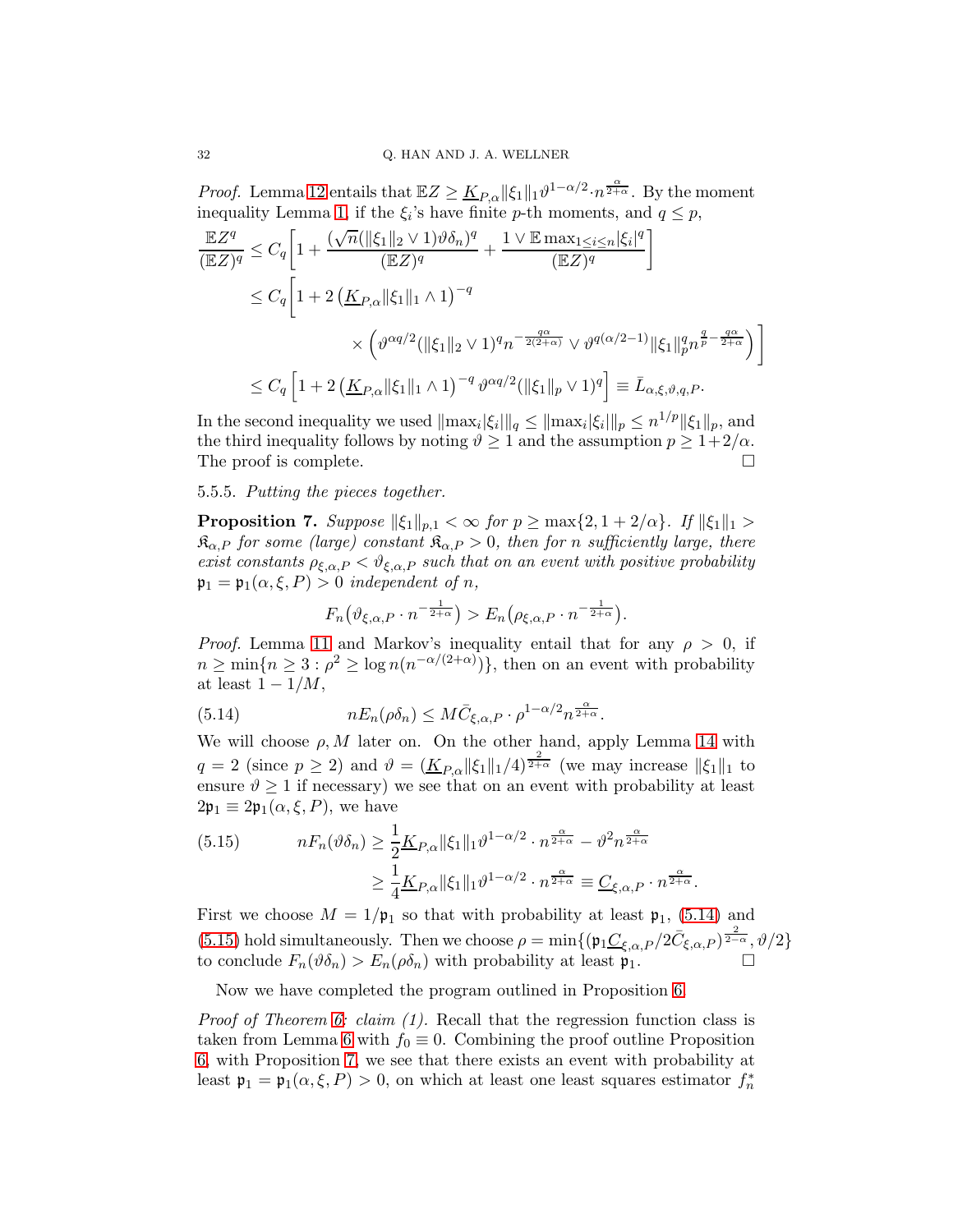*Proof.* Lemma 12 entails that $\mathbb{E}Z \geq \underline{K}_{P,\alpha}\|\xi_1\|_1\vartheta^{1-\alpha/2}\cdot n^{\frac{\alpha}{2+\alpha}}$. By the moment inequality Lemma 1, if the $\xi_i$'s have finite $p$-th moments, and $q \leq p$,

$$
\begin{aligned}
\frac{\mathbb{E}Z^q}{(\mathbb{E}Z)^q} &\leq C_q\bigg[1 + \frac{(\sqrt{n}(\|\xi_1\|_2 \vee 1)\vartheta\delta_n)^q}{(\mathbb{E}Z)^q} + \frac{1 \vee \mathbb{E}\max_{1\leq i\leq n}|\xi_i|^q}{(\mathbb{E}Z)^q}\bigg] \\
&\leq C_q\bigg[1 + 2\left(\underline{K}_{P,\alpha}\|\xi_1\|_1 \wedge 1\right)^{-q} \\
&\qquad\qquad \times \left(\vartheta^{\alpha q/2}(\|\xi_1\|_2 \vee 1)^q n^{-\frac{q\alpha}{2(2+\alpha)}} \vee \vartheta^{q(\alpha/2-1)}\|\xi_1\|_p^q n^{\frac{q}{p}-\frac{q\alpha}{2+\alpha}}\right)\bigg] \\
&\leq C_q\left[1 + 2\left(\underline{K}_{P,\alpha}\|\xi_1\|_1 \wedge 1\right)^{-q}\vartheta^{\alpha q/2}(\|\xi_1\|_p \vee 1)^q\right] \equiv \bar{L}_{\alpha,\xi,\vartheta,q,P}.
\end{aligned}
$$

In the second inequality we used $\|\max_i|\xi_i|\|_q \leq \|\max_i|\xi_i|\|_p \leq n^{1/p}\|\xi_1\|_p$, and the third inequality follows by noting $\vartheta \geq 1$ and the assumption $p \geq 1+2/\alpha$. The proof is complete. $\square$

5.5.5. *Putting the pieces together.*

**Proposition 7.** *Suppose $\|\xi_1\|_{p,1} < \infty$ for $p \geq \max\{2, 1+2/\alpha\}$. If $\|\xi_1\|_1 > \mathfrak{K}_{\alpha,P}$ for some (large) constant $\mathfrak{K}_{\alpha,P} > 0$, then for $n$ sufficiently large, there exist constants $\rho_{\xi,\alpha,P} < \vartheta_{\xi,\alpha,P}$ such that on an event with positive probability $\mathfrak{p}_1 = \mathfrak{p}_1(\alpha,\xi,P) > 0$ independent of $n$,*

$$
F_n\big(\vartheta_{\xi,\alpha,P}\cdot n^{-\frac{1}{2+\alpha}}\big) > E_n\big(\rho_{\xi,\alpha,P}\cdot n^{-\frac{1}{2+\alpha}}\big).
$$

*Proof.* Lemma 11 and Markov's inequality entail that for any $\rho > 0$, if $n \geq \min\{n \geq 3 : \rho^2 \geq \log n(n^{-\alpha/(2+\alpha)})\}$, then on an event with probability at least $1 - 1/M$,

$$
nE_n(\rho\delta_n) \leq M\bar{C}_{\xi,\alpha,P}\cdot\rho^{1-\alpha/2}n^{\frac{\alpha}{2+\alpha}}. \tag{5.14}
$$

We will choose $\rho, M$ later on. On the other hand, apply Lemma 14 with $q = 2$ (since $p \geq 2$) and $\vartheta = (\underline{K}_{P,\alpha}\|\xi_1\|_1/4)^{\frac{2}{2+\alpha}}$ (we may increase $\|\xi_1\|_1$ to ensure $\vartheta \geq 1$ if necessary) we see that on an event with probability at least $2\mathfrak{p}_1 \equiv 2\mathfrak{p}_1(\alpha,\xi,P)$, we have

$$
\begin{aligned}
nF_n(\vartheta\delta_n) &\geq \frac{1}{2}\underline{K}_{P,\alpha}\|\xi_1\|_1\vartheta^{1-\alpha/2}\cdot n^{\frac{\alpha}{2+\alpha}} - \vartheta^2 n^{\frac{\alpha}{2+\alpha}} \\
&\geq \frac{1}{4}\underline{K}_{P,\alpha}\|\xi_1\|_1\vartheta^{1-\alpha/2}\cdot n^{\frac{\alpha}{2+\alpha}} \equiv \underline{C}_{\xi,\alpha,P}\cdot n^{\frac{\alpha}{2+\alpha}}.
\end{aligned} \tag{5.15}
$$

First we choose $M = 1/\mathfrak{p}_1$ so that with probability at least $\mathfrak{p}_1$, (5.14) and (5.15) hold simultaneously. Then we choose $\rho = \min\{(\mathfrak{p}_1\underline{C}_{\xi,\alpha,P}/2\bar{C}_{\xi,\alpha,P})^{\frac{2}{2-\alpha}}, \vartheta/2\}$ to conclude $F_n(\vartheta\delta_n) > E_n(\rho\delta_n)$ with probability at least $\mathfrak{p}_1$. $\square$

Now we have completed the program outlined in Proposition 6.

*Proof of Theorem 6: claim (1).* Recall that the regression function class is taken from Lemma 6 with $f_0 \equiv 0$. Combining the proof outline Proposition 6, with Proposition 7, we see that there exists an event with probability at least $\mathfrak{p}_1 = \mathfrak{p}_1(\alpha,\xi,P) > 0$, on which at least one least squares estimator $f_n^*$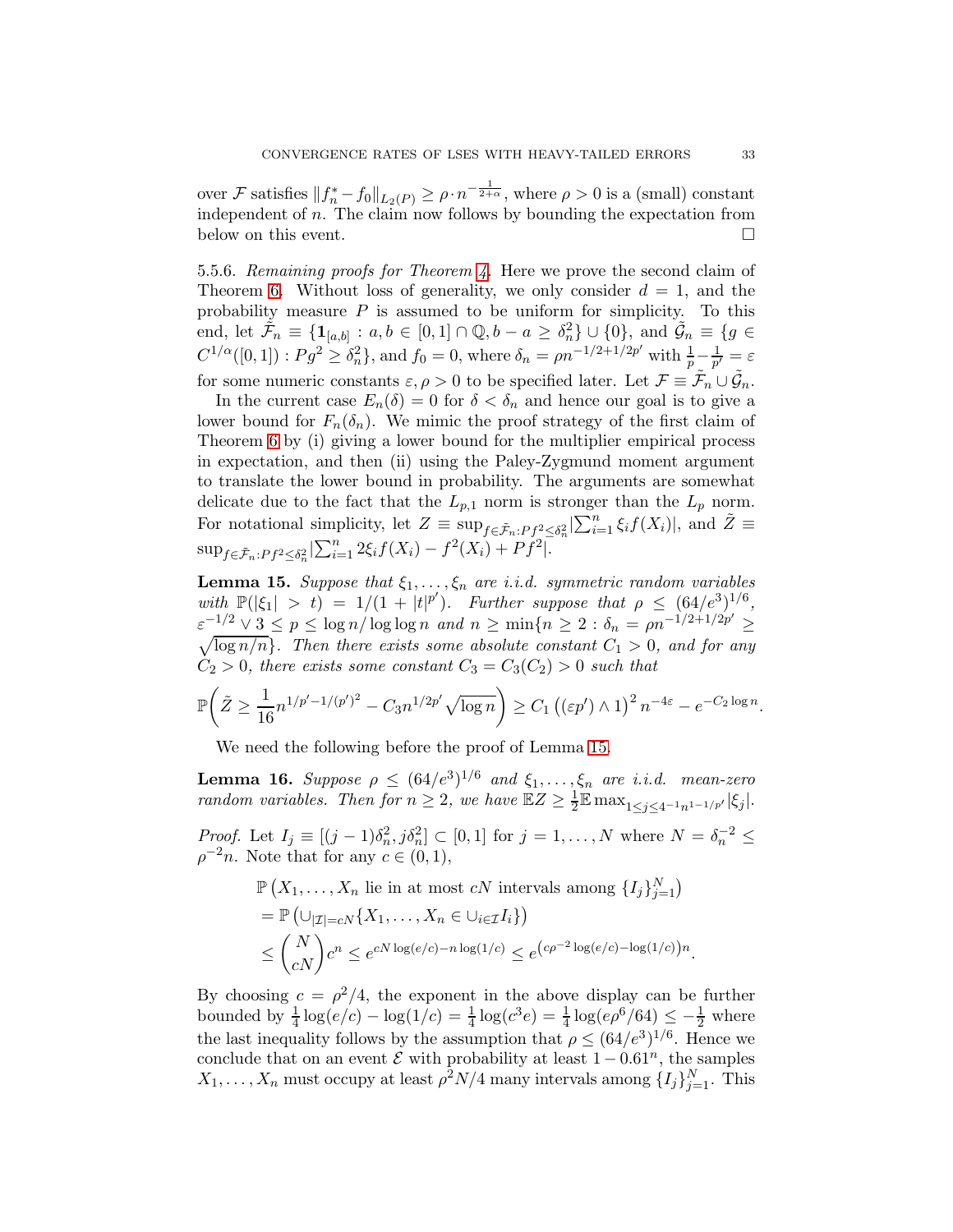over $\mathcal{F}$ satisfies $\|f_n^* - f_0\|_{L_2(P)} \geq \rho \cdot n^{-\frac{1}{2+\alpha}}$, where $\rho > 0$ is a (small) constant independent of $n$. The claim now follows by bounding the expectation from below on this event. $\square$

5.5.6. *Remaining proofs for Theorem 4.* Here we prove the second claim of Theorem 6. Without loss of generality, we only consider $d = 1$, and the probability measure $P$ is assumed to be uniform for simplicity. To this end, let $\tilde{\mathcal{F}}_n \equiv \{\mathbf{1}_{[a,b]} : a, b \in [0,1] \cap \mathbb{Q}, b - a \geq \delta_n^2\} \cup \{0\}$, and $\tilde{\mathcal{G}}_n \equiv \{g \in C^{1/\alpha}([0,1]) : Pg^2 \geq \delta_n^2\}$, and $f_0 = 0$, where $\delta_n = \rho n^{-1/2+1/2p'}$ with $\frac{1}{p} - \frac{1}{p'} = \varepsilon$ for some numeric constants $\varepsilon, \rho > 0$ to be specified later. Let $\mathcal{F} \equiv \tilde{\mathcal{F}}_n \cup \tilde{\mathcal{G}}_n$.

In the current case $E_n(\delta) = 0$ for $\delta < \delta_n$ and hence our goal is to give a lower bound for $F_n(\delta_n)$. We mimic the proof strategy of the first claim of Theorem 6 by (i) giving a lower bound for the multiplier empirical process in expectation, and then (ii) using the Paley-Zygmund moment argument to translate the lower bound in probability. The arguments are somewhat delicate due to the fact that the $L_{p,1}$ norm is stronger than the $L_p$ norm. For notational simplicity, let $Z \equiv \sup_{f \in \tilde{\mathcal{F}}_n : Pf^2 \leq \delta_n^2} |\sum_{i=1}^n \xi_i f(X_i)|$, and $\tilde{Z} \equiv \sup_{f \in \tilde{\mathcal{F}}_n : Pf^2 \leq \delta_n^2} |\sum_{i=1}^n 2\xi_i f(X_i) - f^2(X_i) + Pf^2|$.

**Lemma 15.** *Suppose that $\xi_1, \ldots, \xi_n$ are i.i.d. symmetric random variables with $\mathbb{P}(|\xi_1| > t) = 1/(1 + |t|^{p'})$. Further suppose that $\rho \leq (64/e^3)^{1/6}$, $\varepsilon^{-1/2} \vee 3 \leq p \leq \log n / \log\log n$ and $n \geq \min\{n \geq 2 : \delta_n = \rho n^{-1/2+1/2p'} \geq \sqrt{\log n / n}\}$. Then there exists some absolute constant $C_1 > 0$, and for any $C_2 > 0$, there exists some constant $C_3 = C_3(C_2) > 0$ such that*

$$\mathbb{P}\bigg(\tilde{Z} \geq \frac{1}{16} n^{1/p' - 1/(p')^2} - C_3 n^{1/2p'} \sqrt{\log n}\bigg) \geq C_1 \left((\varepsilon p') \wedge 1\right)^2 n^{-4\varepsilon} - e^{-C_2 \log n}.$$

We need the following before the proof of Lemma 15.

**Lemma 16.** *Suppose $\rho \leq (64/e^3)^{1/6}$ and $\xi_1, \ldots, \xi_n$ are i.i.d. mean-zero random variables. Then for $n \geq 2$, we have $\mathbb{E}Z \geq \frac{1}{2}\mathbb{E}\max_{1 \leq j \leq 4^{-1} n^{1-1/p'}} |\xi_j|$.*

*Proof.* Let $I_j \equiv [(j-1)\delta_n^2, j\delta_n^2] \subset [0,1]$ for $j = 1, \ldots, N$ where $N = \delta_n^{-2} \leq \rho^{-2} n$. Note that for any $c \in (0,1)$,

$$\begin{aligned}
&\mathbb{P}\left(X_1, \ldots, X_n \text{ lie in at most } cN \text{ intervals among } \{I_j\}_{j=1}^N\right) \\
&= \mathbb{P}\left(\cup_{|\mathcal{I}| = cN} \{X_1, \ldots, X_n \in \cup_{i \in \mathcal{I}} I_i\}\right) \\
&\leq \binom{N}{cN} c^n \leq e^{cN \log(e/c) - n \log(1/c)} \leq e^{\left(c\rho^{-2} \log(e/c) - \log(1/c)\right) n}.
\end{aligned}$$

By choosing $c = \rho^2/4$, the exponent in the above display can be further bounded by $\frac{1}{4}\log(e/c) - \log(1/c) = \frac{1}{4}\log(c^3 e) = \frac{1}{4}\log(e\rho^6/64) \leq -\frac{1}{2}$ where the last inequality follows by the assumption that $\rho \leq (64/e^3)^{1/6}$. Hence we conclude that on an event $\mathcal{E}$ with probability at least $1 - 0.61^n$, the samples $X_1, \ldots, X_n$ must occupy at least $\rho^2 N/4$ many intervals among $\{I_j\}_{j=1}^N$. This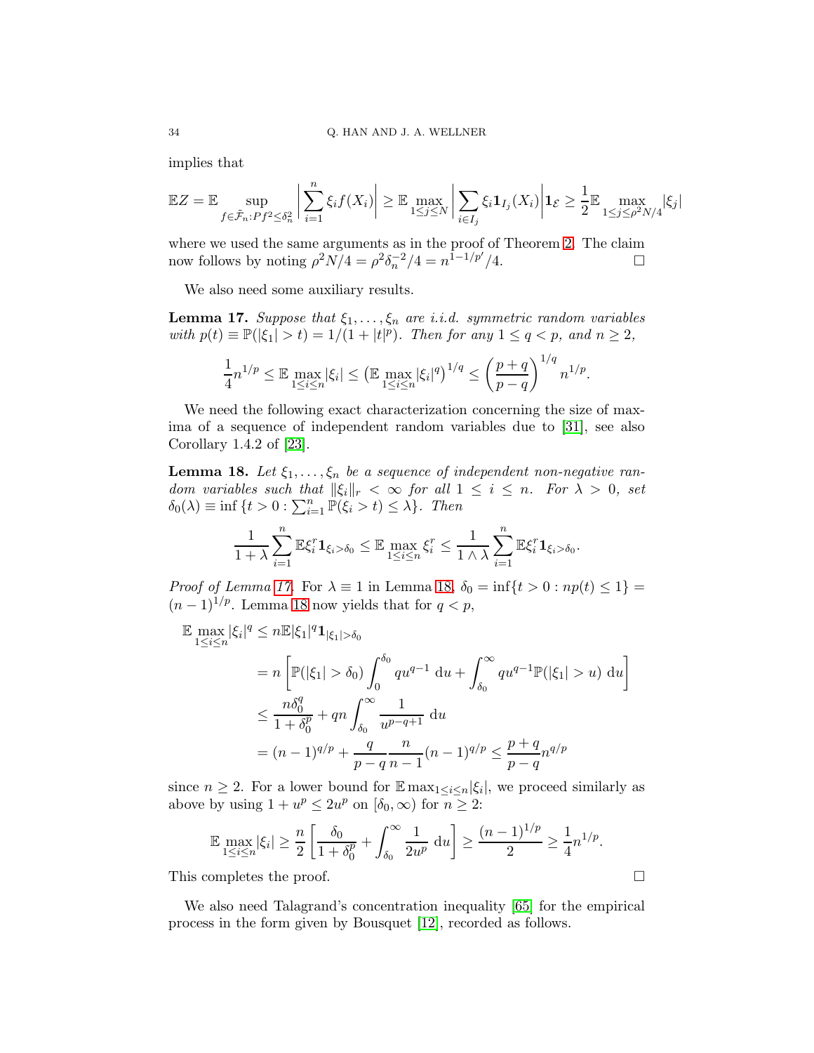implies that

$$\mathbb{E}Z = \mathbb{E} \sup_{f \in \tilde{\mathcal{F}}_n : Pf^2 \le \delta_n^2} \left| \sum_{i=1}^n \xi_i f(X_i) \right| \ge \mathbb{E} \max_{1 \le j \le N} \left| \sum_{i \in I_j} \xi_i \mathbf{1}_{I_j}(X_i) \right| \mathbf{1}_{\mathcal{E}} \ge \frac{1}{2} \mathbb{E} \max_{1 \le j \le \rho^2 N/4} |\xi_j|$$

where we used the same arguments as in the proof of Theorem 2. The claim now follows by noting $\rho^2 N/4 = \rho^2 \delta_n^{-2}/4 = n^{1-1/p'}/4$. $\square$

We also need some auxiliary results.

**Lemma 17.** *Suppose that $\xi_1, \ldots, \xi_n$ are i.i.d. symmetric random variables with $p(t) \equiv \mathbb{P}(|\xi_1| > t) = 1/(1+|t|^p)$. Then for any $1 \le q < p$, and $n \ge 2$,*

$$\frac{1}{4} n^{1/p} \le \mathbb{E} \max_{1 \le i \le n} |\xi_i| \le \left( \mathbb{E} \max_{1 \le i \le n} |\xi_i|^q \right)^{1/q} \le \left( \frac{p+q}{p-q} \right)^{1/q} n^{1/p}.$$

We need the following exact characterization concerning the size of maxima of a sequence of independent random variables due to [31], see also Corollary 1.4.2 of [23].

**Lemma 18.** *Let $\xi_1, \ldots, \xi_n$ be a sequence of independent non-negative random variables such that $\|\xi_i\|_r < \infty$ for all $1 \le i \le n$. For $\lambda > 0$, set $\delta_0(\lambda) \equiv \inf\{t > 0 : \sum_{i=1}^n \mathbb{P}(\xi_i > t) \le \lambda\}$. Then*

$$\frac{1}{1+\lambda} \sum_{i=1}^n \mathbb{E} \xi_i^r \mathbf{1}_{\xi_i > \delta_0} \le \mathbb{E} \max_{1 \le i \le n} \xi_i^r \le \frac{1}{1 \wedge \lambda} \sum_{i=1}^n \mathbb{E} \xi_i^r \mathbf{1}_{\xi_i > \delta_0}.$$

*Proof of Lemma 17.* For $\lambda \equiv 1$ in Lemma 18, $\delta_0 = \inf\{t > 0 : np(t) \le 1\} = (n-1)^{1/p}$. Lemma 18 now yields that for $q < p$,

$$\begin{aligned}
\mathbb{E} \max_{1 \le i \le n} |\xi_i|^q &\le n \mathbb{E} |\xi_1|^q \mathbf{1}_{|\xi_1| > \delta_0} \\
&= n \left[ \mathbb{P}(|\xi_1| > \delta_0) \int_0^{\delta_0} q u^{q-1} \, \mathrm{d}u + \int_{\delta_0}^\infty q u^{q-1} \mathbb{P}(|\xi_1| > u) \, \mathrm{d}u \right] \\
&\le \frac{n \delta_0^q}{1 + \delta_0^p} + qn \int_{\delta_0}^\infty \frac{1}{u^{p-q+1}} \, \mathrm{d}u \\
&= (n-1)^{q/p} + \frac{q}{p-q} \frac{n}{n-1} (n-1)^{q/p} \le \frac{p+q}{p-q} n^{q/p}
\end{aligned}$$

since $n \ge 2$. For a lower bound for $\mathbb{E} \max_{1 \le i \le n} |\xi_i|$, we proceed similarly as above by using $1 + u^p \le 2u^p$ on $[\delta_0, \infty)$ for $n \ge 2$:

$$\mathbb{E} \max_{1 \le i \le n} |\xi_i| \ge \frac{n}{2} \left[ \frac{\delta_0}{1 + \delta_0^p} + \int_{\delta_0}^\infty \frac{1}{2u^p} \, \mathrm{d}u \right] \ge \frac{(n-1)^{1/p}}{2} \ge \frac{1}{4} n^{1/p}.$$

This completes the proof. $\square$

We also need Talagrand's concentration inequality [65] for the empirical process in the form given by Bousquet [12], recorded as follows.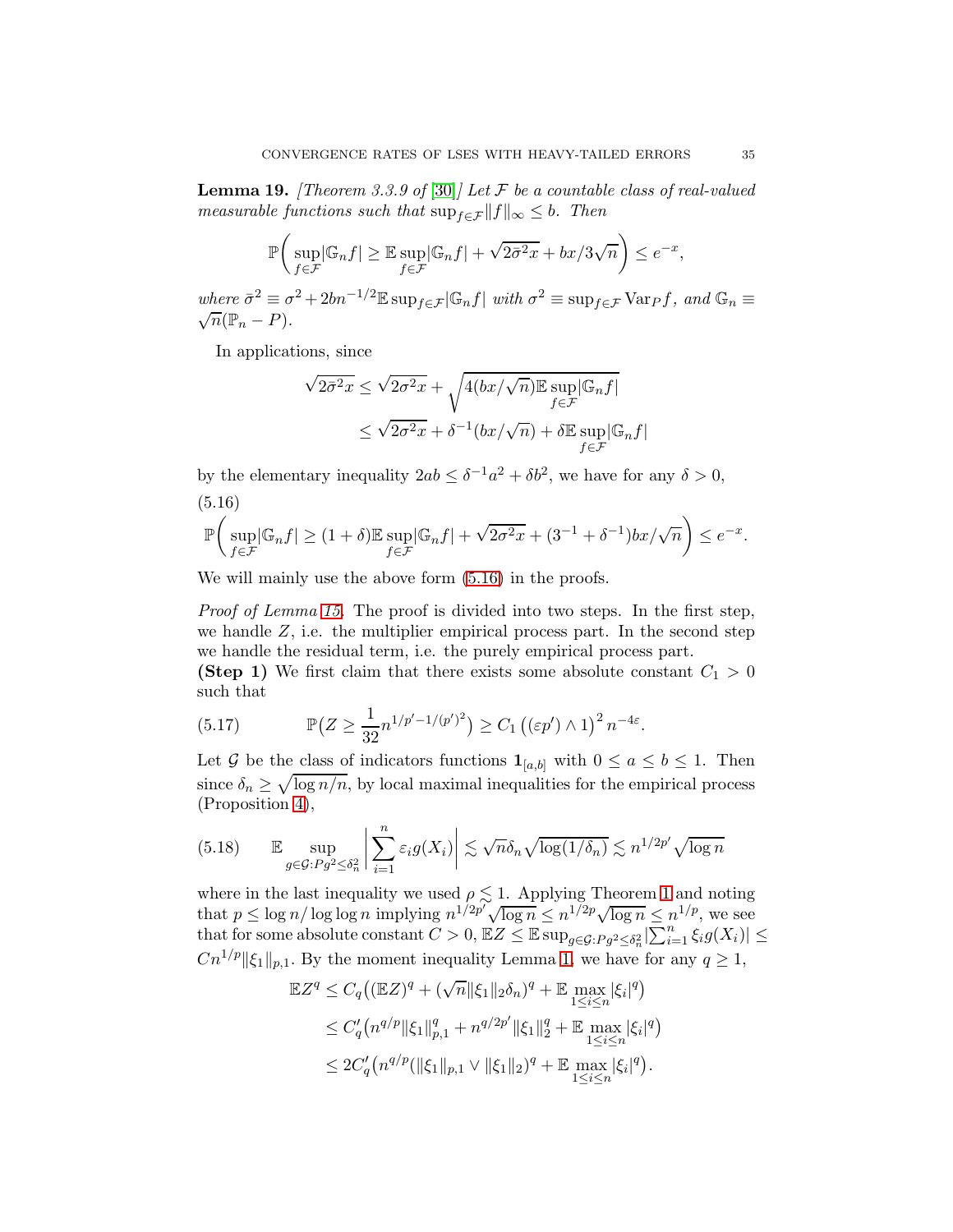**Lemma 19.** *[Theorem 3.3.9 of [30]] Let $\mathcal{F}$ be a countable class of real-valued measurable functions such that $\sup_{f\in\mathcal{F}}\|f\|_\infty \leq b$. Then*

$$\mathbb{P}\bigg(\sup_{f\in\mathcal{F}}|\mathbb{G}_n f| \geq \mathbb{E}\sup_{f\in\mathcal{F}}|\mathbb{G}_n f| + \sqrt{2\bar{\sigma}^2 x} + bx/3\sqrt{n}\bigg) \leq e^{-x},$$

*where $\bar{\sigma}^2 \equiv \sigma^2 + 2bn^{-1/2}\mathbb{E}\sup_{f\in\mathcal{F}}|\mathbb{G}_n f|$ with $\sigma^2 \equiv \sup_{f\in\mathcal{F}}\mathrm{Var}_P f$, and $\mathbb{G}_n \equiv \sqrt{n}(\mathbb{P}_n - P)$.*

In applications, since

$$\begin{aligned}\sqrt{2\bar{\sigma}^2 x} &\leq \sqrt{2\sigma^2 x} + \sqrt{4(bx/\sqrt{n})\mathbb{E}\sup_{f\in\mathcal{F}}|\mathbb{G}_n f|}\\ &\leq \sqrt{2\sigma^2 x} + \delta^{-1}(bx/\sqrt{n}) + \delta\mathbb{E}\sup_{f\in\mathcal{F}}|\mathbb{G}_n f|\end{aligned}$$

by the elementary inequality $2ab \leq \delta^{-1}a^2 + \delta b^2$, we have for any $\delta > 0$,

$$\mathbb{P}\bigg(\sup_{f\in\mathcal{F}}|\mathbb{G}_n f| \geq (1+\delta)\mathbb{E}\sup_{f\in\mathcal{F}}|\mathbb{G}_n f| + \sqrt{2\sigma^2 x} + (3^{-1}+\delta^{-1})bx/\sqrt{n}\bigg) \leq e^{-x}. \tag{5.16}$$

We will mainly use the above form (5.16) in the proofs.

*Proof of Lemma 15.* The proof is divided into two steps. In the first step, we handle $Z$, i.e. the multiplier empirical process part. In the second step we handle the residual term, i.e. the purely empirical process part.

**(Step 1)** We first claim that there exists some absolute constant $C_1 > 0$ such that

$$\mathbb{P}\big(Z \geq \frac{1}{32}n^{1/p'-1/(p')^2}\big) \geq C_1\left((\varepsilon p')\wedge 1\right)^2 n^{-4\varepsilon}. \tag{5.17}$$

Let $\mathcal{G}$ be the class of indicators functions $\mathbf{1}_{[a,b]}$ with $0 \leq a \leq b \leq 1$. Then since $\delta_n \geq \sqrt{\log n/n}$, by local maximal inequalities for the empirical process (Proposition 4),

$$\mathbb{E}\sup_{g\in\mathcal{G}:Pg^2\leq\delta_n^2}\bigg|\sum_{i=1}^n \varepsilon_i g(X_i)\bigg| \lesssim \sqrt{n}\delta_n\sqrt{\log(1/\delta_n)} \lesssim n^{1/2p'}\sqrt{\log n} \tag{5.18}$$

where in the last inequality we used $\rho \lesssim 1$. Applying Theorem 1 and noting that $p \leq \log n/\log\log n$ implying $n^{1/2p'}\sqrt{\log n} \leq n^{1/2p}\sqrt{\log n} \leq n^{1/p}$, we see that for some absolute constant $C > 0$, $\mathbb{E}Z \leq \mathbb{E}\sup_{g\in\mathcal{G}:Pg^2\leq\delta_n^2}|\sum_{i=1}^n \xi_i g(X_i)| \leq Cn^{1/p}\|\xi_1\|_{p,1}$. By the moment inequality Lemma 1, we have for any $q \geq 1$,

$$\begin{aligned}\mathbb{E}Z^q &\leq C_q\big((\mathbb{E}Z)^q + (\sqrt{n}\|\xi_1\|_2\delta_n)^q + \mathbb{E}\max_{1\leq i\leq n}|\xi_i|^q\big)\\ &\leq C_q'\big(n^{q/p}\|\xi_1\|_{p,1}^q + n^{q/2p'}\|\xi_1\|_2^q + \mathbb{E}\max_{1\leq i\leq n}|\xi_i|^q\big)\\ &\leq 2C_q'\big(n^{q/p}(\|\xi_1\|_{p,1}\vee\|\xi_1\|_2)^q + \mathbb{E}\max_{1\leq i\leq n}|\xi_i|^q\big).\end{aligned}$$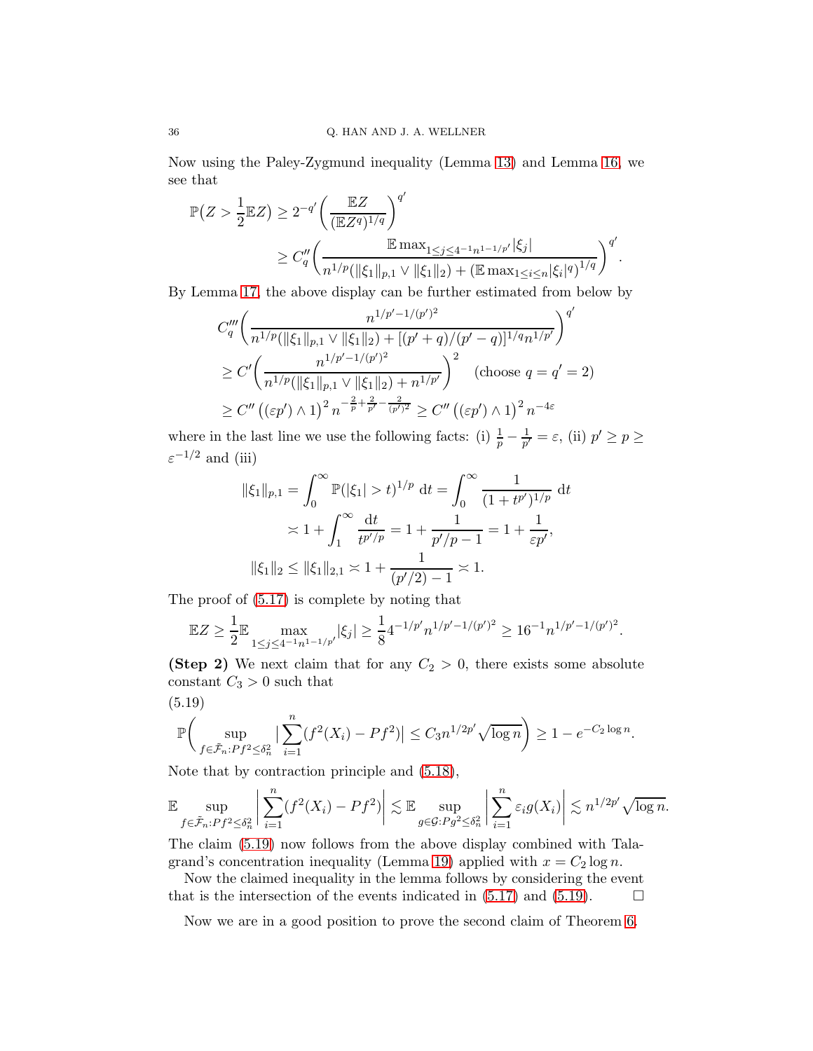Now using the Paley-Zygmund inequality (Lemma 13) and Lemma 16, we see that

$$
\begin{aligned}
\mathbb{P}\big(Z > \frac{1}{2}\mathbb{E}Z\big) &\geq 2^{-q'}\bigg(\frac{\mathbb{E}Z}{(\mathbb{E}Z^q)^{1/q}}\bigg)^{q'} \\
&\geq C_q''\bigg(\frac{\mathbb{E}\max_{1\leq j\leq 4^{-1}n^{1-1/p'}}|\xi_j|}{n^{1/p}(\|\xi_1\|_{p,1}\vee\|\xi_1\|_2) + (\mathbb{E}\max_{1\leq i\leq n}|\xi_i|^q)^{1/q}}\bigg)^{q'}.
\end{aligned}
$$

By Lemma 17, the above display can be further estimated from below by

$$
\begin{aligned}
&C_q'''\bigg(\frac{n^{1/p'-1/(p')^2}}{n^{1/p}(\|\xi_1\|_{p,1}\vee\|\xi_1\|_2) + [(p'+q)/(p'-q)]^{1/q}n^{1/p'}}\bigg)^{q'} \\
&\geq C'\bigg(\frac{n^{1/p'-1/(p')^2}}{n^{1/p}(\|\xi_1\|_{p,1}\vee\|\xi_1\|_2) + n^{1/p'}}\bigg)^2 \quad (\text{choose } q = q' = 2) \\
&\geq C''\left((\varepsilon p')\wedge 1\right)^2 n^{-\frac{2}{p}+\frac{2}{p'}-\frac{2}{(p')^2}} \geq C''\left((\varepsilon p')\wedge 1\right)^2 n^{-4\varepsilon}
\end{aligned}
$$

where in the last line we use the following facts: (i) $\frac{1}{p}-\frac{1}{p'} = \varepsilon$, (ii) $p' \geq p \geq \varepsilon^{-1/2}$ and (iii)

$$
\begin{aligned}
\|\xi_1\|_{p,1} &= \int_0^\infty \mathbb{P}(|\xi_1|>t)^{1/p}\ \mathrm{d}t = \int_0^\infty \frac{1}{(1+t^{p'})^{1/p}}\ \mathrm{d}t \\
&\asymp 1 + \int_1^\infty \frac{\mathrm{d}t}{t^{p'/p}} = 1 + \frac{1}{p'/p-1} = 1 + \frac{1}{\varepsilon p'}, \\
\|\xi_1\|_2 &\leq \|\xi_1\|_{2,1} \asymp 1 + \frac{1}{(p'/2)-1} \asymp 1.
\end{aligned}
$$

The proof of (5.17) is complete by noting that

$$
\mathbb{E}Z \geq \frac{1}{2}\mathbb{E}\max_{1\leq j\leq 4^{-1}n^{1-1/p'}}|\xi_j| \geq \frac{1}{8}4^{-1/p'}n^{1/p'-1/(p')^2} \geq 16^{-1}n^{1/p'-1/(p')^2}.
$$

**(Step 2)** We next claim that for any $C_2 > 0$, there exists some absolute constant $C_3 > 0$ such that

(5.19)
$$
\mathbb{P}\bigg(\sup_{f\in\tilde{\mathcal{F}}_n: Pf^2\leq\delta_n^2}\big|\sum_{i=1}^n (f^2(X_i)-Pf^2)\big| \leq C_3 n^{1/2p'}\sqrt{\log n}\bigg) \geq 1 - e^{-C_2\log n}.
$$

Note that by contraction principle and (5.18),

$$
\mathbb{E}\sup_{f\in\tilde{\mathcal{F}}_n: Pf^2\leq\delta_n^2}\bigg|\sum_{i=1}^n (f^2(X_i)-Pf^2)\bigg| \lesssim \mathbb{E}\sup_{g\in\mathcal{G}: Pg^2\leq\delta_n^2}\bigg|\sum_{i=1}^n \varepsilon_i g(X_i)\bigg| \lesssim n^{1/2p'}\sqrt{\log n}.
$$

The claim (5.19) now follows from the above display combined with Talagrand's concentration inequality (Lemma 19) applied with $x = C_2\log n$.

Now the claimed inequality in the lemma follows by considering the event that is the intersection of the events indicated in (5.17) and (5.19). $\square$

Now we are in a good position to prove the second claim of Theorem 6.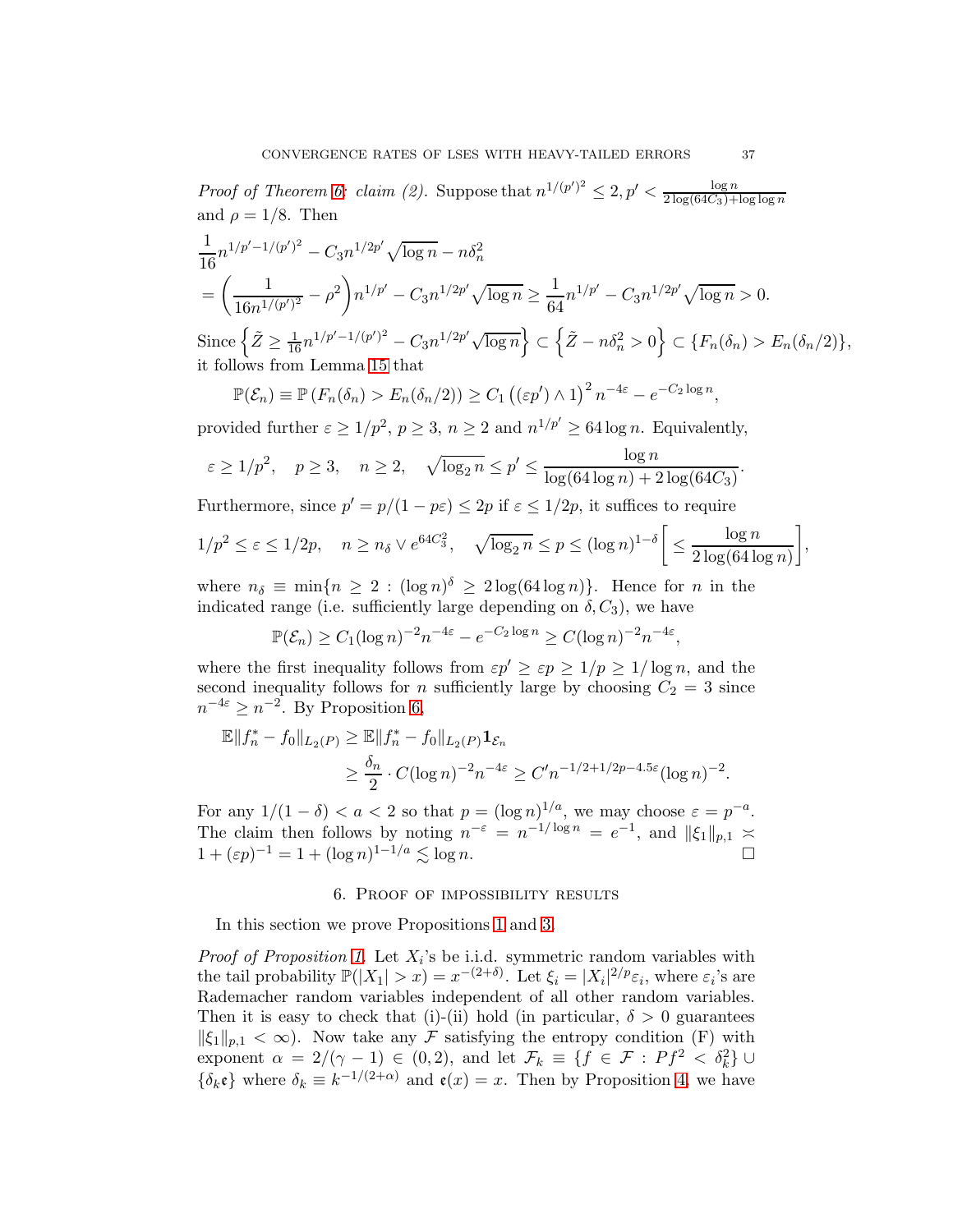*Proof of Theorem 6: claim (2).* Suppose that $n^{1/(p')^2} \leq 2, p' < \frac{\log n}{2\log(64C_3)+\log\log n}$ and $\rho = 1/8$. Then

$$
\begin{aligned}
&\frac{1}{16} n^{1/p' - 1/(p')^2} - C_3 n^{1/2p'}\sqrt{\log n} - n\delta_n^2 \\
&= \left(\frac{1}{16 n^{1/(p')^2}} - \rho^2\right) n^{1/p'} - C_3 n^{1/2p'}\sqrt{\log n} \geq \frac{1}{64} n^{1/p'} - C_3 n^{1/2p'}\sqrt{\log n} > 0.
\end{aligned}
$$

Since $\left\{\tilde{Z} \geq \frac{1}{16} n^{1/p'-1/(p')^2} - C_3 n^{1/2p'}\sqrt{\log n}\right\} \subset \left\{\tilde{Z} - n\delta_n^2 > 0\right\} \subset \{F_n(\delta_n) > E_n(\delta_n/2)\}$, it follows from Lemma 15 that

$$
\mathbb{P}(\mathcal{E}_n) \equiv \mathbb{P}\left(F_n(\delta_n) > E_n(\delta_n/2)\right) \geq C_1 \left((\varepsilon p') \wedge 1\right)^2 n^{-4\varepsilon} - e^{-C_2 \log n},
$$

provided further $\varepsilon \geq 1/p^2$, $p \geq 3$, $n \geq 2$ and $n^{1/p'} \geq 64 \log n$. Equivalently,

$$
\varepsilon \geq 1/p^2, \quad p \geq 3, \quad n \geq 2, \quad \sqrt{\log_2 n} \leq p' \leq \frac{\log n}{\log(64\log n) + 2\log(64C_3)}.
$$

Furthermore, since $p' = p/(1-p\varepsilon) \leq 2p$ if $\varepsilon \leq 1/2p$, it suffices to require

$$
1/p^2 \leq \varepsilon \leq 1/2p, \quad n \geq n_\delta \vee e^{64C_3^2}, \quad \sqrt{\log_2 n} \leq p \leq (\log n)^{1-\delta}\left[\leq \frac{\log n}{2\log(64\log n)}\right],
$$

where $n_\delta \equiv \min\{n \geq 2 : (\log n)^\delta \geq 2\log(64\log n)\}$. Hence for $n$ in the indicated range (i.e. sufficiently large depending on $\delta, C_3$), we have

$$
\mathbb{P}(\mathcal{E}_n) \geq C_1 (\log n)^{-2} n^{-4\varepsilon} - e^{-C_2 \log n} \geq C(\log n)^{-2} n^{-4\varepsilon},
$$

where the first inequality follows from $\varepsilon p' \geq \varepsilon p \geq 1/p \geq 1/\log n$, and the second inequality follows for $n$ sufficiently large by choosing $C_2 = 3$ since $n^{-4\varepsilon} \geq n^{-2}$. By Proposition 6,

$$
\begin{aligned}
\mathbb{E}\|f_n^* - f_0\|_{L_2(P)} &\geq \mathbb{E}\|f_n^* - f_0\|_{L_2(P)} \mathbf{1}_{\mathcal{E}_n} \\
&\geq \frac{\delta_n}{2} \cdot C(\log n)^{-2} n^{-4\varepsilon} \geq C' n^{-1/2+1/2p-4.5\varepsilon} (\log n)^{-2}.
\end{aligned}
$$

For any $1/(1-\delta) < a < 2$ so that $p = (\log n)^{1/a}$, we may choose $\varepsilon = p^{-a}$. The claim then follows by noting $n^{-\varepsilon} = n^{-1/\log n} = e^{-1}$, and $\|\xi_1\|_{p,1} \asymp 1 + (\varepsilon p)^{-1} = 1 + (\log n)^{1-1/a} \lesssim \log n$. $\square$

## 6. Proof of impossibility results

In this section we prove Propositions 1 and 3.

*Proof of Proposition 1.* Let $X_i$'s be i.i.d. symmetric random variables with the tail probability $\mathbb{P}(|X_1| > x) = x^{-(2+\delta)}$. Let $\xi_i = |X_i|^{2/p}\varepsilon_i$, where $\varepsilon_i$'s are Rademacher random variables independent of all other random variables. Then it is easy to check that (i)-(ii) hold (in particular, $\delta > 0$ guarantees $\|\xi_1\|_{p,1} < \infty$). Now take any $\mathcal{F}$ satisfying the entropy condition (F) with exponent $\alpha = 2/(\gamma - 1) \in (0, 2)$, and let $\mathcal{F}_k \equiv \{f \in \mathcal{F} : Pf^2 < \delta_k^2\} \cup \{\delta_k \mathfrak{e}\}$ where $\delta_k \equiv k^{-1/(2+\alpha)}$ and $\mathfrak{e}(x) = x$. Then by Proposition 4, we have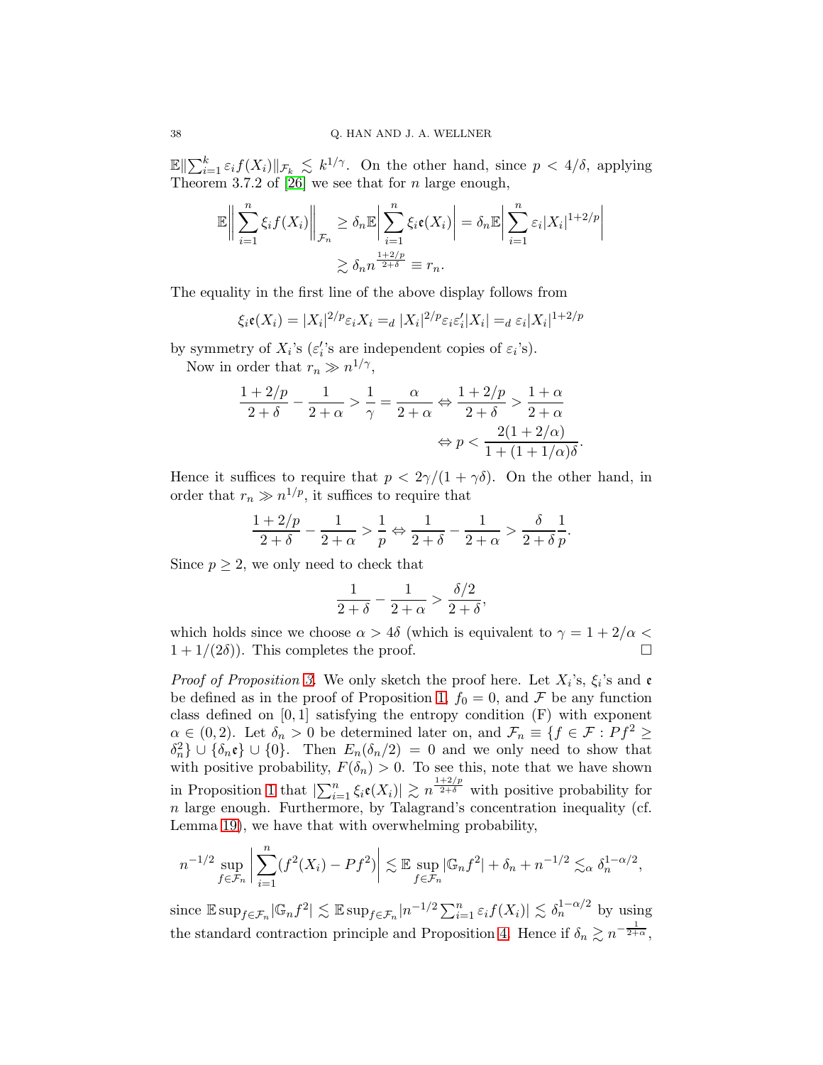$\mathbb{E}\|\sum_{i=1}^k \varepsilon_i f(X_i)\|_{\mathcal{F}_k} \lesssim k^{1/\gamma}$. On the other hand, since $p < 4/\delta$, applying Theorem 3.7.2 of [26] we see that for $n$ large enough,

$$\mathbb{E}\bigg\|\sum_{i=1}^n \xi_i f(X_i)\bigg\|_{\mathcal{F}_n} \geq \delta_n \mathbb{E}\bigg|\sum_{i=1}^n \xi_i \mathfrak{e}(X_i)\bigg| = \delta_n \mathbb{E}\bigg|\sum_{i=1}^n \varepsilon_i |X_i|^{1+2/p}\bigg|$$
$$\gtrsim \delta_n n^{\frac{1+2/p}{2+\delta}} \equiv r_n.$$

The equality in the first line of the above display follows from

$$\xi_i \mathfrak{e}(X_i) = |X_i|^{2/p}\varepsilon_i X_i =_d |X_i|^{2/p}\varepsilon_i\varepsilon_i'|X_i| =_d \varepsilon_i |X_i|^{1+2/p}$$

by symmetry of $X_i$'s ($\varepsilon_i'$'s are independent copies of $\varepsilon_i$'s).

Now in order that $r_n \gg n^{1/\gamma}$,

$$\frac{1+2/p}{2+\delta} - \frac{1}{2+\alpha} > \frac{1}{\gamma} = \frac{\alpha}{2+\alpha} \Leftrightarrow \frac{1+2/p}{2+\delta} > \frac{1+\alpha}{2+\alpha}$$
$$\Leftrightarrow p < \frac{2(1+2/\alpha)}{1+(1+1/\alpha)\delta}.$$

Hence it suffices to require that $p < 2\gamma/(1+\gamma\delta)$. On the other hand, in order that $r_n \gg n^{1/p}$, it suffices to require that

$$\frac{1+2/p}{2+\delta} - \frac{1}{2+\alpha} > \frac{1}{p} \Leftrightarrow \frac{1}{2+\delta} - \frac{1}{2+\alpha} > \frac{\delta}{2+\delta}\frac{1}{p}.$$

Since $p \geq 2$, we only need to check that

$$\frac{1}{2+\delta} - \frac{1}{2+\alpha} > \frac{\delta/2}{2+\delta},$$

which holds since we choose $\alpha > 4\delta$ (which is equivalent to $\gamma = 1 + 2/\alpha < 1 + 1/(2\delta)$). This completes the proof. $\square$

*Proof of Proposition 3.* We only sketch the proof here. Let $X_i$'s, $\xi_i$'s and $\mathfrak{e}$ be defined as in the proof of Proposition 1, $f_0 = 0$, and $\mathcal{F}$ be any function class defined on $[0,1]$ satisfying the entropy condition (F) with exponent $\alpha \in (0,2)$. Let $\delta_n > 0$ be determined later on, and $\mathcal{F}_n \equiv \{f \in \mathcal{F} : Pf^2 \geq \delta_n^2\} \cup \{\delta_n \mathfrak{e}\} \cup \{0\}$. Then $E_n(\delta_n/2) = 0$ and we only need to show that with positive probability, $F(\delta_n) > 0$. To see this, note that we have shown in Proposition 1 that $|\sum_{i=1}^n \xi_i \mathfrak{e}(X_i)| \gtrsim n^{\frac{1+2/p}{2+\delta}}$ with positive probability for $n$ large enough. Furthermore, by Talagrand's concentration inequality (cf. Lemma 19), we have that with overwhelming probability,

$$n^{-1/2}\sup_{f\in\mathcal{F}_n}\bigg|\sum_{i=1}^n (f^2(X_i) - Pf^2)\bigg| \lesssim \mathbb{E}\sup_{f\in\mathcal{F}_n}|\mathbb{G}_n f^2| + \delta_n + n^{-1/2} \lesssim_\alpha \delta_n^{1-\alpha/2},$$

since $\mathbb{E}\sup_{f\in\mathcal{F}_n}|\mathbb{G}_n f^2| \lesssim \mathbb{E}\sup_{f\in\mathcal{F}_n}|n^{-1/2}\sum_{i=1}^n \varepsilon_i f(X_i)| \lesssim \delta_n^{1-\alpha/2}$ by using the standard contraction principle and Proposition 4. Hence if $\delta_n \gtrsim n^{-\frac{1}{2+\alpha}}$,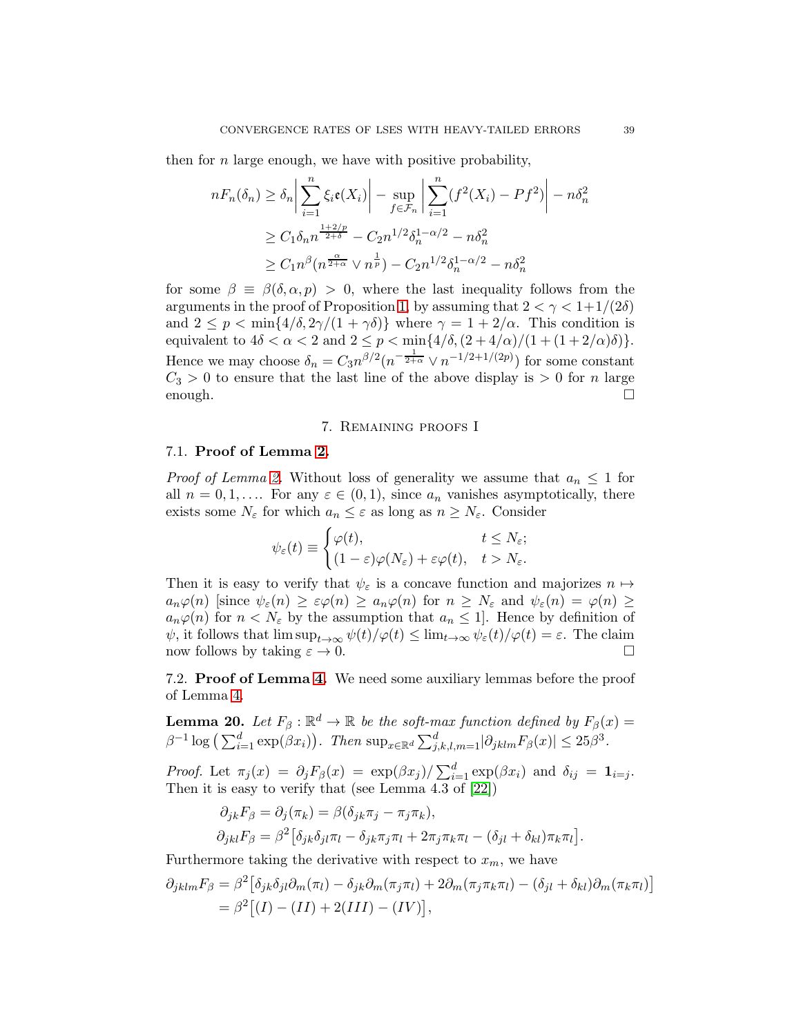then for $n$ large enough, we have with positive probability,

$$
\begin{aligned}
nF_n(\delta_n) &\geq \delta_n \bigg|\sum_{i=1}^n \xi_i \mathfrak{e}(X_i)\bigg| - \sup_{f\in\mathcal{F}_n}\bigg|\sum_{i=1}^n (f^2(X_i)-Pf^2)\bigg| - n\delta_n^2 \\
&\geq C_1\delta_n n^{\frac{1+2/p}{2+\delta}} - C_2 n^{1/2}\delta_n^{1-\alpha/2} - n\delta_n^2 \\
&\geq C_1 n^{\beta}(n^{\frac{\alpha}{2+\alpha}} \vee n^{\frac{1}{p}}) - C_2 n^{1/2}\delta_n^{1-\alpha/2} - n\delta_n^2
\end{aligned}
$$

for some $\beta \equiv \beta(\delta,\alpha,p) > 0$, where the last inequality follows from the arguments in the proof of Proposition 1, by assuming that $2 < \gamma < 1+1/(2\delta)$ and $2 \leq p < \min\{4/\delta, 2\gamma/(1+\gamma\delta)\}$ where $\gamma = 1+2/\alpha$. This condition is equivalent to $4\delta < \alpha < 2$ and $2 \leq p < \min\{4/\delta, (2+4/\alpha)/(1+(1+2/\alpha)\delta)\}$. Hence we may choose $\delta_n = C_3 n^{\beta/2}(n^{-\frac{1}{2+\alpha}} \vee n^{-1/2+1/(2p)})$ for some constant $C_3 > 0$ to ensure that the last line of the above display is $> 0$ for $n$ large enough. □

## 7. Remaining proofs I

### 7.1. Proof of Lemma 2.

*Proof of Lemma 2.* Without loss of generality we assume that $a_n \leq 1$ for all $n = 0, 1, \ldots$. For any $\varepsilon \in (0,1)$, since $a_n$ vanishes asymptotically, there exists some $N_\varepsilon$ for which $a_n \leq \varepsilon$ as long as $n \geq N_\varepsilon$. Consider

$$
\psi_\varepsilon(t) \equiv \begin{cases} \varphi(t), & t \leq N_\varepsilon; \\ (1-\varepsilon)\varphi(N_\varepsilon) + \varepsilon\varphi(t), & t > N_\varepsilon. \end{cases}
$$

Then it is easy to verify that $\psi_\varepsilon$ is a concave function and majorizes $n \mapsto a_n\varphi(n)$ [since $\psi_\varepsilon(n) \geq \varepsilon\varphi(n) \geq a_n\varphi(n)$ for $n \geq N_\varepsilon$ and $\psi_\varepsilon(n) = \varphi(n) \geq a_n\varphi(n)$ for $n < N_\varepsilon$ by the assumption that $a_n \leq 1$]. Hence by definition of $\psi$, it follows that $\limsup_{t\to\infty}\psi(t)/\varphi(t) \leq \lim_{t\to\infty}\psi_\varepsilon(t)/\varphi(t) = \varepsilon$. The claim now follows by taking $\varepsilon \to 0$. □

### 7.2. Proof of Lemma 4.

We need some auxiliary lemmas before the proof of Lemma 4.

**Lemma 20.** *Let $F_\beta : \mathbb{R}^d \to \mathbb{R}$ be the soft-max function defined by $F_\beta(x) = \beta^{-1}\log\big(\sum_{i=1}^d \exp(\beta x_i)\big)$. Then $\sup_{x\in\mathbb{R}^d}\sum_{j,k,l,m=1}^d |\partial_{jklm}F_\beta(x)| \leq 25\beta^3$.*

*Proof.* Let $\pi_j(x) = \partial_j F_\beta(x) = \exp(\beta x_j)/\sum_{i=1}^d \exp(\beta x_i)$ and $\delta_{ij} = \mathbf{1}_{i=j}$. Then it is easy to verify that (see Lemma 4.3 of [22])

$$
\begin{aligned}
&\partial_{jk}F_\beta = \partial_j(\pi_k) = \beta(\delta_{jk}\pi_j - \pi_j\pi_k), \\
&\partial_{jkl}F_\beta = \beta^2\big[\delta_{jk}\delta_{jl}\pi_l - \delta_{jk}\pi_j\pi_l + 2\pi_j\pi_k\pi_l - (\delta_{jl}+\delta_{kl})\pi_k\pi_l\big].
\end{aligned}
$$

Furthermore taking the derivative with respect to $x_m$, we have

$$
\begin{aligned}
\partial_{jklm}F_\beta &= \beta^2\big[\delta_{jk}\delta_{jl}\partial_m(\pi_l) - \delta_{jk}\partial_m(\pi_j\pi_l) + 2\partial_m(\pi_j\pi_k\pi_l) - (\delta_{jl}+\delta_{kl})\partial_m(\pi_k\pi_l)\big] \\
&= \beta^2\big[(I) - (II) + 2(III) - (IV)\big],
\end{aligned}
$$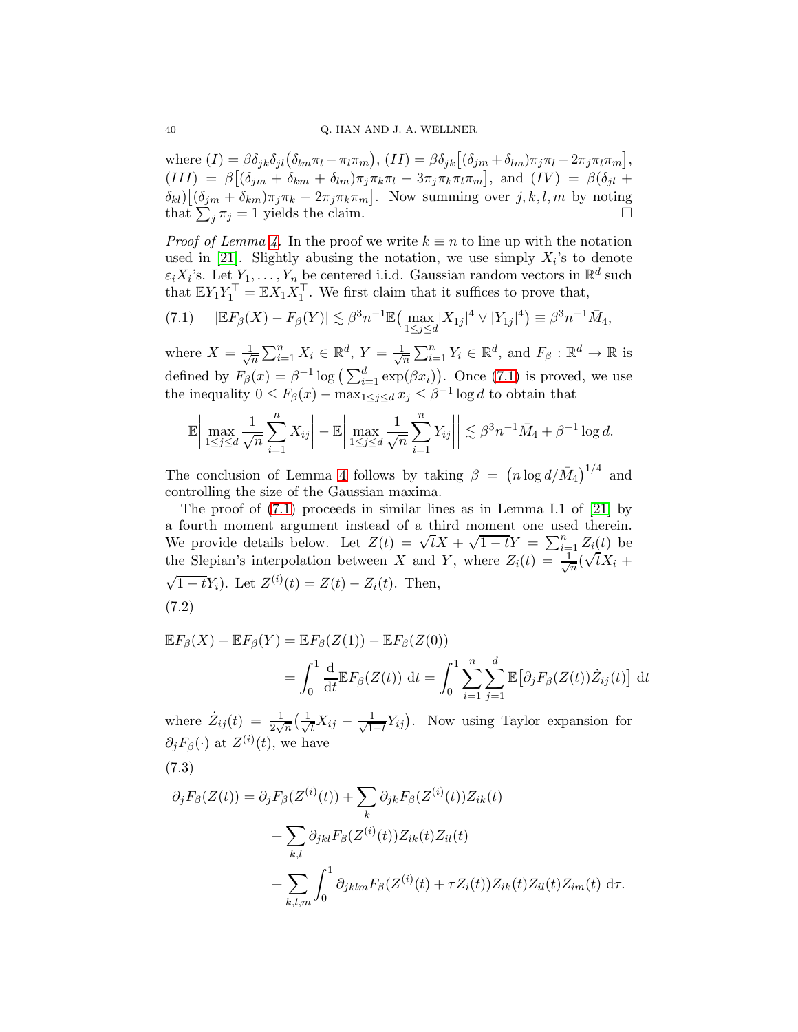where $(I) = \beta\delta_{jk}\delta_{jl}\big(\delta_{lm}\pi_l - \pi_l\pi_m\big)$, $(II) = \beta\delta_{jk}\big[(\delta_{jm}+\delta_{lm})\pi_j\pi_l - 2\pi_j\pi_l\pi_m\big]$, $(III) = \beta\big[(\delta_{jm}+\delta_{km}+\delta_{lm})\pi_j\pi_k\pi_l - 3\pi_j\pi_k\pi_l\pi_m\big]$, and $(IV) = \beta(\delta_{jl}+\delta_{kl})\big[(\delta_{jm}+\delta_{km})\pi_j\pi_k - 2\pi_j\pi_k\pi_m\big]$. Now summing over $j,k,l,m$ by noting that $\sum_j \pi_j = 1$ yields the claim. □

*Proof of Lemma 4.* In the proof we write $k \equiv n$ to line up with the notation used in [21]. Slightly abusing the notation, we use simply $X_i$'s to denote $\varepsilon_i X_i$'s. Let $Y_1,\ldots,Y_n$ be centered i.i.d. Gaussian random vectors in $\mathbb{R}^d$ such that $\mathbb{E}Y_1Y_1^\top = \mathbb{E}X_1X_1^\top$. We first claim that it suffices to prove that,

$$
|\mathbb{E}F_\beta(X) - F_\beta(Y)| \lesssim \beta^3 n^{-1}\mathbb{E}\big(\max_{1\le j\le d}|X_{1j}|^4 \vee |Y_{1j}|^4\big) \equiv \beta^3 n^{-1}\bar{M}_4, \tag{7.1}
$$

where $X = \frac{1}{\sqrt{n}}\sum_{i=1}^n X_i \in \mathbb{R}^d$, $Y = \frac{1}{\sqrt{n}}\sum_{i=1}^n Y_i \in \mathbb{R}^d$, and $F_\beta : \mathbb{R}^d \to \mathbb{R}$ is defined by $F_\beta(x) = \beta^{-1}\log\big(\sum_{i=1}^d \exp(\beta x_i)\big)$. Once (7.1) is proved, we use the inequality $0 \le F_\beta(x) - \max_{1\le j\le d} x_j \le \beta^{-1}\log d$ to obtain that

$$
\left|\mathbb{E}\left|\max_{1\le j\le d}\frac{1}{\sqrt{n}}\sum_{i=1}^n X_{ij}\right| - \mathbb{E}\left|\max_{1\le j\le d}\frac{1}{\sqrt{n}}\sum_{i=1}^n Y_{ij}\right|\right| \lesssim \beta^3 n^{-1}\bar{M}_4 + \beta^{-1}\log d.
$$

The conclusion of Lemma 4 follows by taking $\beta = \big(n\log d/\bar{M}_4\big)^{1/4}$ and controlling the size of the Gaussian maxima.

The proof of (7.1) proceeds in similar lines as in Lemma I.1 of [21] by a fourth moment argument instead of a third moment one used therein. We provide details below. Let $Z(t) = \sqrt{t}X + \sqrt{1-t}Y = \sum_{i=1}^n Z_i(t)$ be the Slepian's interpolation between $X$ and $Y$, where $Z_i(t) = \frac{1}{\sqrt{n}}(\sqrt{t}X_i + \sqrt{1-t}Y_i)$. Let $Z^{(i)}(t) = Z(t) - Z_i(t)$. Then,

(7.2)

$$
\begin{aligned}
\mathbb{E}F_\beta(X) - \mathbb{E}F_\beta(Y) &= \mathbb{E}F_\beta(Z(1)) - \mathbb{E}F_\beta(Z(0)) \\
&= \int_0^1 \frac{\mathrm{d}}{\mathrm{d}t}\mathbb{E}F_\beta(Z(t))\ \mathrm{d}t = \int_0^1 \sum_{i=1}^n\sum_{j=1}^d \mathbb{E}\big[\partial_j F_\beta(Z(t))\dot{Z}_{ij}(t)\big]\ \mathrm{d}t
\end{aligned}
$$

where $\dot{Z}_{ij}(t) = \frac{1}{2\sqrt{n}}\big(\frac{1}{\sqrt{t}}X_{ij} - \frac{1}{\sqrt{1-t}}Y_{ij}\big)$. Now using Taylor expansion for $\partial_j F_\beta(\cdot)$ at $Z^{(i)}(t)$, we have

(7.3)

$$
\begin{aligned}
\partial_j F_\beta(Z(t)) &= \partial_j F_\beta(Z^{(i)}(t)) + \sum_k \partial_{jk}F_\beta(Z^{(i)}(t))Z_{ik}(t) \\
&\quad + \sum_{k,l}\partial_{jkl}F_\beta(Z^{(i)}(t))Z_{ik}(t)Z_{il}(t) \\
&\quad + \sum_{k,l,m}\int_0^1 \partial_{jklm}F_\beta(Z^{(i)}(t) + \tau Z_i(t))Z_{ik}(t)Z_{il}(t)Z_{im}(t)\ \mathrm{d}\tau.
\end{aligned}
$$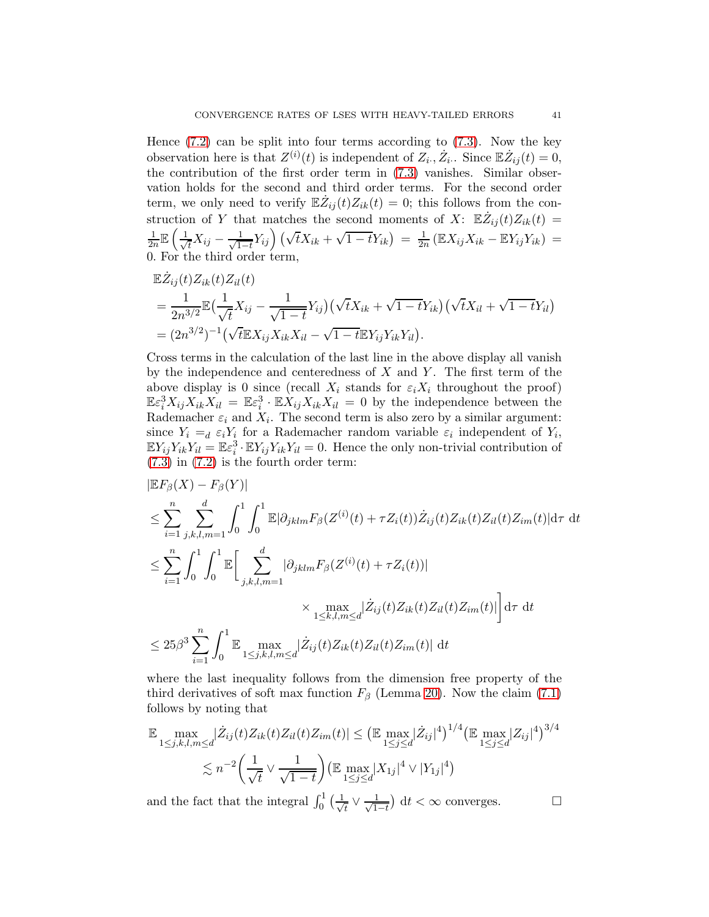Hence (7.2) can be split into four terms according to (7.3). Now the key observation here is that $Z^{(i)}(t)$ is independent of $Z_{i\cdot}, \dot{Z}_{i\cdot}$. Since $\mathbb{E}\dot{Z}_{ij}(t) = 0$, the contribution of the first order term in (7.3) vanishes. Similar observation holds for the second and third order terms. For the second order term, we only need to verify $\mathbb{E}\dot{Z}_{ij}(t)Z_{ik}(t) = 0$; this follows from the construction of $Y$ that matches the second moments of $X$: $\mathbb{E}\dot{Z}_{ij}(t)Z_{ik}(t) = \frac{1}{2n}\mathbb{E}\left(\frac{1}{\sqrt{t}}X_{ij} - \frac{1}{\sqrt{1-t}}Y_{ij}\right)\left(\sqrt{t}X_{ik} + \sqrt{1-t}Y_{ik}\right) = \frac{1}{2n}\left(\mathbb{E}X_{ij}X_{ik} - \mathbb{E}Y_{ij}Y_{ik}\right) = 0$. For the third order term,

$$
\begin{aligned}
&\mathbb{E}\dot{Z}_{ij}(t)Z_{ik}(t)Z_{il}(t) \\
&= \frac{1}{2n^{3/2}}\mathbb{E}\big(\frac{1}{\sqrt{t}}X_{ij} - \frac{1}{\sqrt{1-t}}Y_{ij}\big)\big(\sqrt{t}X_{ik} + \sqrt{1-t}Y_{ik}\big)\big(\sqrt{t}X_{il} + \sqrt{1-t}Y_{il}\big) \\
&= (2n^{3/2})^{-1}\big(\sqrt{t}\mathbb{E}X_{ij}X_{ik}X_{il} - \sqrt{1-t}\mathbb{E}Y_{ij}Y_{ik}Y_{il}\big).
\end{aligned}
$$

Cross terms in the calculation of the last line in the above display all vanish by the independence and centeredness of $X$ and $Y$. The first term of the above display is 0 since (recall $X_i$ stands for $\varepsilon_i X_i$ throughout the proof) $\mathbb{E}\varepsilon_i^3 X_{ij}X_{ik}X_{il} = \mathbb{E}\varepsilon_i^3 \cdot \mathbb{E}X_{ij}X_{ik}X_{il} = 0$ by the independence between the Rademacher $\varepsilon_i$ and $X_i$. The second term is also zero by a similar argument: since $Y_i =_d \varepsilon_i Y_i$ for a Rademacher random variable $\varepsilon_i$ independent of $Y_i$, $\mathbb{E}Y_{ij}Y_{ik}Y_{il} = \mathbb{E}\varepsilon_i^3 \cdot \mathbb{E}Y_{ij}Y_{ik}Y_{il} = 0$. Hence the only non-trivial contribution of (7.3) in (7.2) is the fourth order term:

$$
\begin{aligned}
&|\mathbb{E}F_\beta(X) - F_\beta(Y)| \\
&\leq \sum_{i=1}^n \sum_{j,k,l,m=1}^d \int_0^1 \int_0^1 \mathbb{E}|\partial_{jklm}F_\beta(Z^{(i)}(t) + \tau Z_i(t))\dot{Z}_{ij}(t)Z_{ik}(t)Z_{il}(t)Z_{im}(t)|\mathrm{d}\tau\ \mathrm{d}t \\
&\leq \sum_{i=1}^n \int_0^1 \int_0^1 \mathbb{E}\bigg[\sum_{j,k,l,m=1}^d |\partial_{jklm}F_\beta(Z^{(i)}(t) + \tau Z_i(t))| \\
&\qquad\qquad\qquad \times \max_{1\leq k,l,m\leq d}|\dot{Z}_{ij}(t)Z_{ik}(t)Z_{il}(t)Z_{im}(t)|\bigg]\mathrm{d}\tau\ \mathrm{d}t \\
&\leq 25\beta^3 \sum_{i=1}^n \int_0^1 \mathbb{E}\max_{1\leq j,k,l,m\leq d}|\dot{Z}_{ij}(t)Z_{ik}(t)Z_{il}(t)Z_{im}(t)|\ \mathrm{d}t
\end{aligned}
$$

where the last inequality follows from the dimension free property of the third derivatives of soft max function $F_\beta$ (Lemma 20). Now the claim (7.1) follows by noting that

$$
\begin{aligned}
\mathbb{E}\max_{1\leq j,k,l,m\leq d}|\dot{Z}_{ij}(t)Z_{ik}(t)Z_{il}(t)Z_{im}(t)| &\leq \big(\mathbb{E}\max_{1\leq j\leq d}|\dot{Z}_{ij}|^4\big)^{1/4}\big(\mathbb{E}\max_{1\leq j\leq d}|Z_{ij}|^4\big)^{3/4} \\
&\lesssim n^{-2}\bigg(\frac{1}{\sqrt{t}} \vee \frac{1}{\sqrt{1-t}}\bigg)\big(\mathbb{E}\max_{1\leq j\leq d}|X_{1j}|^4 \vee |Y_{1j}|^4\big)
\end{aligned}
$$

and the fact that the integral $\int_0^1\left(\frac{1}{\sqrt{t}} \vee \frac{1}{\sqrt{1-t}}\right)\mathrm{d}t < \infty$ converges. □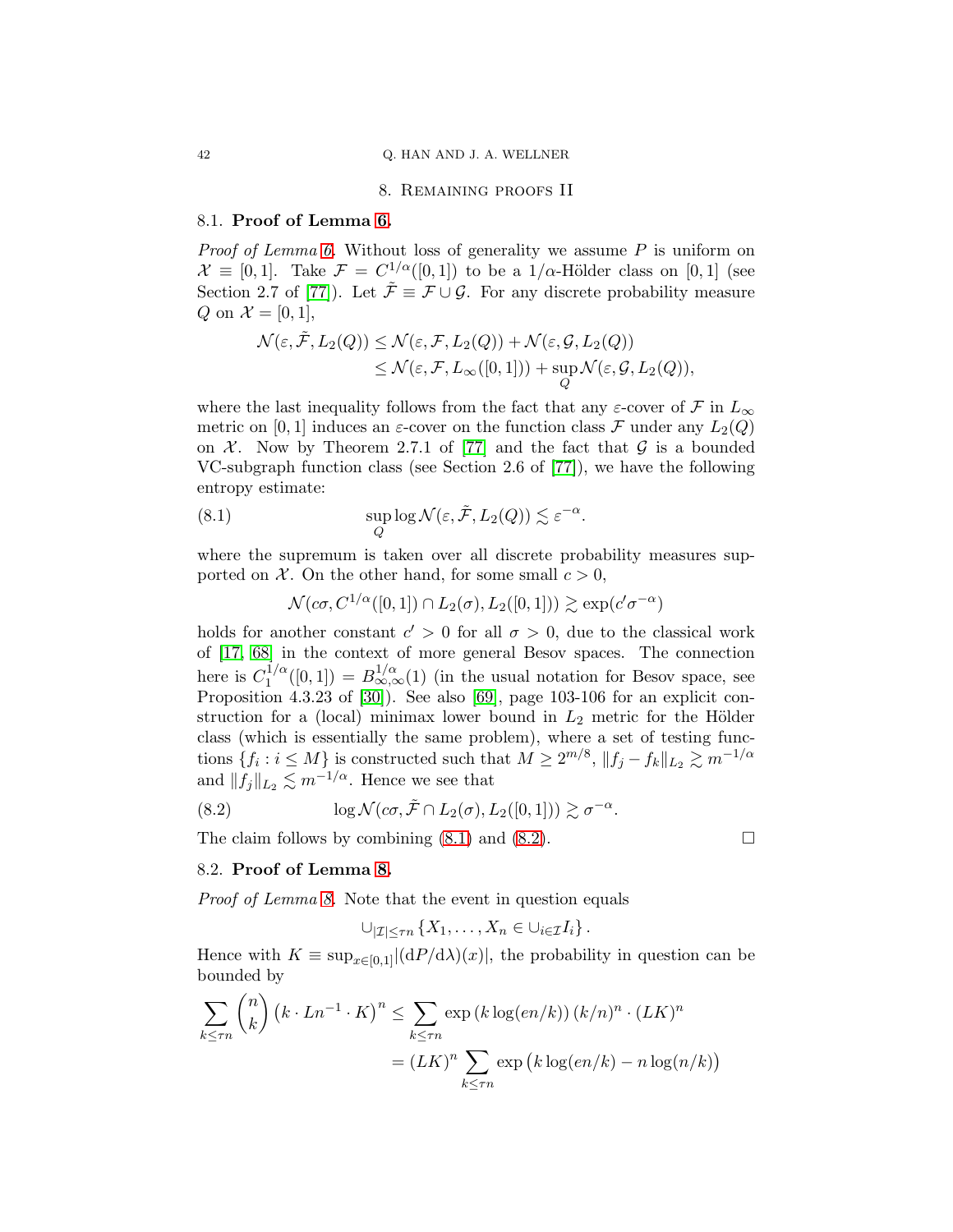## 8. Remaining proofs II

### 8.1. Proof of Lemma 6.

*Proof of Lemma 6.* Without loss of generality we assume $P$ is uniform on $\mathcal{X} \equiv [0,1]$. Take $\mathcal{F} = C^{1/\alpha}([0,1])$ to be a $1/\alpha$-Hölder class on $[0,1]$ (see Section 2.7 of [77]). Let $\tilde{\mathcal{F}} \equiv \mathcal{F} \cup \mathcal{G}$. For any discrete probability measure $Q$ on $\mathcal{X} = [0,1]$,

$$
\begin{aligned}
\mathcal{N}(\varepsilon, \tilde{\mathcal{F}}, L_2(Q)) &\leq \mathcal{N}(\varepsilon, \mathcal{F}, L_2(Q)) + \mathcal{N}(\varepsilon, \mathcal{G}, L_2(Q)) \\
&\leq \mathcal{N}(\varepsilon, \mathcal{F}, L_\infty([0,1])) + \sup_Q \mathcal{N}(\varepsilon, \mathcal{G}, L_2(Q)),
\end{aligned}
$$

where the last inequality follows from the fact that any $\varepsilon$-cover of $\mathcal{F}$ in $L_\infty$ metric on $[0,1]$ induces an $\varepsilon$-cover on the function class $\mathcal{F}$ under any $L_2(Q)$ on $\mathcal{X}$. Now by Theorem 2.7.1 of [77] and the fact that $\mathcal{G}$ is a bounded VC-subgraph function class (see Section 2.6 of [77]), we have the following entropy estimate:

$$
\sup_Q \log \mathcal{N}(\varepsilon, \tilde{\mathcal{F}}, L_2(Q)) \lesssim \varepsilon^{-\alpha}. \tag{8.1}
$$

where the supremum is taken over all discrete probability measures supported on $\mathcal{X}$. On the other hand, for some small $c > 0$,

$$
\mathcal{N}(c\sigma, C^{1/\alpha}([0,1]) \cap L_2(\sigma), L_2([0,1])) \gtrsim \exp(c'\sigma^{-\alpha})
$$

holds for another constant $c' > 0$ for all $\sigma > 0$, due to the classical work of [17, 68] in the context of more general Besov spaces. The connection here is $C_1^{1/\alpha}([0,1]) = B_{\infty,\infty}^{1/\alpha}(1)$ (in the usual notation for Besov space, see Proposition 4.3.23 of [30]). See also [69], page 103-106 for an explicit construction for a (local) minimax lower bound in $L_2$ metric for the Hölder class (which is essentially the same problem), where a set of testing functions $\{f_i : i \leq M\}$ is constructed such that $M \geq 2^{m/8}$, $\|f_j - f_k\|_{L_2} \gtrsim m^{-1/\alpha}$ and $\|f_j\|_{L_2} \lesssim m^{-1/\alpha}$. Hence we see that

$$
\log \mathcal{N}(c\sigma, \tilde{\mathcal{F}} \cap L_2(\sigma), L_2([0,1])) \gtrsim \sigma^{-\alpha}. \tag{8.2}
$$

The claim follows by combining (8.1) and (8.2). $\square$

### 8.2. Proof of Lemma 8.

*Proof of Lemma 8.* Note that the event in question equals

$$
\cup_{|\mathcal{I}| \leq \tau n} \{X_1, \ldots, X_n \in \cup_{i \in \mathcal{I}} I_i\}.
$$

Hence with $K \equiv \sup_{x \in [0,1]} |(\mathrm{d}P/\mathrm{d}\lambda)(x)|$, the probability in question can be bounded by

$$
\begin{aligned}
\sum_{k \leq \tau n} \binom{n}{k} \left(k \cdot Ln^{-1} \cdot K\right)^n &\leq \sum_{k \leq \tau n} \exp\left(k \log(en/k)\right) (k/n)^n \cdot (LK)^n \\
&= (LK)^n \sum_{k \leq \tau n} \exp\big(k \log(en/k) - n \log(n/k)\big)
\end{aligned}
$$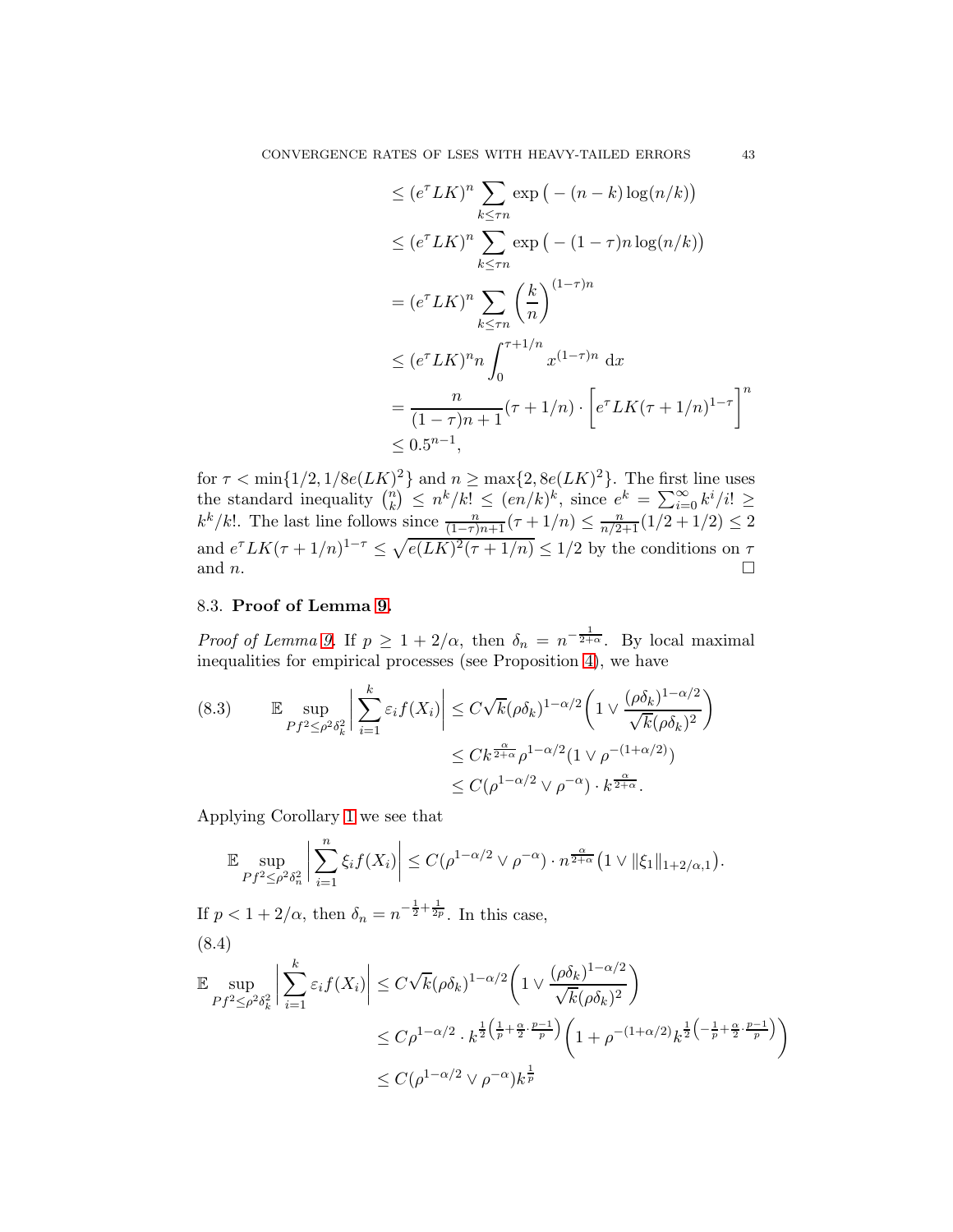$$
\begin{aligned}
&\leq (e^\tau LK)^n \sum_{k\leq \tau n} \exp\big(-(n-k)\log(n/k)\big)\\
&\leq (e^\tau LK)^n \sum_{k\leq \tau n} \exp\big(-(1-\tau)n\log(n/k)\big)\\
&= (e^\tau LK)^n \sum_{k\leq \tau n} \left(\frac{k}{n}\right)^{(1-\tau)n}\\
&\leq (e^\tau LK)^n n\int_0^{\tau+1/n} x^{(1-\tau)n}\ \mathrm{d}x\\
&= \frac{n}{(1-\tau)n+1}(\tau+1/n)\cdot\bigg[e^\tau LK(\tau+1/n)^{1-\tau}\bigg]^n\\
&\leq 0.5^{n-1},
\end{aligned}
$$

for $\tau < \min\{1/2, 1/8e(LK)^2\}$ and $n \geq \max\{2, 8e(LK)^2\}$. The first line uses the standard inequality $\binom{n}{k} \leq n^k/k! \leq (en/k)^k$, since $e^k = \sum_{i=0}^\infty k^i/i! \geq k^k/k!$. The last line follows since $\frac{n}{(1-\tau)n+1}(\tau+1/n) \leq \frac{n}{n/2+1}(1/2+1/2) \leq 2$ and $e^\tau LK(\tau+1/n)^{1-\tau} \leq \sqrt{e(LK)^2(\tau+1/n)} \leq 1/2$ by the conditions on $\tau$ and $n$. □

## 8.3. **Proof of Lemma 9.**

*Proof of Lemma 9.* If $p \geq 1+2/\alpha$, then $\delta_n = n^{-\frac{1}{2+\alpha}}$. By local maximal inequalities for empirical processes (see Proposition 4), we have

$$
\begin{aligned}
\mathbb{E}\sup_{Pf^2\leq \rho^2\delta_k^2}\bigg|\sum_{i=1}^k \varepsilon_i f(X_i)\bigg| &\leq C\sqrt{k}(\rho\delta_k)^{1-\alpha/2}\bigg(1\vee\frac{(\rho\delta_k)^{1-\alpha/2}}{\sqrt{k}(\rho\delta_k)^2}\bigg)\\
&\leq Ck^{\frac{\alpha}{2+\alpha}}\rho^{1-\alpha/2}(1\vee \rho^{-(1+\alpha/2)})\\
&\leq C(\rho^{1-\alpha/2}\vee\rho^{-\alpha})\cdot k^{\frac{\alpha}{2+\alpha}}.
\end{aligned}
\tag{8.3}
$$

Applying Corollary 1 we see that

$$
\mathbb{E}\sup_{Pf^2\leq\rho^2\delta_n^2}\bigg|\sum_{i=1}^n \xi_i f(X_i)\bigg| \leq C(\rho^{1-\alpha/2}\vee\rho^{-\alpha})\cdot n^{\frac{\alpha}{2+\alpha}}\big(1\vee\|\xi_1\|_{1+2/\alpha,1}\big).
$$

If $p < 1+2/\alpha$, then $\delta_n = n^{-\frac{1}{2}+\frac{1}{2p}}$. In this case,

$$
\begin{aligned}
\mathbb{E}\sup_{Pf^2\leq \rho^2\delta_k^2}\bigg|\sum_{i=1}^k \varepsilon_i f(X_i)\bigg| &\leq C\sqrt{k}(\rho\delta_k)^{1-\alpha/2}\bigg(1\vee\frac{(\rho\delta_k)^{1-\alpha/2}}{\sqrt{k}(\rho\delta_k)^2}\bigg)\\
&\leq C\rho^{1-\alpha/2}\cdot k^{\frac{1}{2}\left(\frac{1}{p}+\frac{\alpha}{2}\cdot\frac{p-1}{p}\right)}\bigg(1+\rho^{-(1+\alpha/2)}k^{\frac{1}{2}\left(-\frac{1}{p}+\frac{\alpha}{2}\cdot\frac{p-1}{p}\right)}\bigg)\\
&\leq C(\rho^{1-\alpha/2}\vee\rho^{-\alpha})k^{\frac{1}{p}}
\end{aligned}
\tag{8.4}
$$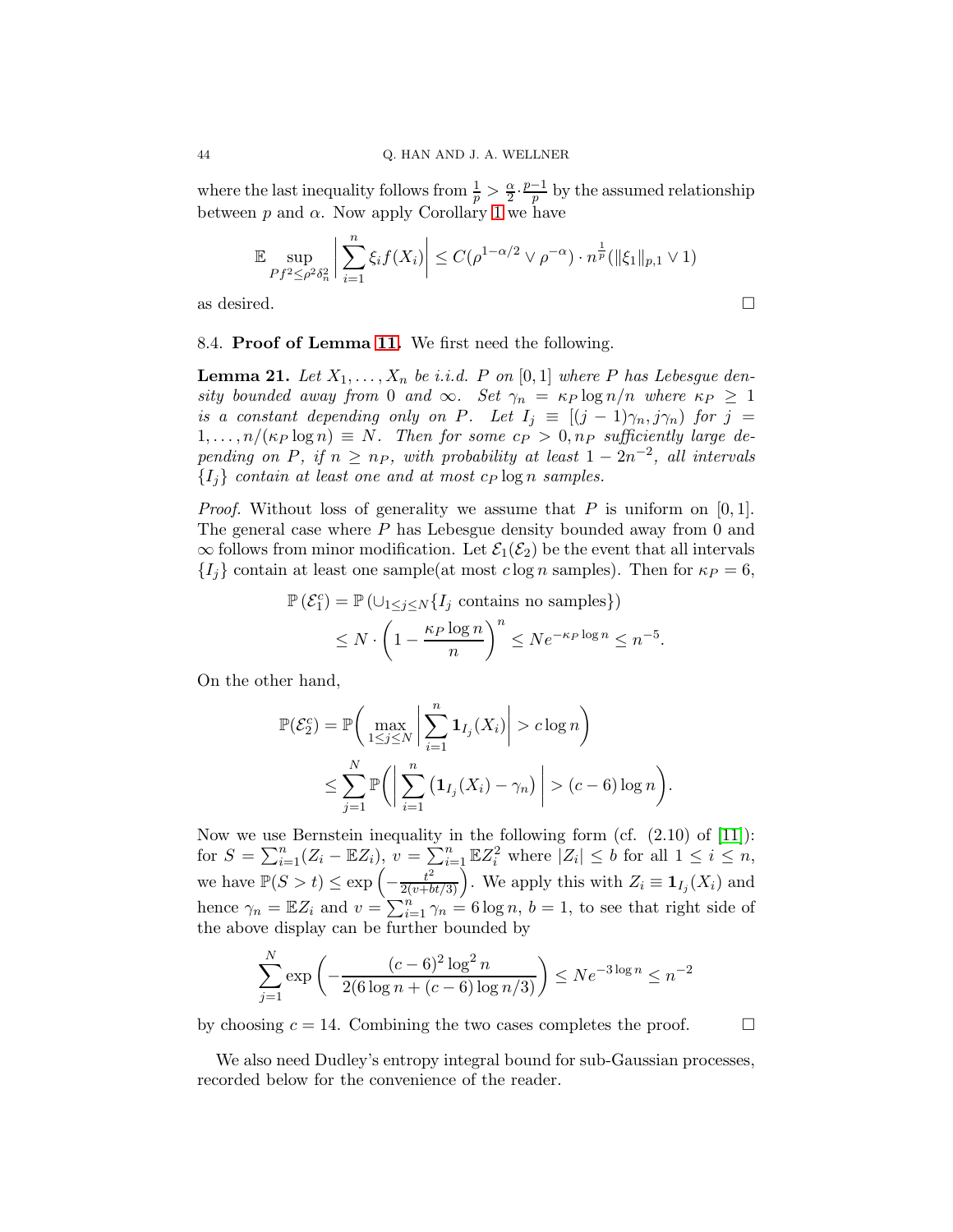where the last inequality follows from $\frac{1}{p} > \frac{\alpha}{2} \cdot \frac{p-1}{p}$ by the assumed relationship between $p$ and $\alpha$. Now apply Corollary 1 we have

$$\mathbb{E} \sup_{Pf^2 \leq \rho^2 \delta_n^2} \left| \sum_{i=1}^n \xi_i f(X_i) \right| \leq C(\rho^{1-\alpha/2} \vee \rho^{-\alpha}) \cdot n^{\frac{1}{p}} (\|\xi_1\|_{p,1} \vee 1)$$

as desired. $\square$

8.4. **Proof of Lemma 11.** We first need the following.

**Lemma 21.** *Let $X_1, \ldots, X_n$ be i.i.d. $P$ on $[0,1]$ where $P$ has Lebesgue density bounded away from 0 and $\infty$. Set $\gamma_n = \kappa_P \log n / n$ where $\kappa_P \geq 1$ is a constant depending only on $P$. Let $I_j \equiv [(j-1)\gamma_n, j\gamma_n)$ for $j = 1, \ldots, n/(\kappa_P \log n) \equiv N$. Then for some $c_P > 0, n_P$ sufficiently large depending on $P$, if $n \geq n_P$, with probability at least $1 - 2n^{-2}$, all intervals $\{I_j\}$ contain at least one and at most $c_P \log n$ samples.*

*Proof.* Without loss of generality we assume that $P$ is uniform on $[0,1]$. The general case where $P$ has Lebesgue density bounded away from 0 and $\infty$ follows from minor modification. Let $\mathcal{E}_1(\mathcal{E}_2)$ be the event that all intervals $\{I_j\}$ contain at least one sample(at most $c \log n$ samples). Then for $\kappa_P = 6$,

$$\begin{aligned}
\mathbb{P}(\mathcal{E}_1^c) &= \mathbb{P}\left(\cup_{1 \leq j \leq N} \{I_j \text{ contains no samples}\}\right) \\
&\leq N \cdot \left(1 - \frac{\kappa_P \log n}{n}\right)^n \leq N e^{-\kappa_P \log n} \leq n^{-5}.
\end{aligned}$$

On the other hand,

$$\begin{aligned}
\mathbb{P}(\mathcal{E}_2^c) &= \mathbb{P}\bigg( \max_{1 \leq j \leq N} \left| \sum_{i=1}^n \mathbf{1}_{I_j}(X_i) \right| > c \log n \bigg) \\
&\leq \sum_{j=1}^N \mathbb{P}\bigg( \left| \sum_{i=1}^n \left(\mathbf{1}_{I_j}(X_i) - \gamma_n\right) \right| > (c-6) \log n \bigg).
\end{aligned}$$

Now we use Bernstein inequality in the following form (cf. (2.10) of [11]): for $S = \sum_{i=1}^n (Z_i - \mathbb{E} Z_i)$, $v = \sum_{i=1}^n \mathbb{E} Z_i^2$ where $|Z_i| \leq b$ for all $1 \leq i \leq n$, we have $\mathbb{P}(S > t) \leq \exp\left(-\frac{t^2}{2(v + bt/3)}\right)$. We apply this with $Z_i \equiv \mathbf{1}_{I_j}(X_i)$ and hence $\gamma_n = \mathbb{E} Z_i$ and $v = \sum_{i=1}^n \gamma_n = 6 \log n$, $b = 1$, to see that right side of the above display can be further bounded by

$$\sum_{j=1}^N \exp\left( - \frac{(c-6)^2 \log^2 n}{2(6 \log n + (c-6) \log n / 3)} \right) \leq N e^{-3 \log n} \leq n^{-2}$$

by choosing $c = 14$. Combining the two cases completes the proof. $\square$

We also need Dudley's entropy integral bound for sub-Gaussian processes, recorded below for the convenience of the reader.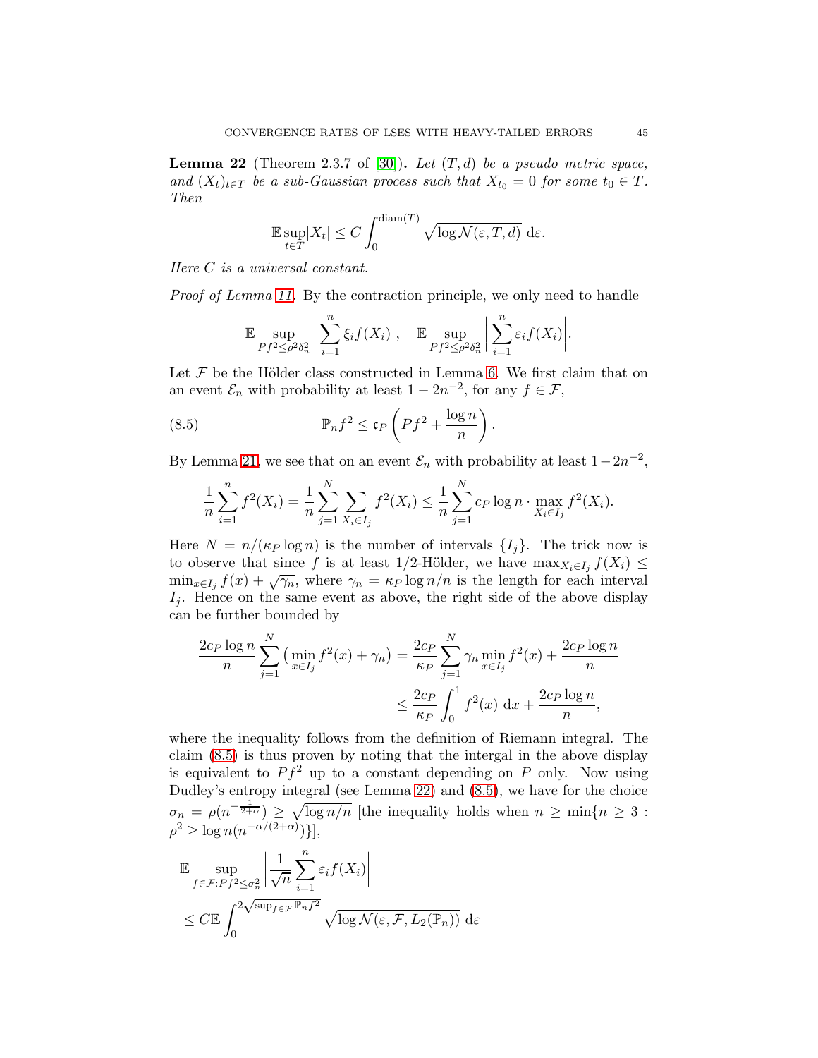**Lemma 22** (Theorem 2.3.7 of [30])**.** *Let $(T, d)$ be a pseudo metric space, and $(X_t)_{t\in T}$ be a sub-Gaussian process such that $X_{t_0} = 0$ for some $t_0 \in T$. Then*

$$\mathbb{E}\sup_{t\in T}|X_t| \leq C\int_0^{\operatorname{diam}(T)} \sqrt{\log \mathcal{N}(\varepsilon, T, d)}\ \mathrm{d}\varepsilon.$$

*Here $C$ is a universal constant.*

*Proof of Lemma 11.* By the contraction principle, we only need to handle

$$\mathbb{E}\sup_{Pf^2\leq \rho^2\delta_n^2}\left|\sum_{i=1}^n \xi_i f(X_i)\right|,\quad \mathbb{E}\sup_{Pf^2\leq \rho^2\delta_n^2}\left|\sum_{i=1}^n \varepsilon_i f(X_i)\right|.$$

Let $\mathcal{F}$ be the Hölder class constructed in Lemma 6. We first claim that on an event $\mathcal{E}_n$ with probability at least $1-2n^{-2}$, for any $f \in \mathcal{F}$,

$$\mathbb{P}_n f^2 \leq \mathfrak{c}_P\left(Pf^2 + \frac{\log n}{n}\right). \tag{8.5}$$

By Lemma 21, we see that on an event $\mathcal{E}_n$ with probability at least $1-2n^{-2}$,

$$\frac{1}{n}\sum_{i=1}^n f^2(X_i) = \frac{1}{n}\sum_{j=1}^N \sum_{X_i\in I_j} f^2(X_i) \leq \frac{1}{n}\sum_{j=1}^N c_P \log n \cdot \max_{X_i\in I_j} f^2(X_i).$$

Here $N = n/(\kappa_P \log n)$ is the number of intervals $\{I_j\}$. The trick now is to observe that since $f$ is at least $1/2$-Hölder, we have $\max_{X_i\in I_j} f(X_i) \leq \min_{x\in I_j} f(x) + \sqrt{\gamma_n}$, where $\gamma_n = \kappa_P \log n/n$ is the length for each interval $I_j$. Hence on the same event as above, the right side of the above display can be further bounded by

$$\begin{aligned}\frac{2c_P\log n}{n}\sum_{j=1}^N \big(\min_{x\in I_j} f^2(x) + \gamma_n\big) &= \frac{2c_P}{\kappa_P}\sum_{j=1}^N \gamma_n \min_{x\in I_j} f^2(x) + \frac{2c_P\log n}{n}\\ &\leq \frac{2c_P}{\kappa_P}\int_0^1 f^2(x)\ \mathrm{d}x + \frac{2c_P\log n}{n},\end{aligned}$$

where the inequality follows from the definition of Riemann integral. The claim (8.5) is thus proven by noting that the intergal in the above display is equivalent to $Pf^2$ up to a constant depending on $P$ only. Now using Dudley's entropy integral (see Lemma 22) and (8.5), we have for the choice $\sigma_n = \rho(n^{-\frac{1}{2+\alpha}}) \geq \sqrt{\log n/n}$ [the inequality holds when $n \geq \min\{n \geq 3 : \rho^2 \geq \log n (n^{-\alpha/(2+\alpha)})\}$],

$$\begin{aligned}&\mathbb{E}\sup_{f\in\mathcal{F}:Pf^2\leq\sigma_n^2}\left|\frac{1}{\sqrt{n}}\sum_{i=1}^n \varepsilon_i f(X_i)\right|\\ &\leq C\mathbb{E}\int_0^{2\sqrt{\sup_{f\in\mathcal{F}}\mathbb{P}_n f^2}} \sqrt{\log\mathcal{N}(\varepsilon,\mathcal{F},L_2(\mathbb{P}_n))}\ \mathrm{d}\varepsilon\end{aligned}$$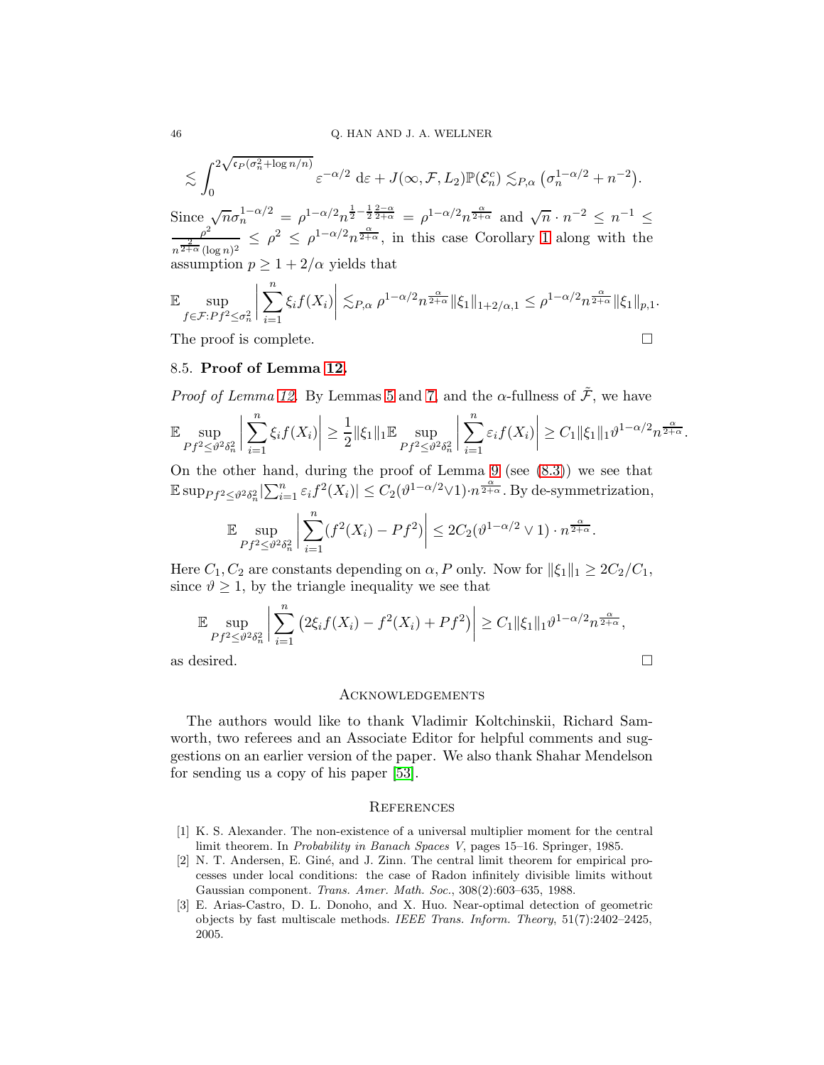$$
\lesssim \int_0^{2\sqrt{\mathfrak{c}_P(\sigma_n^2+\log n/n)}} \varepsilon^{-\alpha/2}\, \mathrm{d}\varepsilon + J(\infty,\mathcal{F},L_2)\mathbb{P}(\mathcal{E}_n^c) \lesssim_{P,\alpha} \big(\sigma_n^{1-\alpha/2}+n^{-2}\big).
$$

Since $\sqrt{n}\sigma_n^{1-\alpha/2} = \rho^{1-\alpha/2} n^{\frac{1}{2}-\frac{1}{2}\frac{2-\alpha}{2+\alpha}} = \rho^{1-\alpha/2}n^{\frac{\alpha}{2+\alpha}}$ and $\sqrt{n}\cdot n^{-2} \leq n^{-1} \leq \frac{\rho^2}{n^{\frac{2}{2+\alpha}}(\log n)^2} \leq \rho^2 \leq \rho^{1-\alpha/2}n^{\frac{\alpha}{2+\alpha}}$, in this case Corollary 1 along with the assumption $p \geq 1+2/\alpha$ yields that

$$
\mathbb{E}\sup_{f\in\mathcal{F}: Pf^2\leq \sigma_n^2}\bigg|\sum_{i=1}^n \xi_i f(X_i)\bigg| \lesssim_{P,\alpha} \rho^{1-\alpha/2}n^{\frac{\alpha}{2+\alpha}}\|\xi_1\|_{1+2/\alpha,1} \leq \rho^{1-\alpha/2}n^{\frac{\alpha}{2+\alpha}}\|\xi_1\|_{p,1}.
$$

The proof is complete. $\square$

## 8.5. **Proof of Lemma 12.**

*Proof of Lemma 12.* By Lemmas 5 and 7, and the $\alpha$-fullness of $\tilde{\mathcal{F}}$, we have

$$
\mathbb{E}\sup_{Pf^2\leq \vartheta^2\delta_n^2}\bigg|\sum_{i=1}^n \xi_i f(X_i)\bigg| \geq \frac{1}{2}\|\xi_1\|_1 \mathbb{E}\sup_{Pf^2\leq \vartheta^2\delta_n^2}\bigg|\sum_{i=1}^n \varepsilon_i f(X_i)\bigg| \geq C_1\|\xi_1\|_1\vartheta^{1-\alpha/2}n^{\frac{\alpha}{2+\alpha}}.
$$

On the other hand, during the proof of Lemma 9 (see (8.3)) we see that $\mathbb{E}\sup_{Pf^2\leq\vartheta^2\delta_n^2}|\sum_{i=1}^n \varepsilon_i f^2(X_i)| \leq C_2(\vartheta^{1-\alpha/2}\vee 1)\cdot n^{\frac{\alpha}{2+\alpha}}$. By de-symmetrization,

$$
\mathbb{E}\sup_{Pf^2\leq \vartheta^2\delta_n^2}\bigg|\sum_{i=1}^n (f^2(X_i)-Pf^2)\bigg| \leq 2C_2(\vartheta^{1-\alpha/2}\vee 1)\cdot n^{\frac{\alpha}{2+\alpha}}.
$$

Here $C_1, C_2$ are constants depending on $\alpha, P$ only. Now for $\|\xi_1\|_1 \geq 2C_2/C_1$, since $\vartheta \geq 1$, by the triangle inequality we see that

$$
\mathbb{E}\sup_{Pf^2\leq \vartheta^2\delta_n^2}\bigg|\sum_{i=1}^n \big(2\xi_i f(X_i) - f^2(X_i) + Pf^2\big)\bigg| \geq C_1\|\xi_1\|_1\vartheta^{1-\alpha/2}n^{\frac{\alpha}{2+\alpha}},
$$

as desired. $\square$

## Acknowledgements

The authors would like to thank Vladimir Koltchinskii, Richard Samworth, two referees and an Associate Editor for helpful comments and suggestions on an earlier version of the paper. We also thank Shahar Mendelson for sending us a copy of his paper [53].

## References

[1] K. S. Alexander. The non-existence of a universal multiplier moment for the central limit theorem. In *Probability in Banach Spaces V*, pages 15–16. Springer, 1985.

[2] N. T. Andersen, E. Giné, and J. Zinn. The central limit theorem for empirical processes under local conditions: the case of Radon infinitely divisible limits without Gaussian component. *Trans. Amer. Math. Soc.*, 308(2):603–635, 1988.

[3] E. Arias-Castro, D. L. Donoho, and X. Huo. Near-optimal detection of geometric objects by fast multiscale methods. *IEEE Trans. Inform. Theory*, 51(7):2402–2425, 2005.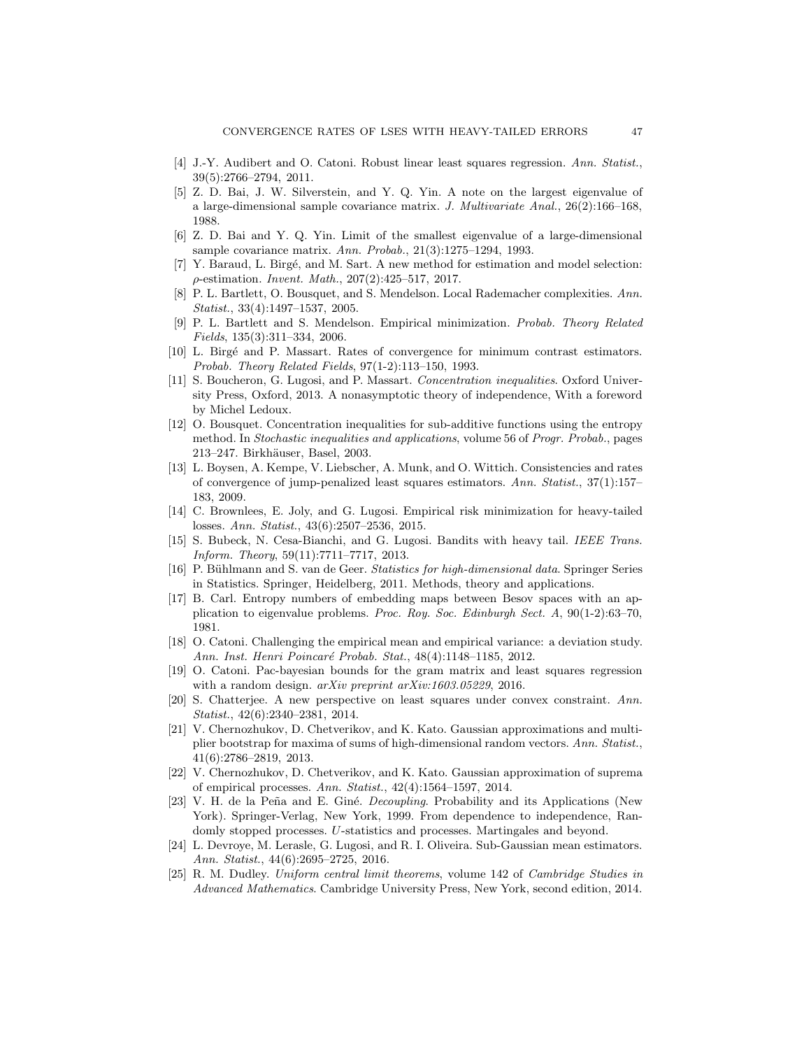[4] J.-Y. Audibert and O. Catoni. Robust linear least squares regression. *Ann. Statist.*, 39(5):2766–2794, 2011.

[5] Z. D. Bai, J. W. Silverstein, and Y. Q. Yin. A note on the largest eigenvalue of a large-dimensional sample covariance matrix. *J. Multivariate Anal.*, 26(2):166–168, 1988.

[6] Z. D. Bai and Y. Q. Yin. Limit of the smallest eigenvalue of a large-dimensional sample covariance matrix. *Ann. Probab.*, 21(3):1275–1294, 1993.

[7] Y. Baraud, L. Birgé, and M. Sart. A new method for estimation and model selection: $\rho$-estimation. *Invent. Math.*, 207(2):425–517, 2017.

[8] P. L. Bartlett, O. Bousquet, and S. Mendelson. Local Rademacher complexities. *Ann. Statist.*, 33(4):1497–1537, 2005.

[9] P. L. Bartlett and S. Mendelson. Empirical minimization. *Probab. Theory Related Fields*, 135(3):311–334, 2006.

[10] L. Birgé and P. Massart. Rates of convergence for minimum contrast estimators. *Probab. Theory Related Fields*, 97(1-2):113–150, 1993.

[11] S. Boucheron, G. Lugosi, and P. Massart. *Concentration inequalities*. Oxford University Press, Oxford, 2013. A nonasymptotic theory of independence, With a foreword by Michel Ledoux.

[12] O. Bousquet. Concentration inequalities for sub-additive functions using the entropy method. In *Stochastic inequalities and applications*, volume 56 of *Progr. Probab.*, pages 213–247. Birkhäuser, Basel, 2003.

[13] L. Boysen, A. Kempe, V. Liebscher, A. Munk, and O. Wittich. Consistencies and rates of convergence of jump-penalized least squares estimators. *Ann. Statist.*, 37(1):157–183, 2009.

[14] C. Brownlees, E. Joly, and G. Lugosi. Empirical risk minimization for heavy-tailed losses. *Ann. Statist.*, 43(6):2507–2536, 2015.

[15] S. Bubeck, N. Cesa-Bianchi, and G. Lugosi. Bandits with heavy tail. *IEEE Trans. Inform. Theory*, 59(11):7711–7717, 2013.

[16] P. Bühlmann and S. van de Geer. *Statistics for high-dimensional data*. Springer Series in Statistics. Springer, Heidelberg, 2011. Methods, theory and applications.

[17] B. Carl. Entropy numbers of embedding maps between Besov spaces with an application to eigenvalue problems. *Proc. Roy. Soc. Edinburgh Sect. A*, 90(1-2):63–70, 1981.

[18] O. Catoni. Challenging the empirical mean and empirical variance: a deviation study. *Ann. Inst. Henri Poincaré Probab. Stat.*, 48(4):1148–1185, 2012.

[19] O. Catoni. Pac-bayesian bounds for the gram matrix and least squares regression with a random design. *arXiv preprint arXiv:1603.05229*, 2016.

[20] S. Chatterjee. A new perspective on least squares under convex constraint. *Ann. Statist.*, 42(6):2340–2381, 2014.

[21] V. Chernozhukov, D. Chetverikov, and K. Kato. Gaussian approximations and multiplier bootstrap for maxima of sums of high-dimensional random vectors. *Ann. Statist.*, 41(6):2786–2819, 2013.

[22] V. Chernozhukov, D. Chetverikov, and K. Kato. Gaussian approximation of suprema of empirical processes. *Ann. Statist.*, 42(4):1564–1597, 2014.

[23] V. H. de la Peña and E. Giné. *Decoupling*. Probability and its Applications (New York). Springer-Verlag, New York, 1999. From dependence to independence, Randomly stopped processes. $U$-statistics and processes. Martingales and beyond.

[24] L. Devroye, M. Lerasle, G. Lugosi, and R. I. Oliveira. Sub-Gaussian mean estimators. *Ann. Statist.*, 44(6):2695–2725, 2016.

[25] R. M. Dudley. *Uniform central limit theorems*, volume 142 of *Cambridge Studies in Advanced Mathematics*. Cambridge University Press, New York, second edition, 2014.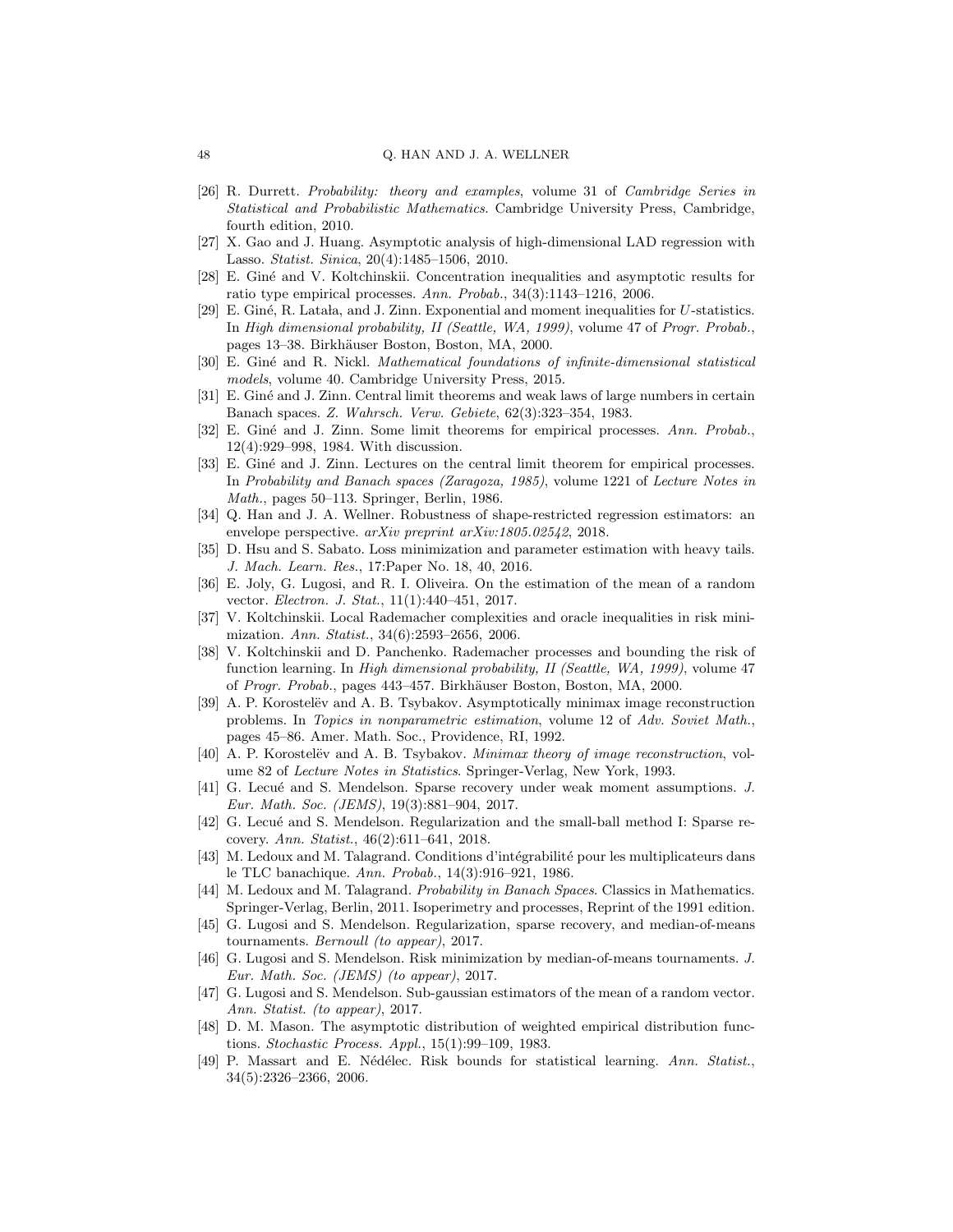[26] R. Durrett. *Probability: theory and examples*, volume 31 of *Cambridge Series in Statistical and Probabilistic Mathematics*. Cambridge University Press, Cambridge, fourth edition, 2010.

[27] X. Gao and J. Huang. Asymptotic analysis of high-dimensional LAD regression with Lasso. *Statist. Sinica*, 20(4):1485–1506, 2010.

[28] E. Giné and V. Koltchinskii. Concentration inequalities and asymptotic results for ratio type empirical processes. *Ann. Probab.*, 34(3):1143–1216, 2006.

[29] E. Giné, R. Latała, and J. Zinn. Exponential and moment inequalities for $U$-statistics. In *High dimensional probability, II (Seattle, WA, 1999)*, volume 47 of *Progr. Probab.*, pages 13–38. Birkhäuser Boston, Boston, MA, 2000.

[30] E. Giné and R. Nickl. *Mathematical foundations of infinite-dimensional statistical models*, volume 40. Cambridge University Press, 2015.

[31] E. Giné and J. Zinn. Central limit theorems and weak laws of large numbers in certain Banach spaces. *Z. Wahrsch. Verw. Gebiete*, 62(3):323–354, 1983.

[32] E. Giné and J. Zinn. Some limit theorems for empirical processes. *Ann. Probab.*, 12(4):929–998, 1984. With discussion.

[33] E. Giné and J. Zinn. Lectures on the central limit theorem for empirical processes. In *Probability and Banach spaces (Zaragoza, 1985)*, volume 1221 of *Lecture Notes in Math.*, pages 50–113. Springer, Berlin, 1986.

[34] Q. Han and J. A. Wellner. Robustness of shape-restricted regression estimators: an envelope perspective. *arXiv preprint arXiv:1805.02542*, 2018.

[35] D. Hsu and S. Sabato. Loss minimization and parameter estimation with heavy tails. *J. Mach. Learn. Res.*, 17:Paper No. 18, 40, 2016.

[36] E. Joly, G. Lugosi, and R. I. Oliveira. On the estimation of the mean of a random vector. *Electron. J. Stat.*, 11(1):440–451, 2017.

[37] V. Koltchinskii. Local Rademacher complexities and oracle inequalities in risk minimization. *Ann. Statist.*, 34(6):2593–2656, 2006.

[38] V. Koltchinskii and D. Panchenko. Rademacher processes and bounding the risk of function learning. In *High dimensional probability, II (Seattle, WA, 1999)*, volume 47 of *Progr. Probab.*, pages 443–457. Birkhäuser Boston, Boston, MA, 2000.

[39] A. P. Korostelëv and A. B. Tsybakov. Asymptotically minimax image reconstruction problems. In *Topics in nonparametric estimation*, volume 12 of *Adv. Soviet Math.*, pages 45–86. Amer. Math. Soc., Providence, RI, 1992.

[40] A. P. Korostelëv and A. B. Tsybakov. *Minimax theory of image reconstruction*, volume 82 of *Lecture Notes in Statistics*. Springer-Verlag, New York, 1993.

[41] G. Lecué and S. Mendelson. Sparse recovery under weak moment assumptions. *J. Eur. Math. Soc. (JEMS)*, 19(3):881–904, 2017.

[42] G. Lecué and S. Mendelson. Regularization and the small-ball method I: Sparse recovery. *Ann. Statist.*, 46(2):611–641, 2018.

[43] M. Ledoux and M. Talagrand. Conditions d'intégrabilité pour les multiplicateurs dans le TLC banachique. *Ann. Probab.*, 14(3):916–921, 1986.

[44] M. Ledoux and M. Talagrand. *Probability in Banach Spaces*. Classics in Mathematics. Springer-Verlag, Berlin, 2011. Isoperimetry and processes, Reprint of the 1991 edition.

[45] G. Lugosi and S. Mendelson. Regularization, sparse recovery, and median-of-means tournaments. *Bernoull (to appear)*, 2017.

[46] G. Lugosi and S. Mendelson. Risk minimization by median-of-means tournaments. *J. Eur. Math. Soc. (JEMS) (to appear)*, 2017.

[47] G. Lugosi and S. Mendelson. Sub-gaussian estimators of the mean of a random vector. *Ann. Statist. (to appear)*, 2017.

[48] D. M. Mason. The asymptotic distribution of weighted empirical distribution functions. *Stochastic Process. Appl.*, 15(1):99–109, 1983.

[49] P. Massart and E. Nédélec. Risk bounds for statistical learning. *Ann. Statist.*, 34(5):2326–2366, 2006.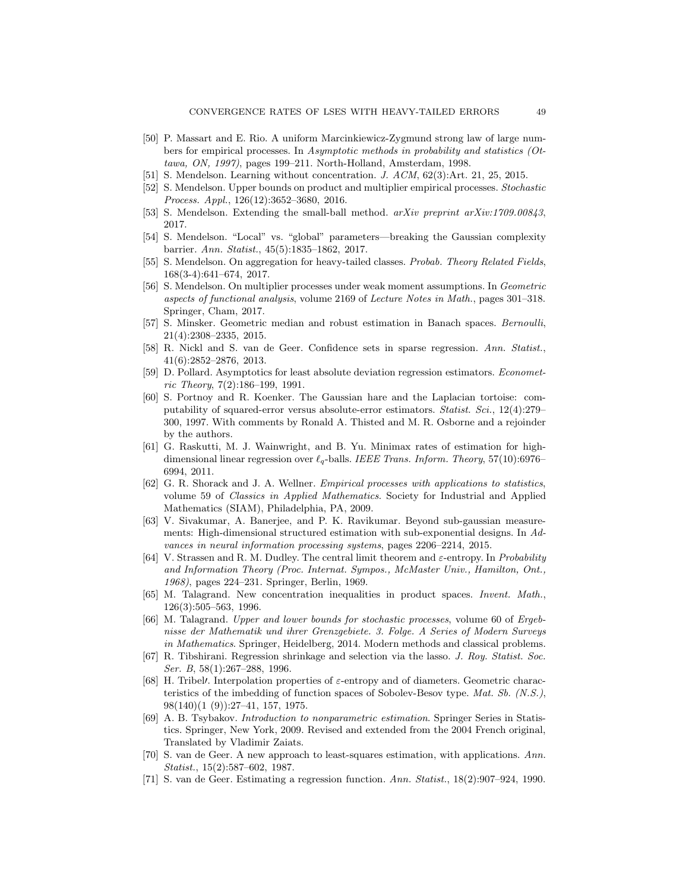[50] P. Massart and E. Rio. A uniform Marcinkiewicz-Zygmund strong law of large numbers for empirical processes. In *Asymptotic methods in probability and statistics (Ottawa, ON, 1997)*, pages 199–211. North-Holland, Amsterdam, 1998.

[51] S. Mendelson. Learning without concentration. *J. ACM*, 62(3):Art. 21, 25, 2015.

[52] S. Mendelson. Upper bounds on product and multiplier empirical processes. *Stochastic Process. Appl.*, 126(12):3652–3680, 2016.

[53] S. Mendelson. Extending the small-ball method. *arXiv preprint arXiv:1709.00843*, 2017.

[54] S. Mendelson. "Local" vs. "global" parameters—breaking the Gaussian complexity barrier. *Ann. Statist.*, 45(5):1835–1862, 2017.

[55] S. Mendelson. On aggregation for heavy-tailed classes. *Probab. Theory Related Fields*, 168(3-4):641–674, 2017.

[56] S. Mendelson. On multiplier processes under weak moment assumptions. In *Geometric aspects of functional analysis*, volume 2169 of *Lecture Notes in Math.*, pages 301–318. Springer, Cham, 2017.

[57] S. Minsker. Geometric median and robust estimation in Banach spaces. *Bernoulli*, 21(4):2308–2335, 2015.

[58] R. Nickl and S. van de Geer. Confidence sets in sparse regression. *Ann. Statist.*, 41(6):2852–2876, 2013.

[59] D. Pollard. Asymptotics for least absolute deviation regression estimators. *Econometric Theory*, 7(2):186–199, 1991.

[60] S. Portnoy and R. Koenker. The Gaussian hare and the Laplacian tortoise: computability of squared-error versus absolute-error estimators. *Statist. Sci.*, 12(4):279–300, 1997. With comments by Ronald A. Thisted and M. R. Osborne and a rejoinder by the authors.

[61] G. Raskutti, M. J. Wainwright, and B. Yu. Minimax rates of estimation for high-dimensional linear regression over $\ell_q$-balls. *IEEE Trans. Inform. Theory*, 57(10):6976–6994, 2011.

[62] G. R. Shorack and J. A. Wellner. *Empirical processes with applications to statistics*, volume 59 of *Classics in Applied Mathematics*. Society for Industrial and Applied Mathematics (SIAM), Philadelphia, PA, 2009.

[63] V. Sivakumar, A. Banerjee, and P. K. Ravikumar. Beyond sub-gaussian measurements: High-dimensional structured estimation with sub-exponential designs. In *Advances in neural information processing systems*, pages 2206–2214, 2015.

[64] V. Strassen and R. M. Dudley. The central limit theorem and $\varepsilon$-entropy. In *Probability and Information Theory (Proc. Internat. Sympos., McMaster Univ., Hamilton, Ont., 1968)*, pages 224–231. Springer, Berlin, 1969.

[65] M. Talagrand. New concentration inequalities in product spaces. *Invent. Math.*, 126(3):505–563, 1996.

[66] M. Talagrand. *Upper and lower bounds for stochastic processes*, volume 60 of *Ergebnisse der Mathematik und ihrer Grenzgebiete. 3. Folge. A Series of Modern Surveys in Mathematics*. Springer, Heidelberg, 2014. Modern methods and classical problems.

[67] R. Tibshirani. Regression shrinkage and selection via the lasso. *J. Roy. Statist. Soc. Ser. B*, 58(1):267–288, 1996.

[68] H. Tribelʹ. Interpolation properties of $\varepsilon$-entropy and of diameters. Geometric characteristics of the imbedding of function spaces of Sobolev-Besov type. *Mat. Sb. (N.S.)*, 98(140)(1 (9)):27–41, 157, 1975.

[69] A. B. Tsybakov. *Introduction to nonparametric estimation*. Springer Series in Statistics. Springer, New York, 2009. Revised and extended from the 2004 French original, Translated by Vladimir Zaiats.

[70] S. van de Geer. A new approach to least-squares estimation, with applications. *Ann. Statist.*, 15(2):587–602, 1987.

[71] S. van de Geer. Estimating a regression function. *Ann. Statist.*, 18(2):907–924, 1990.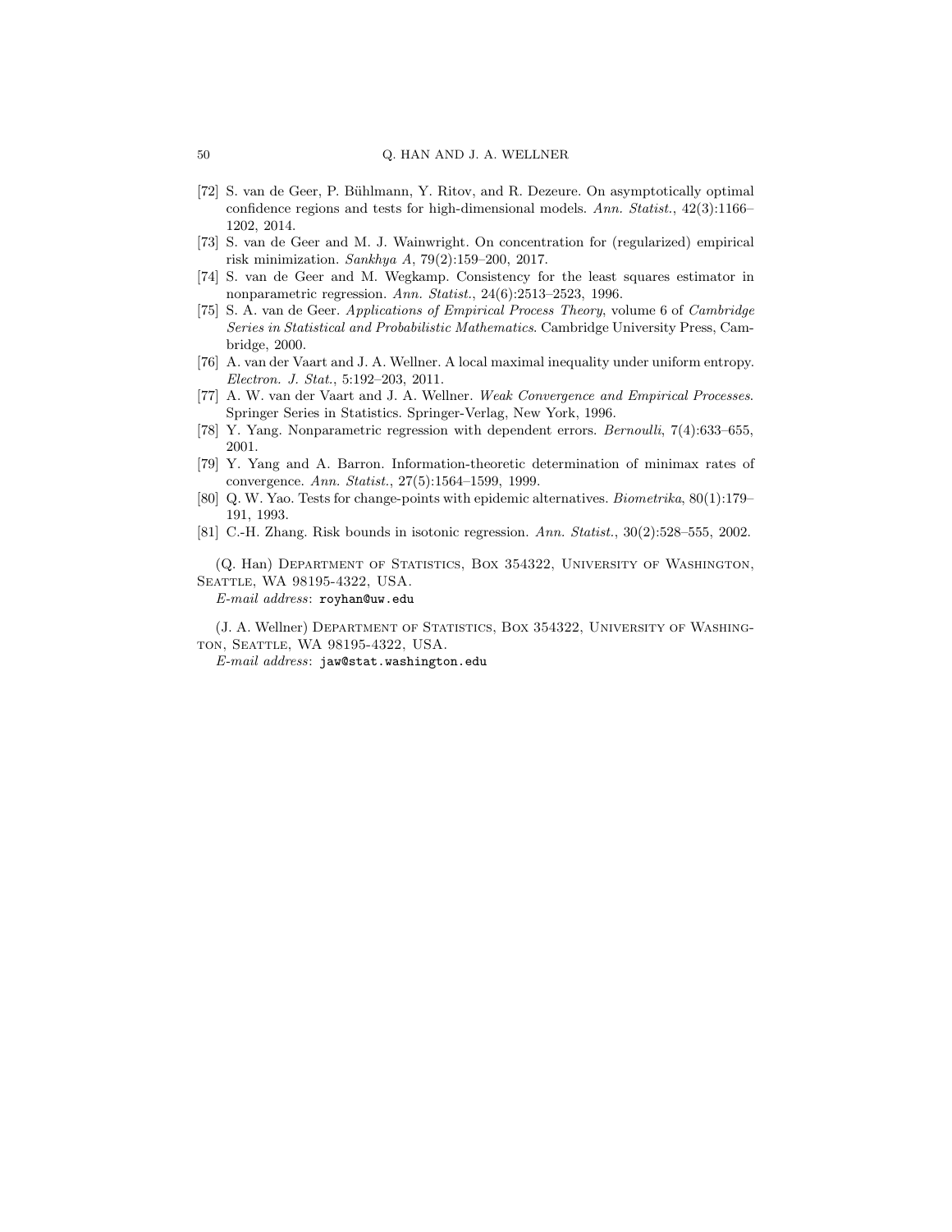[72] S. van de Geer, P. Bühlmann, Y. Ritov, and R. Dezeure. On asymptotically optimal confidence regions and tests for high-dimensional models. *Ann. Statist.*, 42(3):1166–1202, 2014.

[73] S. van de Geer and M. J. Wainwright. On concentration for (regularized) empirical risk minimization. *Sankhya A*, 79(2):159–200, 2017.

[74] S. van de Geer and M. Wegkamp. Consistency for the least squares estimator in nonparametric regression. *Ann. Statist.*, 24(6):2513–2523, 1996.

[75] S. A. van de Geer. *Applications of Empirical Process Theory*, volume 6 of *Cambridge Series in Statistical and Probabilistic Mathematics*. Cambridge University Press, Cambridge, 2000.

[76] A. van der Vaart and J. A. Wellner. A local maximal inequality under uniform entropy. *Electron. J. Stat.*, 5:192–203, 2011.

[77] A. W. van der Vaart and J. A. Wellner. *Weak Convergence and Empirical Processes*. Springer Series in Statistics. Springer-Verlag, New York, 1996.

[78] Y. Yang. Nonparametric regression with dependent errors. *Bernoulli*, 7(4):633–655, 2001.

[79] Y. Yang and A. Barron. Information-theoretic determination of minimax rates of convergence. *Ann. Statist.*, 27(5):1564–1599, 1999.

[80] Q. W. Yao. Tests for change-points with epidemic alternatives. *Biometrika*, 80(1):179–191, 1993.

[81] C.-H. Zhang. Risk bounds in isotonic regression. *Ann. Statist.*, 30(2):528–555, 2002.

(Q. Han) Department of Statistics, Box 354322, University of Washington, Seattle, WA 98195-4322, USA.

*E-mail address*: royhan@uw.edu

(J. A. Wellner) Department of Statistics, Box 354322, University of Washington, Seattle, WA 98195-4322, USA.

*E-mail address*: jaw@stat.washington.edu